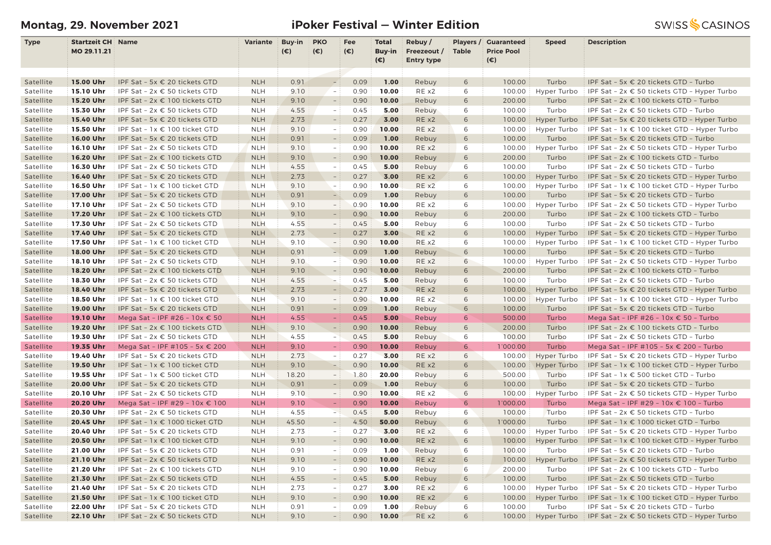Montag, 29. November 2021

# iPoker Festival — Winter Edition

SWISS CASINOS

| Type | Startzeit CH MO 29.11.21 | Name | Variante | Buy-in (€) | PKO (€) | Fee (€) | Total Buy-in (€) | Rebuy / Freezeout / Entry type | Players / Table | Guaranteed Price Pool (€) | Speed | Description |
|---|---|---|---|---|---|---|---|---|---|---|---|---|
| Satellite | **15.00 Uhr** | IPF Sat - 5x € 20 tickets GTD | NLH | 0.91 | - | 0.09 | **1.00** | Rebuy | 6 | 100.00 | Turbo | IPF Sat - 5x € 20 tickets GTD - Turbo |
| Satellite | **15.10 Uhr** | IPF Sat - 2x € 50 tickets GTD | NLH | 9.10 | - | 0.90 | **10.00** | RE x2 | 6 | 100.00 | Hyper Turbo | IPF Sat - 2x € 50 tickets GTD - Hyper Turbo |
| Satellite | **15.20 Uhr** | IPF Sat - 2x € 100 tickets GTD | NLH | 9.10 | - | 0.90 | **10.00** | Rebuy | 6 | 200.00 | Turbo | IPF Sat - 2x € 100 tickets GTD - Turbo |
| Satellite | **15.30 Uhr** | IPF Sat - 2x € 50 tickets GTD | NLH | 4.55 | - | 0.45 | **5.00** | Rebuy | 6 | 100.00 | Turbo | IPF Sat - 2x € 50 tickets GTD - Turbo |
| Satellite | **15.40 Uhr** | IPF Sat - 5x € 20 tickets GTD | NLH | 2.73 | - | 0.27 | **3.00** | RE x2 | 6 | 100.00 | Hyper Turbo | IPF Sat - 5x € 20 tickets GTD - Hyper Turbo |
| Satellite | **15.50 Uhr** | IPF Sat - 1x € 100 ticket GTD | NLH | 9.10 | - | 0.90 | **10.00** | RE x2 | 6 | 100.00 | Hyper Turbo | IPF Sat - 1x € 100 ticket GTD - Hyper Turbo |
| Satellite | **16.00 Uhr** | IPF Sat - 5x € 20 tickets GTD | NLH | 0.91 | - | 0.09 | **1.00** | Rebuy | 6 | 100.00 | Turbo | IPF Sat - 5x € 20 tickets GTD - Turbo |
| Satellite | **16.10 Uhr** | IPF Sat - 2x € 50 tickets GTD | NLH | 9.10 | - | 0.90 | **10.00** | RE x2 | 6 | 100.00 | Hyper Turbo | IPF Sat - 2x € 50 tickets GTD - Hyper Turbo |
| Satellite | **16.20 Uhr** | IPF Sat - 2x € 100 tickets GTD | NLH | 9.10 | - | 0.90 | **10.00** | Rebuy | 6 | 200.00 | Turbo | IPF Sat - 2x € 100 tickets GTD - Turbo |
| Satellite | **16.30 Uhr** | IPF Sat - 2x € 50 tickets GTD | NLH | 4.55 | - | 0.45 | **5.00** | Rebuy | 6 | 100.00 | Turbo | IPF Sat - 2x € 50 tickets GTD - Turbo |
| Satellite | **16.40 Uhr** | IPF Sat - 5x € 20 tickets GTD | NLH | 2.73 | - | 0.27 | **3.00** | RE x2 | 6 | 100.00 | Hyper Turbo | IPF Sat - 5x € 20 tickets GTD - Hyper Turbo |
| Satellite | **16.50 Uhr** | IPF Sat - 1x € 100 ticket GTD | NLH | 9.10 | - | 0.90 | **10.00** | RE x2 | 6 | 100.00 | Hyper Turbo | IPF Sat - 1x € 100 ticket GTD - Hyper Turbo |
| Satellite | **17.00 Uhr** | IPF Sat - 5x € 20 tickets GTD | NLH | 0.91 | - | 0.09 | **1.00** | Rebuy | 6 | 100.00 | Turbo | IPF Sat - 5x € 20 tickets GTD - Turbo |
| Satellite | **17.10 Uhr** | IPF Sat - 2x € 50 tickets GTD | NLH | 9.10 | - | 0.90 | **10.00** | RE x2 | 6 | 100.00 | Hyper Turbo | IPF Sat - 2x € 50 tickets GTD - Hyper Turbo |
| Satellite | **17.20 Uhr** | IPF Sat - 2x € 100 tickets GTD | NLH | 9.10 | - | 0.90 | **10.00** | Rebuy | 6 | 200.00 | Turbo | IPF Sat - 2x € 100 tickets GTD - Turbo |
| Satellite | **17.30 Uhr** | IPF Sat - 2x € 50 tickets GTD | NLH | 4.55 | - | 0.45 | **5.00** | Rebuy | 6 | 100.00 | Turbo | IPF Sat - 2x € 50 tickets GTD - Turbo |
| Satellite | **17.40 Uhr** | IPF Sat - 5x € 20 tickets GTD | NLH | 2.73 | - | 0.27 | **3.00** | RE x2 | 6 | 100.00 | Hyper Turbo | IPF Sat - 5x € 20 tickets GTD - Hyper Turbo |
| Satellite | **17.50 Uhr** | IPF Sat - 1x € 100 ticket GTD | NLH | 9.10 | - | 0.90 | **10.00** | RE x2 | 6 | 100.00 | Hyper Turbo | IPF Sat - 1x € 100 ticket GTD - Hyper Turbo |
| Satellite | **18.00 Uhr** | IPF Sat - 5x € 20 tickets GTD | NLH | 0.91 | - | 0.09 | **1.00** | Rebuy | 6 | 100.00 | Turbo | IPF Sat - 5x € 20 tickets GTD - Turbo |
| Satellite | **18.10 Uhr** | IPF Sat - 2x € 50 tickets GTD | NLH | 9.10 | - | 0.90 | **10.00** | RE x2 | 6 | 100.00 | Hyper Turbo | IPF Sat - 2x € 50 tickets GTD - Hyper Turbo |
| Satellite | **18.20 Uhr** | IPF Sat - 2x € 100 tickets GTD | NLH | 9.10 | - | 0.90 | **10.00** | Rebuy | 6 | 200.00 | Turbo | IPF Sat - 2x € 100 tickets GTD - Turbo |
| Satellite | **18.30 Uhr** | IPF Sat - 2x € 50 tickets GTD | NLH | 4.55 | - | 0.45 | **5.00** | Rebuy | 6 | 100.00 | Turbo | IPF Sat - 2x € 50 tickets GTD - Turbo |
| Satellite | **18.40 Uhr** | IPF Sat - 5x € 20 tickets GTD | NLH | 2.73 | - | 0.27 | **3.00** | RE x2 | 6 | 100.00 | Hyper Turbo | IPF Sat - 5x € 20 tickets GTD - Hyper Turbo |
| Satellite | **18.50 Uhr** | IPF Sat - 1x € 100 ticket GTD | NLH | 9.10 | - | 0.90 | **10.00** | RE x2 | 6 | 100.00 | Hyper Turbo | IPF Sat - 1x € 100 ticket GTD - Hyper Turbo |
| Satellite | **19.00 Uhr** | IPF Sat - 5x € 20 tickets GTD | NLH | 0.91 | - | 0.09 | **1.00** | Rebuy | 6 | 100.00 | Turbo | IPF Sat - 5x € 20 tickets GTD - Turbo |
| Satellite | **19.10 Uhr** | Mega Sat - IPF #26 - 10x € 50 | NLH | 4.55 | - | 0.45 | **5.00** | Rebuy | 6 | 500.00 | Turbo | Mega Sat - IPF #26 - 10x € 50 - Turbo |
| Satellite | **19.20 Uhr** | IPF Sat - 2x € 100 tickets GTD | NLH | 9.10 | - | 0.90 | **10.00** | Rebuy | 6 | 200.00 | Turbo | IPF Sat - 2x € 100 tickets GTD - Turbo |
| Satellite | **19.30 Uhr** | IPF Sat - 2x € 50 tickets GTD | NLH | 4.55 | - | 0.45 | **5.00** | Rebuy | 6 | 100.00 | Turbo | IPF Sat - 2x € 50 tickets GTD - Turbo |
| Satellite | **19.35 Uhr** | Mega Sat - IPF #105 - 5x € 200 | NLH | 9.10 | - | 0.90 | **10.00** | Rebuy | 6 | 1'000.00 | Turbo | Mega Sat - IPF #105 - 5x € 200 - Turbo |
| Satellite | **19.40 Uhr** | IPF Sat - 5x € 20 tickets GTD | NLH | 2.73 | - | 0.27 | **3.00** | RE x2 | 6 | 100.00 | Hyper Turbo | IPF Sat - 5x € 20 tickets GTD - Hyper Turbo |
| Satellite | **19.50 Uhr** | IPF Sat - 1x € 100 ticket GTD | NLH | 9.10 | - | 0.90 | **10.00** | RE x2 | 6 | 100.00 | Hyper Turbo | IPF Sat - 1x € 100 ticket GTD - Hyper Turbo |
| Satellite | **19.55 Uhr** | IPF Sat - 1x € 500 ticket GTD | NLH | 18.20 | - | 1.80 | **20.00** | Rebuy | 6 | 500.00 | Turbo | IPF Sat - 1x € 500 ticket GTD - Turbo |
| Satellite | **20.00 Uhr** | IPF Sat - 5x € 20 tickets GTD | NLH | 0.91 | - | 0.09 | **1.00** | Rebuy | 6 | 100.00 | Turbo | IPF Sat - 5x € 20 tickets GTD - Turbo |
| Satellite | **20.10 Uhr** | IPF Sat - 2x € 50 tickets GTD | NLH | 9.10 | - | 0.90 | **10.00** | RE x2 | 6 | 100.00 | Hyper Turbo | IPF Sat - 2x € 50 tickets GTD - Hyper Turbo |
| Satellite | **20.20 Uhr** | Mega Sat - IPF #29 - 10x € 100 | NLH | 9.10 | - | 0.90 | **10.00** | Rebuy | 6 | 1'000.00 | Turbo | Mega Sat - IPF #29 - 10x € 100 - Turbo |
| Satellite | **20.30 Uhr** | IPF Sat - 2x € 50 tickets GTD | NLH | 4.55 | - | 0.45 | **5.00** | Rebuy | 6 | 100.00 | Turbo | IPF Sat - 2x € 50 tickets GTD - Turbo |
| Satellite | **20.45 Uhr** | IPF Sat - 1x € 1000 ticket GTD | NLH | 45.50 | - | 4.50 | **50.00** | Rebuy | 6 | 1'000.00 | Turbo | IPF Sat - 1x € 1000 ticket GTD - Turbo |
| Satellite | **20.40 Uhr** | IPF Sat - 5x € 20 tickets GTD | NLH | 2.73 | - | 0.27 | **3.00** | RE x2 | 6 | 100.00 | Hyper Turbo | IPF Sat - 5x € 20 tickets GTD - Hyper Turbo |
| Satellite | **20.50 Uhr** | IPF Sat - 1x € 100 ticket GTD | NLH | 9.10 | - | 0.90 | **10.00** | RE x2 | 6 | 100.00 | Hyper Turbo | IPF Sat - 1x € 100 ticket GTD - Hyper Turbo |
| Satellite | **21.00 Uhr** | IPF Sat - 5x € 20 tickets GTD | NLH | 0.91 | - | 0.09 | **1.00** | Rebuy | 6 | 100.00 | Turbo | IPF Sat - 5x € 20 tickets GTD - Turbo |
| Satellite | **21.10 Uhr** | IPF Sat - 2x € 50 tickets GTD | NLH | 9.10 | - | 0.90 | **10.00** | RE x2 | 6 | 100.00 | Hyper Turbo | IPF Sat - 2x € 50 tickets GTD - Hyper Turbo |
| Satellite | **21.20 Uhr** | IPF Sat - 2x € 100 tickets GTD | NLH | 9.10 | - | 0.90 | **10.00** | Rebuy | 6 | 200.00 | Turbo | IPF Sat - 2x € 100 tickets GTD - Turbo |
| Satellite | **21.30 Uhr** | IPF Sat - 2x € 50 tickets GTD | NLH | 4.55 | - | 0.45 | **5.00** | Rebuy | 6 | 100.00 | Turbo | IPF Sat - 2x € 50 tickets GTD - Turbo |
| Satellite | **21.40 Uhr** | IPF Sat - 5x € 20 tickets GTD | NLH | 2.73 | - | 0.27 | **3.00** | RE x2 | 6 | 100.00 | Hyper Turbo | IPF Sat - 5x € 20 tickets GTD - Hyper Turbo |
| Satellite | **21.50 Uhr** | IPF Sat - 1x € 100 ticket GTD | NLH | 9.10 | - | 0.90 | **10.00** | RE x2 | 6 | 100.00 | Hyper Turbo | IPF Sat - 1x € 100 ticket GTD - Hyper Turbo |
| Satellite | **22.00 Uhr** | IPF Sat - 5x € 20 tickets GTD | NLH | 0.91 | - | 0.09 | **1.00** | Rebuy | 6 | 100.00 | Turbo | IPF Sat - 5x € 20 tickets GTD - Turbo |
| Satellite | **22.10 Uhr** | IPF Sat - 2x € 50 tickets GTD | NLH | 9.10 | - | 0.90 | **10.00** | RE x2 | 6 | 100.00 | Hyper Turbo | IPF Sat - 2x € 50 tickets GTD - Hyper Turbo |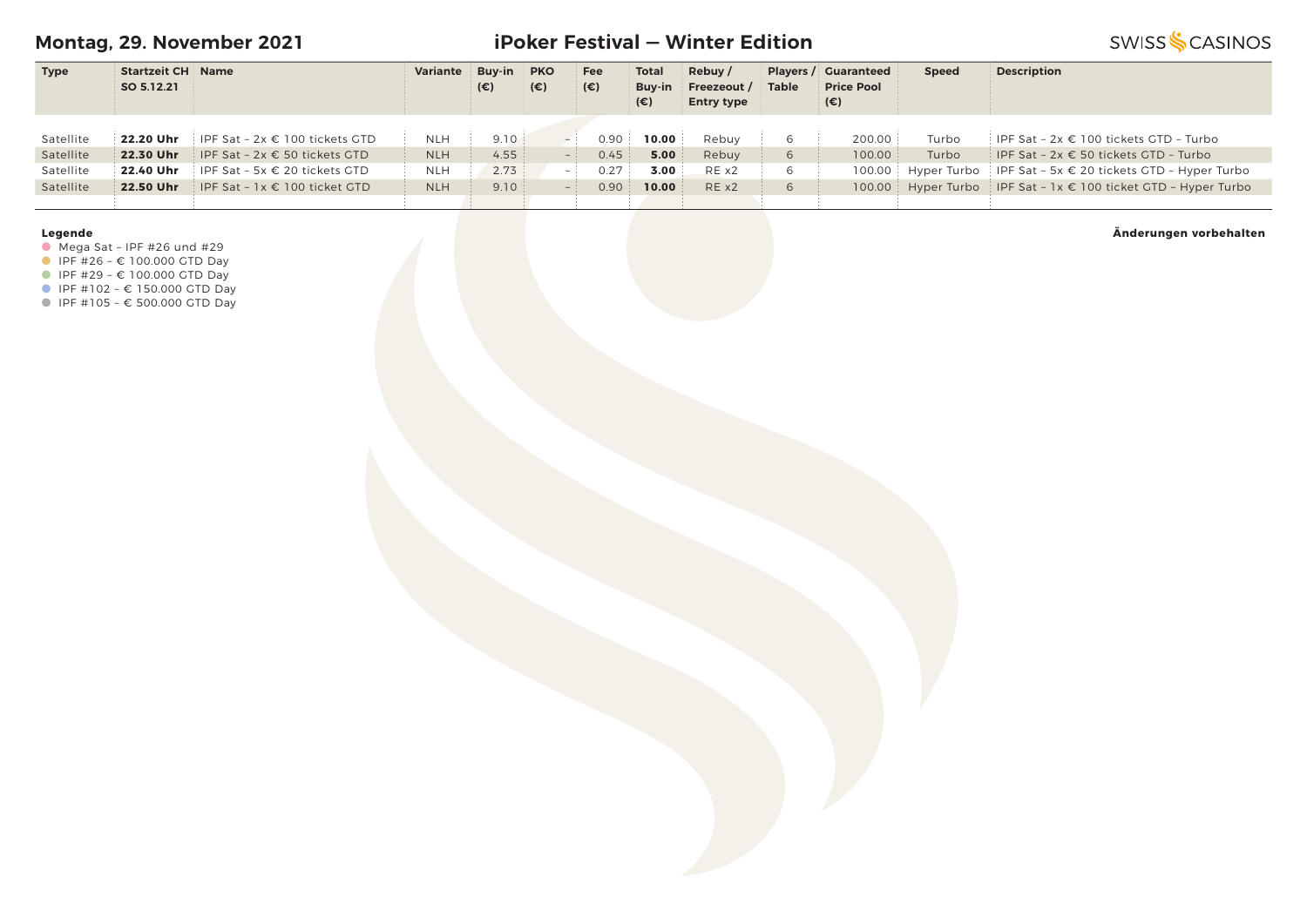# Montag, 29. November 2021

## iPoker Festival — Winter Edition

| Type | Startzeit CH SO 5.12.21 | Name | Variante | Buy-in (€) | PKO (€) | Fee (€) | Total Buy-in (€) | Rebuy / Freezeout / Entry type | Players / Table | Guaranteed Price Pool (€) | Speed | Description |
|---|---|---|---|---|---|---|---|---|---|---|---|---|
| Satellite | **22.20 Uhr** | IPF Sat – 2x € 100 tickets GTD | NLH | 9.10 | – | 0.90 | **10.00** | Rebuy | 6 | 200.00 | Turbo | IPF Sat – 2x € 100 tickets GTD – Turbo |
| Satellite | **22.30 Uhr** | IPF Sat – 2x € 50 tickets GTD | NLH | 4.55 | – | 0.45 | **5.00** | Rebuy | 6 | 100.00 | Turbo | IPF Sat – 2x € 50 tickets GTD – Turbo |
| Satellite | **22.40 Uhr** | IPF Sat – 5x € 20 tickets GTD | NLH | 2.73 | – | 0.27 | **3.00** | RE x2 | 6 | 100.00 | Hyper Turbo | IPF Sat – 5x € 20 tickets GTD – Hyper Turbo |
| Satellite | **22.50 Uhr** | IPF Sat – 1x € 100 ticket GTD | NLH | 9.10 | – | 0.90 | **10.00** | RE x2 | 6 | 100.00 | Hyper Turbo | IPF Sat – 1x € 100 ticket GTD – Hyper Turbo |

**Legende**

- Mega Sat – IPF #26 und #29
- IPF #26 – € 100.000 GTD Day
- IPF #29 – € 100.000 GTD Day
- IPF #102 – € 150.000 GTD Day
- IPF #105 – € 500.000 GTD Day

**Änderungen vorbehalten**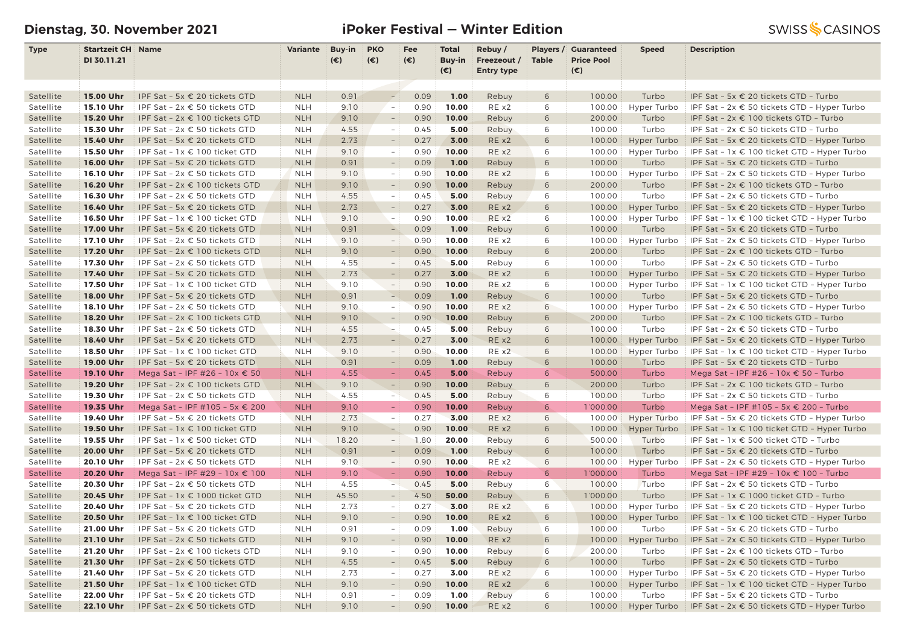**Dienstag, 30. November 2021** | **iPoker Festival — Winter Edition** | SWISS CASINOS

| Type | Startzeit CH DI 30.11.21 | Name | Variante | Buy-in (€) | PKO (€) | Fee (€) | Total Buy-in (€) | Rebuy / Freezeout / Entry type | Players / Table | Guaranteed Price Pool (€) | Speed | Description |
|---|---|---|---|---|---|---|---|---|---|---|---|---|
| Satellite | **15.00 Uhr** | IPF Sat - 5x € 20 tickets GTD | NLH | 0.91 | - | 0.09 | **1.00** | Rebuy | 6 | 100.00 | Turbo | IPF Sat - 5x € 20 tickets GTD - Turbo |
| Satellite | **15.10 Uhr** | IPF Sat - 2x € 50 tickets GTD | NLH | 9.10 | - | 0.90 | **10.00** | RE x2 | 6 | 100.00 | Hyper Turbo | IPF Sat - 2x € 50 tickets GTD - Hyper Turbo |
| Satellite | **15.20 Uhr** | IPF Sat - 2x € 100 tickets GTD | NLH | 9.10 | - | 0.90 | **10.00** | Rebuy | 6 | 200.00 | Turbo | IPF Sat - 2x € 100 tickets GTD - Turbo |
| Satellite | **15.30 Uhr** | IPF Sat - 2x € 50 tickets GTD | NLH | 4.55 | - | 0.45 | **5.00** | Rebuy | 6 | 100.00 | Turbo | IPF Sat - 2x € 50 tickets GTD - Turbo |
| Satellite | **15.40 Uhr** | IPF Sat - 5x € 20 tickets GTD | NLH | 2.73 | - | 0.27 | **3.00** | RE x2 | 6 | 100.00 | Hyper Turbo | IPF Sat - 5x € 20 tickets GTD - Hyper Turbo |
| Satellite | **15.50 Uhr** | IPF Sat - 1x € 100 ticket GTD | NLH | 9.10 | - | 0.90 | **10.00** | RE x2 | 6 | 100.00 | Hyper Turbo | IPF Sat - 1x € 100 ticket GTD - Hyper Turbo |
| Satellite | **16.00 Uhr** | IPF Sat - 5x € 20 tickets GTD | NLH | 0.91 | - | 0.09 | **1.00** | Rebuy | 6 | 100.00 | Turbo | IPF Sat - 5x € 20 tickets GTD - Turbo |
| Satellite | **16.10 Uhr** | IPF Sat - 2x € 50 tickets GTD | NLH | 9.10 | - | 0.90 | **10.00** | RE x2 | 6 | 100.00 | Hyper Turbo | IPF Sat - 2x € 50 tickets GTD - Hyper Turbo |
| Satellite | **16.20 Uhr** | IPF Sat - 2x € 100 tickets GTD | NLH | 9.10 | - | 0.90 | **10.00** | Rebuy | 6 | 200.00 | Turbo | IPF Sat - 2x € 100 tickets GTD - Turbo |
| Satellite | **16.30 Uhr** | IPF Sat - 2x € 50 tickets GTD | NLH | 4.55 | - | 0.45 | **5.00** | Rebuy | 6 | 100.00 | Turbo | IPF Sat - 2x € 50 tickets GTD - Turbo |
| Satellite | **16.40 Uhr** | IPF Sat - 5x € 20 tickets GTD | NLH | 2.73 | - | 0.27 | **3.00** | RE x2 | 6 | 100.00 | Hyper Turbo | IPF Sat - 5x € 20 tickets GTD - Hyper Turbo |
| Satellite | **16.50 Uhr** | IPF Sat - 1x € 100 ticket GTD | NLH | 9.10 | - | 0.90 | **10.00** | RE x2 | 6 | 100.00 | Hyper Turbo | IPF Sat - 1x € 100 ticket GTD - Hyper Turbo |
| Satellite | **17.00 Uhr** | IPF Sat - 5x € 20 tickets GTD | NLH | 0.91 | - | 0.09 | **1.00** | Rebuy | 6 | 100.00 | Turbo | IPF Sat - 5x € 20 tickets GTD - Turbo |
| Satellite | **17.10 Uhr** | IPF Sat - 2x € 50 tickets GTD | NLH | 9.10 | - | 0.90 | **10.00** | RE x2 | 6 | 100.00 | Hyper Turbo | IPF Sat - 2x € 50 tickets GTD - Hyper Turbo |
| Satellite | **17.20 Uhr** | IPF Sat - 2x € 100 tickets GTD | NLH | 9.10 | - | 0.90 | **10.00** | Rebuy | 6 | 200.00 | Turbo | IPF Sat - 2x € 100 tickets GTD - Turbo |
| Satellite | **17.30 Uhr** | IPF Sat - 2x € 50 tickets GTD | NLH | 4.55 | - | 0.45 | **5.00** | Rebuy | 6 | 100.00 | Turbo | IPF Sat - 2x € 50 tickets GTD - Turbo |
| Satellite | **17.40 Uhr** | IPF Sat - 5x € 20 tickets GTD | NLH | 2.73 | - | 0.27 | **3.00** | RE x2 | 6 | 100.00 | Hyper Turbo | IPF Sat - 5x € 20 tickets GTD - Hyper Turbo |
| Satellite | **17.50 Uhr** | IPF Sat - 1x € 100 ticket GTD | NLH | 9.10 | - | 0.90 | **10.00** | RE x2 | 6 | 100.00 | Hyper Turbo | IPF Sat - 1x € 100 ticket GTD - Hyper Turbo |
| Satellite | **18.00 Uhr** | IPF Sat - 5x € 20 tickets GTD | NLH | 0.91 | - | 0.09 | **1.00** | Rebuy | 6 | 100.00 | Turbo | IPF Sat - 5x € 20 tickets GTD - Turbo |
| Satellite | **18.10 Uhr** | IPF Sat - 2x € 50 tickets GTD | NLH | 9.10 | - | 0.90 | **10.00** | RE x2 | 6 | 100.00 | Hyper Turbo | IPF Sat - 2x € 50 tickets GTD - Hyper Turbo |
| Satellite | **18.20 Uhr** | IPF Sat - 2x € 100 tickets GTD | NLH | 9.10 | - | 0.90 | **10.00** | Rebuy | 6 | 200.00 | Turbo | IPF Sat - 2x € 100 tickets GTD - Turbo |
| Satellite | **18.30 Uhr** | IPF Sat - 2x € 50 tickets GTD | NLH | 4.55 | - | 0.45 | **5.00** | Rebuy | 6 | 100.00 | Turbo | IPF Sat - 2x € 50 tickets GTD - Turbo |
| Satellite | **18.40 Uhr** | IPF Sat - 5x € 20 tickets GTD | NLH | 2.73 | - | 0.27 | **3.00** | RE x2 | 6 | 100.00 | Hyper Turbo | IPF Sat - 5x € 20 tickets GTD - Hyper Turbo |
| Satellite | **18.50 Uhr** | IPF Sat - 1x € 100 ticket GTD | NLH | 9.10 | - | 0.90 | **10.00** | RE x2 | 6 | 100.00 | Hyper Turbo | IPF Sat - 1x € 100 ticket GTD - Hyper Turbo |
| Satellite | **19.00 Uhr** | IPF Sat - 5x € 20 tickets GTD | NLH | 0.91 | - | 0.09 | **1.00** | Rebuy | 6 | 100.00 | Turbo | IPF Sat - 5x € 20 tickets GTD - Turbo |
| Satellite | **19.10 Uhr** | Mega Sat - IPF #26 - 10x € 50 | NLH | 4.55 | - | 0.45 | **5.00** | Rebuy | 6 | 500.00 | Turbo | Mega Sat - IPF #26 - 10x € 50 - Turbo |
| Satellite | **19.20 Uhr** | IPF Sat - 2x € 100 tickets GTD | NLH | 9.10 | - | 0.90 | **10.00** | Rebuy | 6 | 200.00 | Turbo | IPF Sat - 2x € 100 tickets GTD - Turbo |
| Satellite | **19.30 Uhr** | IPF Sat - 2x € 50 tickets GTD | NLH | 4.55 | - | 0.45 | **5.00** | Rebuy | 6 | 100.00 | Turbo | IPF Sat - 2x € 50 tickets GTD - Turbo |
| Satellite | **19.35 Uhr** | Mega Sat - IPF #105 - 5x € 200 | NLH | 9.10 | - | 0.90 | **10.00** | Rebuy | 6 | 1'000.00 | Turbo | Mega Sat - IPF #105 - 5x € 200 - Turbo |
| Satellite | **19.40 Uhr** | IPF Sat - 5x € 20 tickets GTD | NLH | 2.73 | - | 0.27 | **3.00** | RE x2 | 6 | 100.00 | Hyper Turbo | IPF Sat - 5x € 20 tickets GTD - Hyper Turbo |
| Satellite | **19.50 Uhr** | IPF Sat - 1x € 100 ticket GTD | NLH | 9.10 | - | 0.90 | **10.00** | RE x2 | 6 | 100.00 | Hyper Turbo | IPF Sat - 1x € 100 ticket GTD - Hyper Turbo |
| Satellite | **19.55 Uhr** | IPF Sat - 1x € 500 ticket GTD | NLH | 18.20 | - | 1.80 | **20.00** | Rebuy | 6 | 500.00 | Turbo | IPF Sat - 1x € 500 ticket GTD - Turbo |
| Satellite | **20.00 Uhr** | IPF Sat - 5x € 20 tickets GTD | NLH | 0.91 | - | 0.09 | **1.00** | Rebuy | 6 | 100.00 | Turbo | IPF Sat - 5x € 20 tickets GTD - Turbo |
| Satellite | **20.10 Uhr** | IPF Sat - 2x € 50 tickets GTD | NLH | 9.10 | - | 0.90 | **10.00** | RE x2 | 6 | 100.00 | Hyper Turbo | IPF Sat - 2x € 50 tickets GTD - Hyper Turbo |
| Satellite | **20.20 Uhr** | Mega Sat - IPF #29 - 10x € 100 | NLH | 9.10 | - | 0.90 | **10.00** | Rebuy | 6 | 1'000.00 | Turbo | Mega Sat - IPF #29 - 10x € 100 - Turbo |
| Satellite | **20.30 Uhr** | IPF Sat - 2x € 50 tickets GTD | NLH | 4.55 | - | 0.45 | **5.00** | Rebuy | 6 | 100.00 | Turbo | IPF Sat - 2x € 50 tickets GTD - Turbo |
| Satellite | **20.45 Uhr** | IPF Sat - 1x € 1000 ticket GTD | NLH | 45.50 | - | 4.50 | **50.00** | Rebuy | 6 | 1'000.00 | Turbo | IPF Sat - 1x € 1000 ticket GTD - Turbo |
| Satellite | **20.40 Uhr** | IPF Sat - 5x € 20 tickets GTD | NLH | 2.73 | - | 0.27 | **3.00** | RE x2 | 6 | 100.00 | Hyper Turbo | IPF Sat - 5x € 20 tickets GTD - Hyper Turbo |
| Satellite | **20.50 Uhr** | IPF Sat - 1x € 100 ticket GTD | NLH | 9.10 | - | 0.90 | **10.00** | RE x2 | 6 | 100.00 | Hyper Turbo | IPF Sat - 1x € 100 ticket GTD - Hyper Turbo |
| Satellite | **21.00 Uhr** | IPF Sat - 5x € 20 tickets GTD | NLH | 0.91 | - | 0.09 | **1.00** | Rebuy | 6 | 100.00 | Turbo | IPF Sat - 5x € 20 tickets GTD - Turbo |
| Satellite | **21.10 Uhr** | IPF Sat - 2x € 50 tickets GTD | NLH | 9.10 | - | 0.90 | **10.00** | RE x2 | 6 | 100.00 | Hyper Turbo | IPF Sat - 2x € 50 tickets GTD - Hyper Turbo |
| Satellite | **21.20 Uhr** | IPF Sat - 2x € 100 tickets GTD | NLH | 9.10 | - | 0.90 | **10.00** | Rebuy | 6 | 200.00 | Turbo | IPF Sat - 2x € 100 tickets GTD - Turbo |
| Satellite | **21.30 Uhr** | IPF Sat - 2x € 50 tickets GTD | NLH | 4.55 | - | 0.45 | **5.00** | Rebuy | 6 | 100.00 | Turbo | IPF Sat - 2x € 50 tickets GTD - Turbo |
| Satellite | **21.40 Uhr** | IPF Sat - 5x € 20 tickets GTD | NLH | 2.73 | - | 0.27 | **3.00** | RE x2 | 6 | 100.00 | Hyper Turbo | IPF Sat - 5x € 20 tickets GTD - Hyper Turbo |
| Satellite | **21.50 Uhr** | IPF Sat - 1x € 100 ticket GTD | NLH | 9.10 | - | 0.90 | **10.00** | RE x2 | 6 | 100.00 | Hyper Turbo | IPF Sat - 1x € 100 ticket GTD - Hyper Turbo |
| Satellite | **22.00 Uhr** | IPF Sat - 5x € 20 tickets GTD | NLH | 0.91 | - | 0.09 | **1.00** | Rebuy | 6 | 100.00 | Turbo | IPF Sat - 5x € 20 tickets GTD - Turbo |
| Satellite | **22.10 Uhr** | IPF Sat - 2x € 50 tickets GTD | NLH | 9.10 | - | 0.90 | **10.00** | RE x2 | 6 | 100.00 | Hyper Turbo | IPF Sat - 2x € 50 tickets GTD - Hyper Turbo |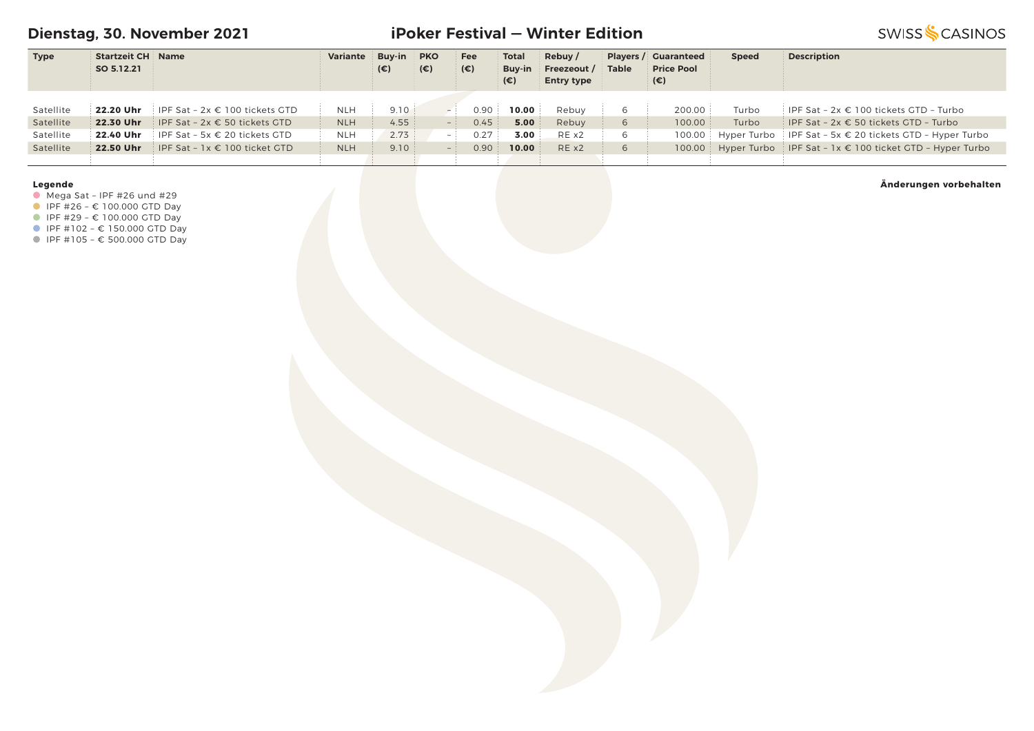## Dienstag, 30. November 2021

## iPoker Festival — Winter Edition

SWISS CASINOS

| Type | Startzeit CH SO 5.12.21 | Name | Variante | Buy-in (€) | PKO (€) | Fee (€) | Total Buy-in (€) | Rebuy / Freezeout / Entry type | Players / Table | Guaranteed Price Pool (€) | Speed | Description |
|---|---|---|---|---|---|---|---|---|---|---|---|---|
| Satellite | **22.20 Uhr** | IPF Sat – 2x € 100 tickets GTD | NLH | 9.10 | – | 0.90 | **10.00** | Rebuy | 6 | 200.00 | Turbo | IPF Sat – 2x € 100 tickets GTD – Turbo |
| Satellite | **22.30 Uhr** | IPF Sat – 2x € 50 tickets GTD | NLH | 4.55 | – | 0.45 | **5.00** | Rebuy | 6 | 100.00 | Turbo | IPF Sat – 2x € 50 tickets GTD – Turbo |
| Satellite | **22.40 Uhr** | IPF Sat – 5x € 20 tickets GTD | NLH | 2.73 | – | 0.27 | **3.00** | RE x2 | 6 | 100.00 | Hyper Turbo | IPF Sat – 5x € 20 tickets GTD – Hyper Turbo |
| Satellite | **22.50 Uhr** | IPF Sat – 1x € 100 ticket GTD | NLH | 9.10 | – | 0.90 | **10.00** | RE x2 | 6 | 100.00 | Hyper Turbo | IPF Sat – 1x € 100 ticket GTD – Hyper Turbo |

**Legende**

- Mega Sat – IPF #26 und #29
- IPF #26 – € 100.000 GTD Day
- IPF #29 – € 100.000 GTD Day
- IPF #102 – € 150.000 GTD Day
- IPF #105 – € 500.000 GTD Day

**Änderungen vorbehalten**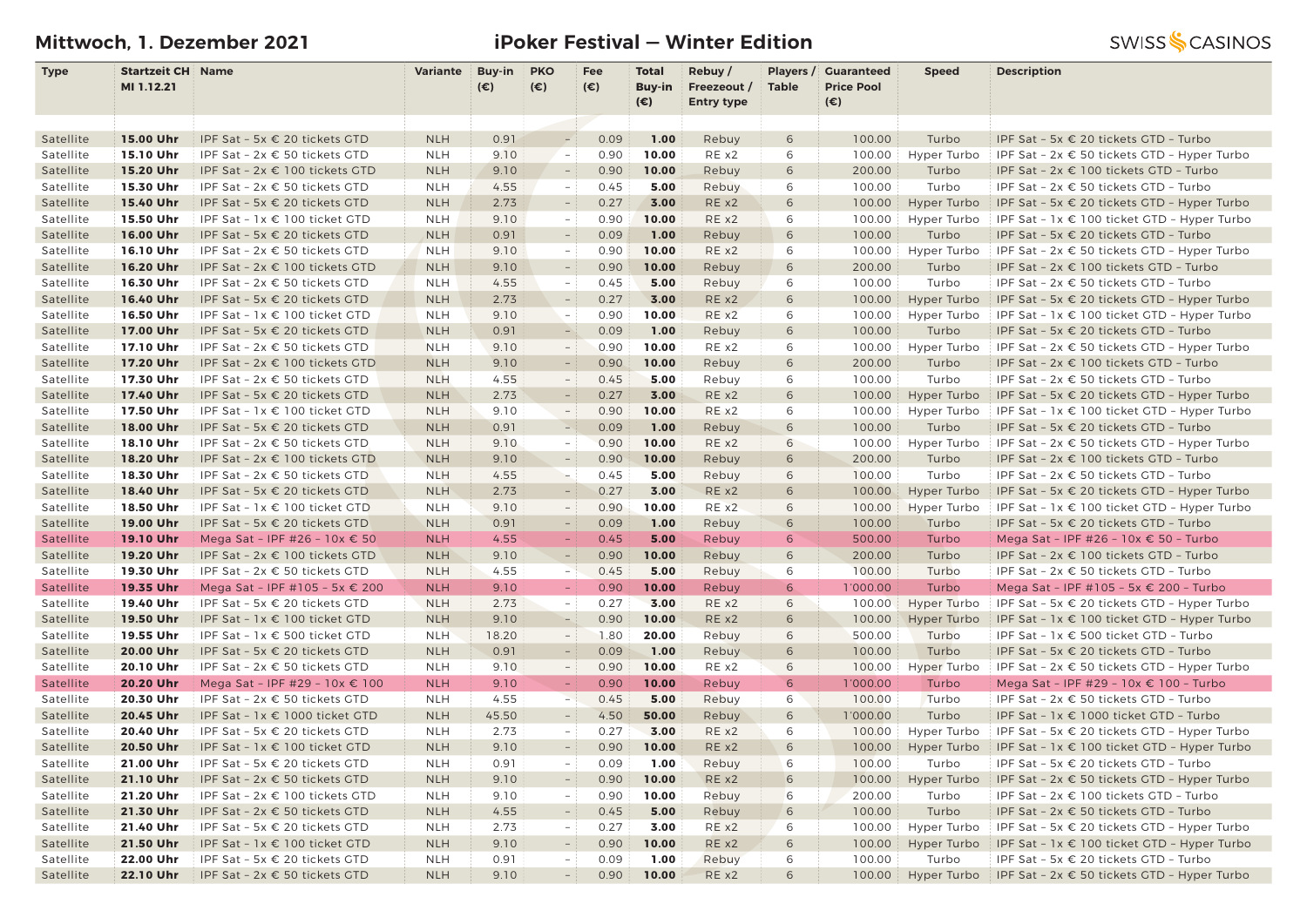Mittwoch, 1. Dezember 2021

# iPoker Festival — Winter Edition

SWISS CASINOS

| Type | Startzeit CH MI 1.12.21 | Name | Variante | Buy-in (€) | PKO (€) | Fee (€) | Total Buy-in (€) | Rebuy / Freezeout / Entry type | Players / Table | Guaranteed Price Pool (€) | Speed | Description |
|---|---|---|---|---|---|---|---|---|---|---|---|---|
| Satellite | **15.00 Uhr** | IPF Sat - 5x € 20 tickets GTD | NLH | 0.91 | - | 0.09 | **1.00** | Rebuy | 6 | 100.00 | Turbo | IPF Sat - 5x € 20 tickets GTD - Turbo |
| Satellite | **15.10 Uhr** | IPF Sat - 2x € 50 tickets GTD | NLH | 9.10 | - | 0.90 | **10.00** | RE x2 | 6 | 100.00 | Hyper Turbo | IPF Sat - 2x € 50 tickets GTD - Hyper Turbo |
| Satellite | **15.20 Uhr** | IPF Sat - 2x € 100 tickets GTD | NLH | 9.10 | - | 0.90 | **10.00** | Rebuy | 6 | 200.00 | Turbo | IPF Sat - 2x € 100 tickets GTD - Turbo |
| Satellite | **15.30 Uhr** | IPF Sat - 2x € 50 tickets GTD | NLH | 4.55 | - | 0.45 | **5.00** | Rebuy | 6 | 100.00 | Turbo | IPF Sat - 2x € 50 tickets GTD - Turbo |
| Satellite | **15.40 Uhr** | IPF Sat - 5x € 20 tickets GTD | NLH | 2.73 | - | 0.27 | **3.00** | RE x2 | 6 | 100.00 | Hyper Turbo | IPF Sat - 5x € 20 tickets GTD - Hyper Turbo |
| Satellite | **15.50 Uhr** | IPF Sat - 1x € 100 ticket GTD | NLH | 9.10 | - | 0.90 | **10.00** | RE x2 | 6 | 100.00 | Hyper Turbo | IPF Sat - 1x € 100 ticket GTD - Hyper Turbo |
| Satellite | **16.00 Uhr** | IPF Sat - 5x € 20 tickets GTD | NLH | 0.91 | - | 0.09 | **1.00** | Rebuy | 6 | 100.00 | Turbo | IPF Sat - 5x € 20 tickets GTD - Turbo |
| Satellite | **16.10 Uhr** | IPF Sat - 2x € 50 tickets GTD | NLH | 9.10 | - | 0.90 | **10.00** | RE x2 | 6 | 100.00 | Hyper Turbo | IPF Sat - 2x € 50 tickets GTD - Hyper Turbo |
| Satellite | **16.20 Uhr** | IPF Sat - 2x € 100 tickets GTD | NLH | 9.10 | - | 0.90 | **10.00** | Rebuy | 6 | 200.00 | Turbo | IPF Sat - 2x € 100 tickets GTD - Turbo |
| Satellite | **16.30 Uhr** | IPF Sat - 2x € 50 tickets GTD | NLH | 4.55 | - | 0.45 | **5.00** | Rebuy | 6 | 100.00 | Turbo | IPF Sat - 2x € 50 tickets GTD - Turbo |
| Satellite | **16.40 Uhr** | IPF Sat - 5x € 20 tickets GTD | NLH | 2.73 | - | 0.27 | **3.00** | RE x2 | 6 | 100.00 | Hyper Turbo | IPF Sat - 5x € 20 tickets GTD - Hyper Turbo |
| Satellite | **16.50 Uhr** | IPF Sat - 1x € 100 ticket GTD | NLH | 9.10 | - | 0.90 | **10.00** | RE x2 | 6 | 100.00 | Hyper Turbo | IPF Sat - 1x € 100 ticket GTD - Hyper Turbo |
| Satellite | **17.00 Uhr** | IPF Sat - 5x € 20 tickets GTD | NLH | 0.91 | - | 0.09 | **1.00** | Rebuy | 6 | 100.00 | Turbo | IPF Sat - 5x € 20 tickets GTD - Turbo |
| Satellite | **17.10 Uhr** | IPF Sat - 2x € 50 tickets GTD | NLH | 9.10 | - | 0.90 | **10.00** | RE x2 | 6 | 100.00 | Hyper Turbo | IPF Sat - 2x € 50 tickets GTD - Hyper Turbo |
| Satellite | **17.20 Uhr** | IPF Sat - 2x € 100 tickets GTD | NLH | 9.10 | - | 0.90 | **10.00** | Rebuy | 6 | 200.00 | Turbo | IPF Sat - 2x € 100 tickets GTD - Turbo |
| Satellite | **17.30 Uhr** | IPF Sat - 2x € 50 tickets GTD | NLH | 4.55 | - | 0.45 | **5.00** | Rebuy | 6 | 100.00 | Turbo | IPF Sat - 2x € 50 tickets GTD - Turbo |
| Satellite | **17.40 Uhr** | IPF Sat - 5x € 20 tickets GTD | NLH | 2.73 | - | 0.27 | **3.00** | RE x2 | 6 | 100.00 | Hyper Turbo | IPF Sat - 5x € 20 tickets GTD - Hyper Turbo |
| Satellite | **17.50 Uhr** | IPF Sat - 1x € 100 ticket GTD | NLH | 9.10 | - | 0.90 | **10.00** | RE x2 | 6 | 100.00 | Hyper Turbo | IPF Sat - 1x € 100 ticket GTD - Hyper Turbo |
| Satellite | **18.00 Uhr** | IPF Sat - 5x € 20 tickets GTD | NLH | 0.91 | - | 0.09 | **1.00** | Rebuy | 6 | 100.00 | Turbo | IPF Sat - 5x € 20 tickets GTD - Turbo |
| Satellite | **18.10 Uhr** | IPF Sat - 2x € 50 tickets GTD | NLH | 9.10 | - | 0.90 | **10.00** | RE x2 | 6 | 100.00 | Hyper Turbo | IPF Sat - 2x € 50 tickets GTD - Hyper Turbo |
| Satellite | **18.20 Uhr** | IPF Sat - 2x € 100 tickets GTD | NLH | 9.10 | - | 0.90 | **10.00** | Rebuy | 6 | 200.00 | Turbo | IPF Sat - 2x € 100 tickets GTD - Turbo |
| Satellite | **18.30 Uhr** | IPF Sat - 2x € 50 tickets GTD | NLH | 4.55 | - | 0.45 | **5.00** | Rebuy | 6 | 100.00 | Turbo | IPF Sat - 2x € 50 tickets GTD - Turbo |
| Satellite | **18.40 Uhr** | IPF Sat - 5x € 20 tickets GTD | NLH | 2.73 | - | 0.27 | **3.00** | RE x2 | 6 | 100.00 | Hyper Turbo | IPF Sat - 5x € 20 tickets GTD - Hyper Turbo |
| Satellite | **18.50 Uhr** | IPF Sat - 1x € 100 ticket GTD | NLH | 9.10 | - | 0.90 | **10.00** | RE x2 | 6 | 100.00 | Hyper Turbo | IPF Sat - 1x € 100 ticket GTD - Hyper Turbo |
| Satellite | **19.00 Uhr** | IPF Sat - 5x € 20 tickets GTD | NLH | 0.91 | - | 0.09 | **1.00** | Rebuy | 6 | 100.00 | Turbo | IPF Sat - 5x € 20 tickets GTD - Turbo |
| Satellite | **19.10 Uhr** | Mega Sat - IPF #26 - 10x € 50 | NLH | 4.55 | - | 0.45 | **5.00** | Rebuy | 6 | 500.00 | Turbo | Mega Sat - IPF #26 - 10x € 50 - Turbo |
| Satellite | **19.20 Uhr** | IPF Sat - 2x € 100 tickets GTD | NLH | 9.10 | - | 0.90 | **10.00** | Rebuy | 6 | 200.00 | Turbo | IPF Sat - 2x € 100 tickets GTD - Turbo |
| Satellite | **19.30 Uhr** | IPF Sat - 2x € 50 tickets GTD | NLH | 4.55 | - | 0.45 | **5.00** | Rebuy | 6 | 100.00 | Turbo | IPF Sat - 2x € 50 tickets GTD - Turbo |
| Satellite | **19.35 Uhr** | Mega Sat - IPF #105 - 5x € 200 | NLH | 9.10 | - | 0.90 | **10.00** | Rebuy | 6 | 1'000.00 | Turbo | Mega Sat - IPF #105 - 5x € 200 - Turbo |
| Satellite | **19.40 Uhr** | IPF Sat - 5x € 20 tickets GTD | NLH | 2.73 | - | 0.27 | **3.00** | RE x2 | 6 | 100.00 | Hyper Turbo | IPF Sat - 5x € 20 tickets GTD - Hyper Turbo |
| Satellite | **19.50 Uhr** | IPF Sat - 1x € 100 ticket GTD | NLH | 9.10 | - | 0.90 | **10.00** | RE x2 | 6 | 100.00 | Hyper Turbo | IPF Sat - 1x € 100 ticket GTD - Hyper Turbo |
| Satellite | **19.55 Uhr** | IPF Sat - 1x € 500 ticket GTD | NLH | 18.20 | - | 1.80 | **20.00** | Rebuy | 6 | 500.00 | Turbo | IPF Sat - 1x € 500 ticket GTD - Turbo |
| Satellite | **20.00 Uhr** | IPF Sat - 5x € 20 tickets GTD | NLH | 0.91 | - | 0.09 | **1.00** | Rebuy | 6 | 100.00 | Turbo | IPF Sat - 5x € 20 tickets GTD - Turbo |
| Satellite | **20.10 Uhr** | IPF Sat - 2x € 50 tickets GTD | NLH | 9.10 | - | 0.90 | **10.00** | RE x2 | 6 | 100.00 | Hyper Turbo | IPF Sat - 2x € 50 tickets GTD - Hyper Turbo |
| Satellite | **20.20 Uhr** | Mega Sat - IPF #29 - 10x € 100 | NLH | 9.10 | - | 0.90 | **10.00** | Rebuy | 6 | 1'000.00 | Turbo | Mega Sat - IPF #29 - 10x € 100 - Turbo |
| Satellite | **20.30 Uhr** | IPF Sat - 2x € 50 tickets GTD | NLH | 4.55 | - | 0.45 | **5.00** | Rebuy | 6 | 100.00 | Turbo | IPF Sat - 2x € 50 tickets GTD - Turbo |
| Satellite | **20.45 Uhr** | IPF Sat - 1x € 1000 ticket GTD | NLH | 45.50 | - | 4.50 | **50.00** | Rebuy | 6 | 1'000.00 | Turbo | IPF Sat - 1x € 1000 ticket GTD - Turbo |
| Satellite | **20.40 Uhr** | IPF Sat - 5x € 20 tickets GTD | NLH | 2.73 | - | 0.27 | **3.00** | RE x2 | 6 | 100.00 | Hyper Turbo | IPF Sat - 5x € 20 tickets GTD - Hyper Turbo |
| Satellite | **20.50 Uhr** | IPF Sat - 1x € 100 ticket GTD | NLH | 9.10 | - | 0.90 | **10.00** | RE x2 | 6 | 100.00 | Hyper Turbo | IPF Sat - 1x € 100 ticket GTD - Hyper Turbo |
| Satellite | **21.00 Uhr** | IPF Sat - 5x € 20 tickets GTD | NLH | 0.91 | - | 0.09 | **1.00** | Rebuy | 6 | 100.00 | Turbo | IPF Sat - 5x € 20 tickets GTD - Turbo |
| Satellite | **21.10 Uhr** | IPF Sat - 2x € 50 tickets GTD | NLH | 9.10 | - | 0.90 | **10.00** | RE x2 | 6 | 100.00 | Hyper Turbo | IPF Sat - 2x € 50 tickets GTD - Hyper Turbo |
| Satellite | **21.20 Uhr** | IPF Sat - 2x € 100 tickets GTD | NLH | 9.10 | - | 0.90 | **10.00** | Rebuy | 6 | 200.00 | Turbo | IPF Sat - 2x € 100 tickets GTD - Turbo |
| Satellite | **21.30 Uhr** | IPF Sat - 2x € 50 tickets GTD | NLH | 4.55 | - | 0.45 | **5.00** | Rebuy | 6 | 100.00 | Turbo | IPF Sat - 2x € 50 tickets GTD - Turbo |
| Satellite | **21.40 Uhr** | IPF Sat - 5x € 20 tickets GTD | NLH | 2.73 | - | 0.27 | **3.00** | RE x2 | 6 | 100.00 | Hyper Turbo | IPF Sat - 5x € 20 tickets GTD - Hyper Turbo |
| Satellite | **21.50 Uhr** | IPF Sat - 1x € 100 ticket GTD | NLH | 9.10 | - | 0.90 | **10.00** | RE x2 | 6 | 100.00 | Hyper Turbo | IPF Sat - 1x € 100 ticket GTD - Hyper Turbo |
| Satellite | **22.00 Uhr** | IPF Sat - 5x € 20 tickets GTD | NLH | 0.91 | - | 0.09 | **1.00** | Rebuy | 6 | 100.00 | Turbo | IPF Sat - 5x € 20 tickets GTD - Turbo |
| Satellite | **22.10 Uhr** | IPF Sat - 2x € 50 tickets GTD | NLH | 9.10 | - | 0.90 | **10.00** | RE x2 | 6 | 100.00 | Hyper Turbo | IPF Sat - 2x € 50 tickets GTD - Hyper Turbo |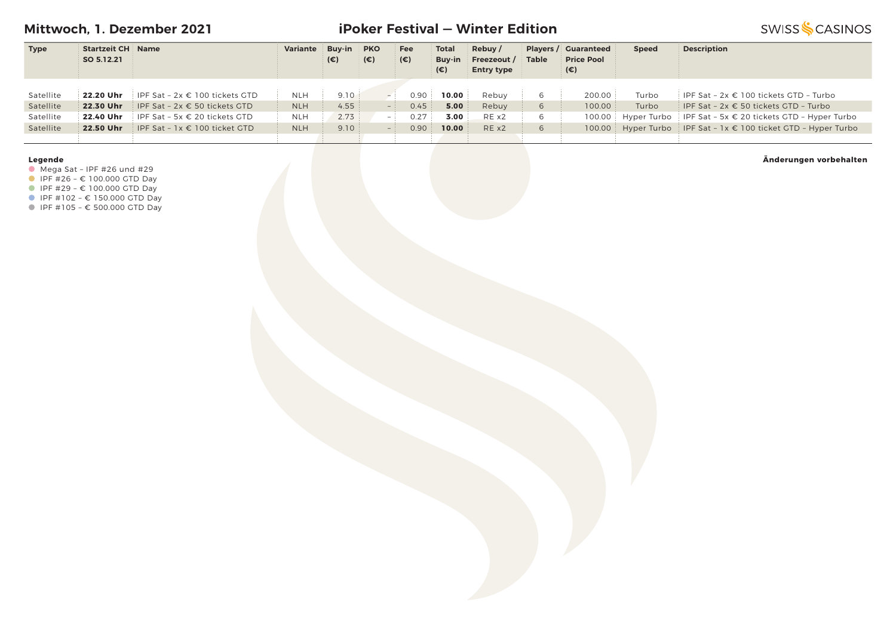## Mittwoch, 1. Dezember 2021

# iPoker Festival — Winter Edition

| Type | Startzeit CH SO 5.12.21 | Name | Variante | Buy-in (€) | PKO (€) | Fee (€) | Total Buy-in (€) | Rebuy / Freezeout / Entry type | Players / Table | Guaranteed Price Pool (€) | Speed | Description |
|---|---|---|---|---|---|---|---|---|---|---|---|---|
| Satellite | **22.20 Uhr** | IPF Sat – 2x € 100 tickets GTD | NLH | 9.10 | – | 0.90 | **10.00** | Rebuy | 6 | 200.00 | Turbo | IPF Sat – 2x € 100 tickets GTD – Turbo |
| Satellite | **22.30 Uhr** | IPF Sat – 2x € 50 tickets GTD | NLH | 4.55 | – | 0.45 | **5.00** | Rebuy | 6 | 100.00 | Turbo | IPF Sat – 2x € 50 tickets GTD – Turbo |
| Satellite | **22.40 Uhr** | IPF Sat – 5x € 20 tickets GTD | NLH | 2.73 | – | 0.27 | **3.00** | RE x2 | 6 | 100.00 | Hyper Turbo | IPF Sat – 5x € 20 tickets GTD – Hyper Turbo |
| Satellite | **22.50 Uhr** | IPF Sat – 1x € 100 ticket GTD | NLH | 9.10 | – | 0.90 | **10.00** | RE x2 | 6 | 100.00 | Hyper Turbo | IPF Sat – 1x € 100 ticket GTD – Hyper Turbo |

**Legende**

- Mega Sat – IPF #26 und #29
- IPF #26 – € 100.000 GTD Day
- IPF #29 – € 100.000 GTD Day
- IPF #102 – € 150.000 GTD Day
- IPF #105 – € 500.000 GTD Day

**Änderungen vorbehalten**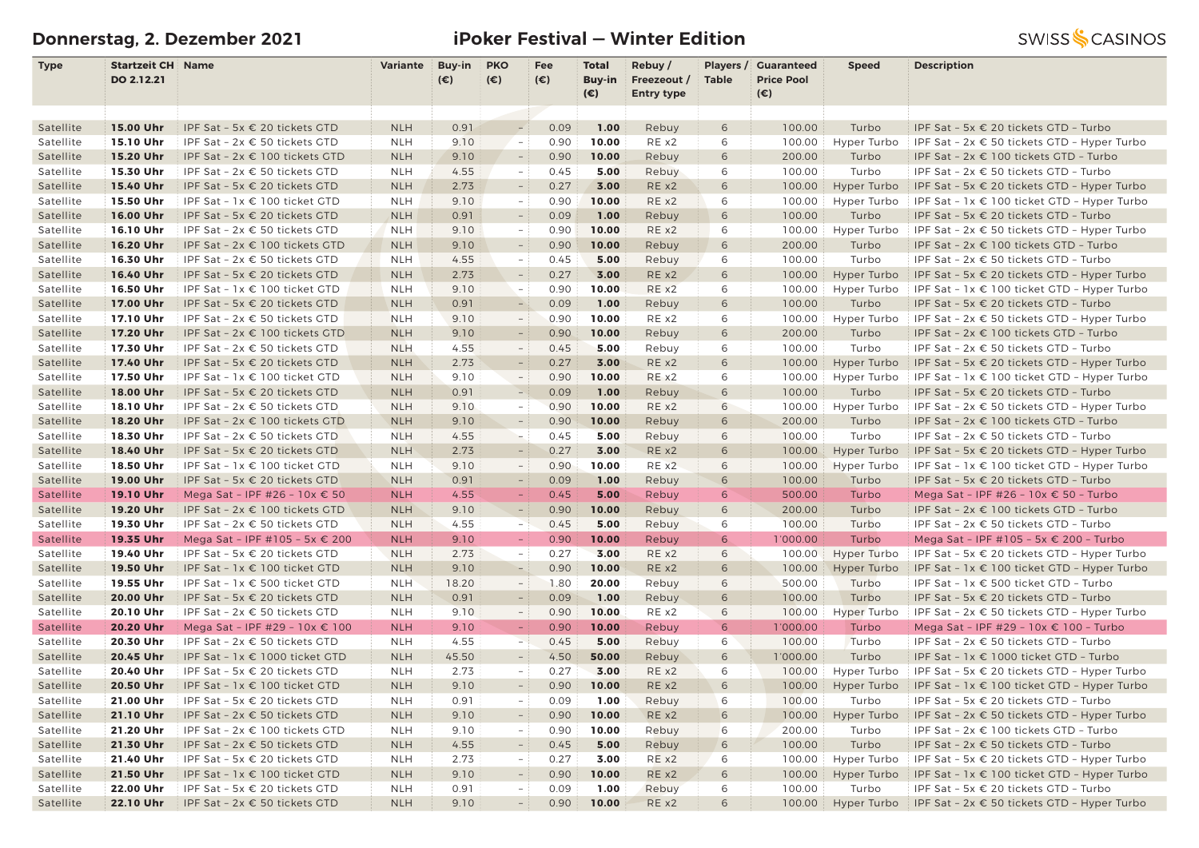**Donnerstag, 2. Dezember 2021** — **iPoker Festival — Winter Edition** — SWISS CASINOS

| Type | Startzeit CH DO 2.12.21 | Name | Variante | Buy-in (€) | PKO (€) | Fee (€) | Total Buy-in (€) | Rebuy / Freezeout / Entry type | Players / Table | Guaranteed Price Pool (€) | Speed | Description |
|---|---|---|---|---|---|---|---|---|---|---|---|---|
| Satellite | **15.00 Uhr** | IPF Sat - 5x € 20 tickets GTD | NLH | 0.91 | - | 0.09 | **1.00** | Rebuy | 6 | 100.00 | Turbo | IPF Sat - 5x € 20 tickets GTD - Turbo |
| Satellite | **15.10 Uhr** | IPF Sat - 2x € 50 tickets GTD | NLH | 9.10 | - | 0.90 | **10.00** | RE x2 | 6 | 100.00 | Hyper Turbo | IPF Sat - 2x € 50 tickets GTD - Hyper Turbo |
| Satellite | **15.20 Uhr** | IPF Sat - 2x € 100 tickets GTD | NLH | 9.10 | - | 0.90 | **10.00** | Rebuy | 6 | 200.00 | Turbo | IPF Sat - 2x € 100 tickets GTD - Turbo |
| Satellite | **15.30 Uhr** | IPF Sat - 2x € 50 tickets GTD | NLH | 4.55 | - | 0.45 | **5.00** | Rebuy | 6 | 100.00 | Turbo | IPF Sat - 2x € 50 tickets GTD - Turbo |
| Satellite | **15.40 Uhr** | IPF Sat - 5x € 20 tickets GTD | NLH | 2.73 | - | 0.27 | **3.00** | RE x2 | 6 | 100.00 | Hyper Turbo | IPF Sat - 5x € 20 tickets GTD - Hyper Turbo |
| Satellite | **15.50 Uhr** | IPF Sat - 1x € 100 ticket GTD | NLH | 9.10 | - | 0.90 | **10.00** | RE x2 | 6 | 100.00 | Hyper Turbo | IPF Sat - 1x € 100 ticket GTD - Hyper Turbo |
| Satellite | **16.00 Uhr** | IPF Sat - 5x € 20 tickets GTD | NLH | 0.91 | - | 0.09 | **1.00** | Rebuy | 6 | 100.00 | Turbo | IPF Sat - 5x € 20 tickets GTD - Turbo |
| Satellite | **16.10 Uhr** | IPF Sat - 2x € 50 tickets GTD | NLH | 9.10 | - | 0.90 | **10.00** | RE x2 | 6 | 100.00 | Hyper Turbo | IPF Sat - 2x € 50 tickets GTD - Hyper Turbo |
| Satellite | **16.20 Uhr** | IPF Sat - 2x € 100 tickets GTD | NLH | 9.10 | - | 0.90 | **10.00** | Rebuy | 6 | 200.00 | Turbo | IPF Sat - 2x € 100 tickets GTD - Turbo |
| Satellite | **16.30 Uhr** | IPF Sat - 2x € 50 tickets GTD | NLH | 4.55 | - | 0.45 | **5.00** | Rebuy | 6 | 100.00 | Turbo | IPF Sat - 2x € 50 tickets GTD - Turbo |
| Satellite | **16.40 Uhr** | IPF Sat - 5x € 20 tickets GTD | NLH | 2.73 | - | 0.27 | **3.00** | RE x2 | 6 | 100.00 | Hyper Turbo | IPF Sat - 5x € 20 tickets GTD - Hyper Turbo |
| Satellite | **16.50 Uhr** | IPF Sat - 1x € 100 ticket GTD | NLH | 9.10 | - | 0.90 | **10.00** | RE x2 | 6 | 100.00 | Hyper Turbo | IPF Sat - 1x € 100 ticket GTD - Hyper Turbo |
| Satellite | **17.00 Uhr** | IPF Sat - 5x € 20 tickets GTD | NLH | 0.91 | - | 0.09 | **1.00** | Rebuy | 6 | 100.00 | Turbo | IPF Sat - 5x € 20 tickets GTD - Turbo |
| Satellite | **17.10 Uhr** | IPF Sat - 2x € 50 tickets GTD | NLH | 9.10 | - | 0.90 | **10.00** | RE x2 | 6 | 100.00 | Hyper Turbo | IPF Sat - 2x € 50 tickets GTD - Hyper Turbo |
| Satellite | **17.20 Uhr** | IPF Sat - 2x € 100 tickets GTD | NLH | 9.10 | - | 0.90 | **10.00** | Rebuy | 6 | 200.00 | Turbo | IPF Sat - 2x € 100 tickets GTD - Turbo |
| Satellite | **17.30 Uhr** | IPF Sat - 2x € 50 tickets GTD | NLH | 4.55 | - | 0.45 | **5.00** | Rebuy | 6 | 100.00 | Turbo | IPF Sat - 2x € 50 tickets GTD - Turbo |
| Satellite | **17.40 Uhr** | IPF Sat - 5x € 20 tickets GTD | NLH | 2.73 | - | 0.27 | **3.00** | RE x2 | 6 | 100.00 | Hyper Turbo | IPF Sat - 5x € 20 tickets GTD - Hyper Turbo |
| Satellite | **17.50 Uhr** | IPF Sat - 1x € 100 ticket GTD | NLH | 9.10 | - | 0.90 | **10.00** | RE x2 | 6 | 100.00 | Hyper Turbo | IPF Sat - 1x € 100 ticket GTD - Hyper Turbo |
| Satellite | **18.00 Uhr** | IPF Sat - 5x € 20 tickets GTD | NLH | 0.91 | - | 0.09 | **1.00** | Rebuy | 6 | 100.00 | Turbo | IPF Sat - 5x € 20 tickets GTD - Turbo |
| Satellite | **18.10 Uhr** | IPF Sat - 2x € 50 tickets GTD | NLH | 9.10 | - | 0.90 | **10.00** | RE x2 | 6 | 100.00 | Hyper Turbo | IPF Sat - 2x € 50 tickets GTD - Hyper Turbo |
| Satellite | **18.20 Uhr** | IPF Sat - 2x € 100 tickets GTD | NLH | 9.10 | - | 0.90 | **10.00** | Rebuy | 6 | 200.00 | Turbo | IPF Sat - 2x € 100 tickets GTD - Turbo |
| Satellite | **18.30 Uhr** | IPF Sat - 2x € 50 tickets GTD | NLH | 4.55 | - | 0.45 | **5.00** | Rebuy | 6 | 100.00 | Turbo | IPF Sat - 2x € 50 tickets GTD - Turbo |
| Satellite | **18.40 Uhr** | IPF Sat - 5x € 20 tickets GTD | NLH | 2.73 | - | 0.27 | **3.00** | RE x2 | 6 | 100.00 | Hyper Turbo | IPF Sat - 5x € 20 tickets GTD - Hyper Turbo |
| Satellite | **18.50 Uhr** | IPF Sat - 1x € 100 ticket GTD | NLH | 9.10 | - | 0.90 | **10.00** | RE x2 | 6 | 100.00 | Hyper Turbo | IPF Sat - 1x € 100 ticket GTD - Hyper Turbo |
| Satellite | **19.00 Uhr** | IPF Sat - 5x € 20 tickets GTD | NLH | 0.91 | - | 0.09 | **1.00** | Rebuy | 6 | 100.00 | Turbo | IPF Sat - 5x € 20 tickets GTD - Turbo |
| Satellite | **19.10 Uhr** | Mega Sat - IPF #26 - 10x € 50 | NLH | 4.55 | - | 0.45 | **5.00** | Rebuy | 6 | 500.00 | Turbo | Mega Sat - IPF #26 - 10x € 50 - Turbo |
| Satellite | **19.20 Uhr** | IPF Sat - 2x € 100 tickets GTD | NLH | 9.10 | - | 0.90 | **10.00** | Rebuy | 6 | 200.00 | Turbo | IPF Sat - 2x € 100 tickets GTD - Turbo |
| Satellite | **19.30 Uhr** | IPF Sat - 2x € 50 tickets GTD | NLH | 4.55 | - | 0.45 | **5.00** | Rebuy | 6 | 100.00 | Turbo | IPF Sat - 2x € 50 tickets GTD - Turbo |
| Satellite | **19.35 Uhr** | Mega Sat - IPF #105 - 5x € 200 | NLH | 9.10 | - | 0.90 | **10.00** | Rebuy | 6 | 1'000.00 | Turbo | Mega Sat - IPF #105 - 5x € 200 - Turbo |
| Satellite | **19.40 Uhr** | IPF Sat - 5x € 20 tickets GTD | NLH | 2.73 | - | 0.27 | **3.00** | RE x2 | 6 | 100.00 | Hyper Turbo | IPF Sat - 5x € 20 tickets GTD - Hyper Turbo |
| Satellite | **19.50 Uhr** | IPF Sat - 1x € 100 ticket GTD | NLH | 9.10 | - | 0.90 | **10.00** | RE x2 | 6 | 100.00 | Hyper Turbo | IPF Sat - 1x € 100 ticket GTD - Hyper Turbo |
| Satellite | **19.55 Uhr** | IPF Sat - 1x € 500 ticket GTD | NLH | 18.20 | - | 1.80 | **20.00** | Rebuy | 6 | 500.00 | Turbo | IPF Sat - 1x € 500 ticket GTD - Turbo |
| Satellite | **20.00 Uhr** | IPF Sat - 5x € 20 tickets GTD | NLH | 0.91 | - | 0.09 | **1.00** | Rebuy | 6 | 100.00 | Turbo | IPF Sat - 5x € 20 tickets GTD - Turbo |
| Satellite | **20.10 Uhr** | IPF Sat - 2x € 50 tickets GTD | NLH | 9.10 | - | 0.90 | **10.00** | RE x2 | 6 | 100.00 | Hyper Turbo | IPF Sat - 2x € 50 tickets GTD - Hyper Turbo |
| Satellite | **20.20 Uhr** | Mega Sat - IPF #29 - 10x € 100 | NLH | 9.10 | - | 0.90 | **10.00** | Rebuy | 6 | 1'000.00 | Turbo | Mega Sat - IPF #29 - 10x € 100 - Turbo |
| Satellite | **20.30 Uhr** | IPF Sat - 2x € 50 tickets GTD | NLH | 4.55 | - | 0.45 | **5.00** | Rebuy | 6 | 100.00 | Turbo | IPF Sat - 2x € 50 tickets GTD - Turbo |
| Satellite | **20.45 Uhr** | IPF Sat - 1x € 1000 ticket GTD | NLH | 45.50 | - | 4.50 | **50.00** | Rebuy | 6 | 1'000.00 | Turbo | IPF Sat - 1x € 1000 ticket GTD - Turbo |
| Satellite | **20.40 Uhr** | IPF Sat - 5x € 20 tickets GTD | NLH | 2.73 | - | 0.27 | **3.00** | RE x2 | 6 | 100.00 | Hyper Turbo | IPF Sat - 5x € 20 tickets GTD - Hyper Turbo |
| Satellite | **20.50 Uhr** | IPF Sat - 1x € 100 ticket GTD | NLH | 9.10 | - | 0.90 | **10.00** | RE x2 | 6 | 100.00 | Hyper Turbo | IPF Sat - 1x € 100 ticket GTD - Hyper Turbo |
| Satellite | **21.00 Uhr** | IPF Sat - 5x € 20 tickets GTD | NLH | 0.91 | - | 0.09 | **1.00** | Rebuy | 6 | 100.00 | Turbo | IPF Sat - 5x € 20 tickets GTD - Turbo |
| Satellite | **21.10 Uhr** | IPF Sat - 2x € 50 tickets GTD | NLH | 9.10 | - | 0.90 | **10.00** | RE x2 | 6 | 100.00 | Hyper Turbo | IPF Sat - 2x € 50 tickets GTD - Hyper Turbo |
| Satellite | **21.20 Uhr** | IPF Sat - 2x € 100 tickets GTD | NLH | 9.10 | - | 0.90 | **10.00** | Rebuy | 6 | 200.00 | Turbo | IPF Sat - 2x € 100 tickets GTD - Turbo |
| Satellite | **21.30 Uhr** | IPF Sat - 2x € 50 tickets GTD | NLH | 4.55 | - | 0.45 | **5.00** | Rebuy | 6 | 100.00 | Turbo | IPF Sat - 2x € 50 tickets GTD - Turbo |
| Satellite | **21.40 Uhr** | IPF Sat - 5x € 20 tickets GTD | NLH | 2.73 | - | 0.27 | **3.00** | RE x2 | 6 | 100.00 | Hyper Turbo | IPF Sat - 5x € 20 tickets GTD - Hyper Turbo |
| Satellite | **21.50 Uhr** | IPF Sat - 1x € 100 ticket GTD | NLH | 9.10 | - | 0.90 | **10.00** | RE x2 | 6 | 100.00 | Hyper Turbo | IPF Sat - 1x € 100 ticket GTD - Hyper Turbo |
| Satellite | **22.00 Uhr** | IPF Sat - 5x € 20 tickets GTD | NLH | 0.91 | - | 0.09 | **1.00** | Rebuy | 6 | 100.00 | Turbo | IPF Sat - 5x € 20 tickets GTD - Turbo |
| Satellite | **22.10 Uhr** | IPF Sat - 2x € 50 tickets GTD | NLH | 9.10 | - | 0.90 | **10.00** | RE x2 | 6 | 100.00 | Hyper Turbo | IPF Sat - 2x € 50 tickets GTD - Hyper Turbo |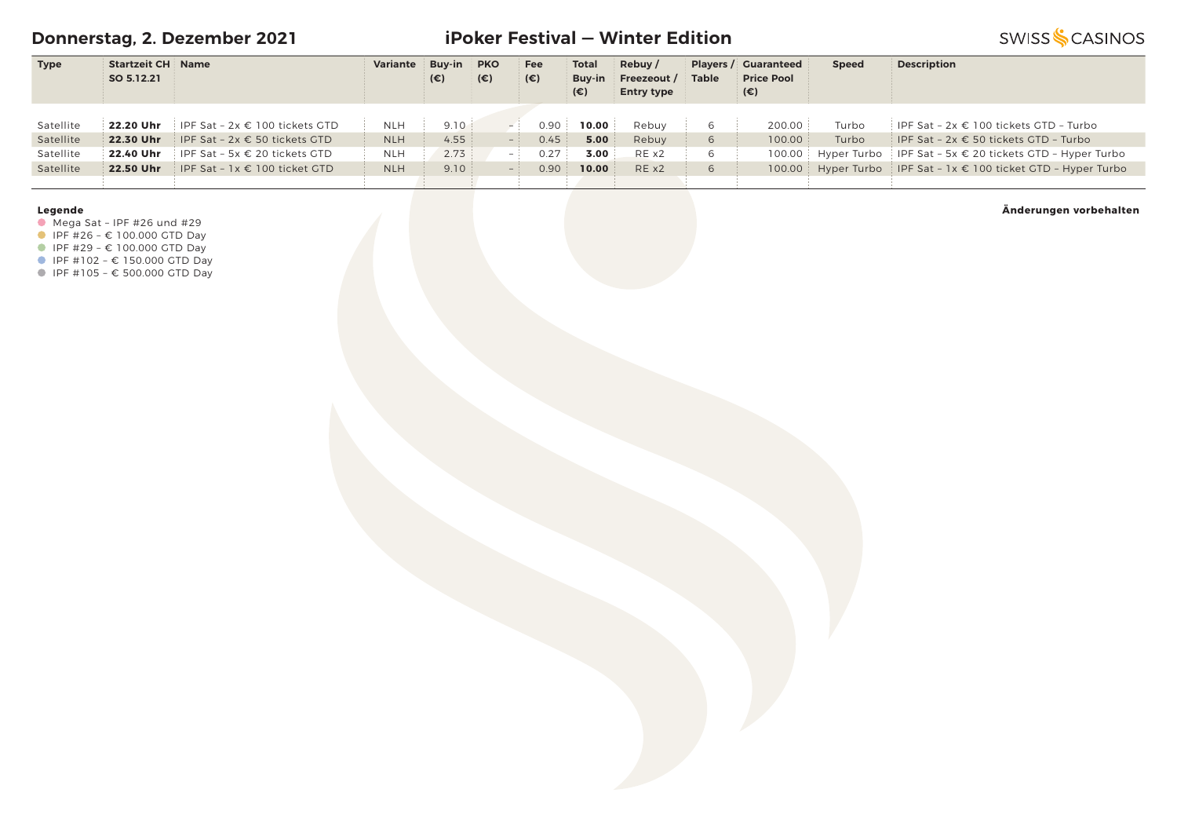## Donnerstag, 2. Dezember 2021

# iPoker Festival — Winter Edition

| Type | Startzeit CH SO 5.12.21 | Name | Variante | Buy-in (€) | PKO (€) | Fee (€) | Total Buy-in (€) | Rebuy / Freezeout / Entry type | Players / Table | Guaranteed Price Pool (€) | Speed | Description |
|---|---|---|---|---|---|---|---|---|---|---|---|---|
| Satellite | **22.20 Uhr** | IPF Sat – 2x € 100 tickets GTD | NLH | 9.10 | – | 0.90 | **10.00** | Rebuy | 6 | 200.00 | Turbo | IPF Sat – 2x € 100 tickets GTD – Turbo |
| Satellite | **22.30 Uhr** | IPF Sat – 2x € 50 tickets GTD | NLH | 4.55 | – | 0.45 | **5.00** | Rebuy | 6 | 100.00 | Turbo | IPF Sat – 2x € 50 tickets GTD – Turbo |
| Satellite | **22.40 Uhr** | IPF Sat – 5x € 20 tickets GTD | NLH | 2.73 | – | 0.27 | **3.00** | RE x2 | 6 | 100.00 | Hyper Turbo | IPF Sat – 5x € 20 tickets GTD – Hyper Turbo |
| Satellite | **22.50 Uhr** | IPF Sat – 1x € 100 ticket GTD | NLH | 9.10 | – | 0.90 | **10.00** | RE x2 | 6 | 100.00 | Hyper Turbo | IPF Sat – 1x € 100 ticket GTD – Hyper Turbo |

**Legende**

- Mega Sat – IPF #26 und #29
- IPF #26 – € 100.000 GTD Day
- IPF #29 – € 100.000 GTD Day
- IPF #102 – € 150.000 GTD Day
- IPF #105 – € 500.000 GTD Day

**Änderungen vorbehalten**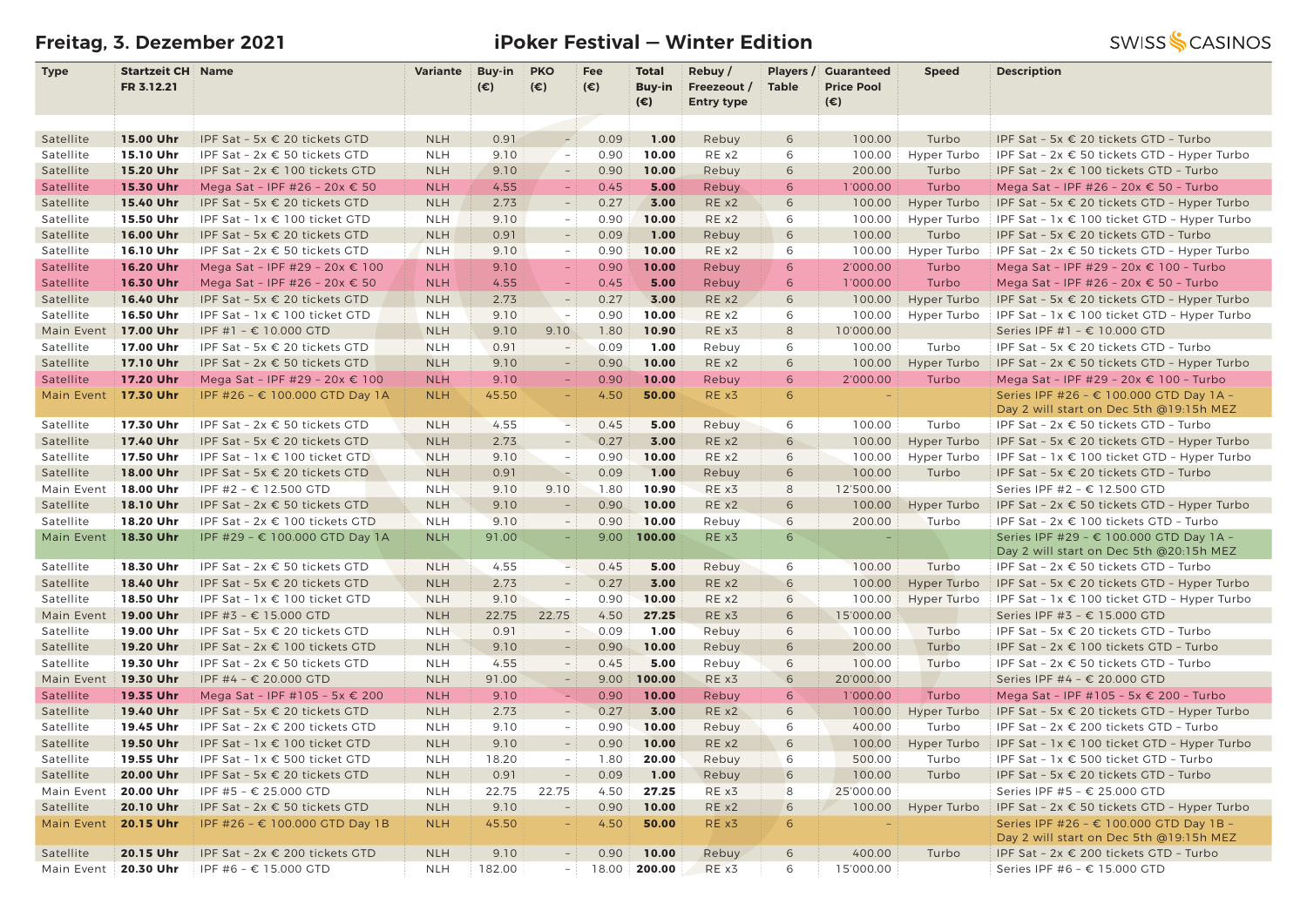**Freitag, 3. Dezember 2021** | **iPoker Festival — Winter Edition** | SWISS CASINOS

| Type | Startzeit CH FR 3.12.21 | Name | Variante | Buy-in (€) | PKO (€) | Fee (€) | Total Buy-in (€) | Rebuy / Freezeout / Entry type | Players / Table | Guaranteed Price Pool (€) | Speed | Description |
|---|---|---|---|---|---|---|---|---|---|---|---|---|
| Satellite | **15.00 Uhr** | IPF Sat - 5x € 20 tickets GTD | NLH | 0.91 | - | 0.09 | **1.00** | Rebuy | 6 | 100.00 | Turbo | IPF Sat - 5x € 20 tickets GTD - Turbo |
| Satellite | **15.10 Uhr** | IPF Sat - 2x € 50 tickets GTD | NLH | 9.10 | - | 0.90 | **10.00** | RE x2 | 6 | 100.00 | Hyper Turbo | IPF Sat - 2x € 50 tickets GTD - Hyper Turbo |
| Satellite | **15.20 Uhr** | IPF Sat - 2x € 100 tickets GTD | NLH | 9.10 | - | 0.90 | **10.00** | Rebuy | 6 | 200.00 | Turbo | IPF Sat - 2x € 100 tickets GTD - Turbo |
| Satellite | **15.30 Uhr** | Mega Sat - IPF #26 - 20x € 50 | NLH | 4.55 | - | 0.45 | **5.00** | Rebuy | 6 | 1'000.00 | Turbo | Mega Sat - IPF #26 - 20x € 50 - Turbo |
| Satellite | **15.40 Uhr** | IPF Sat - 5x € 20 tickets GTD | NLH | 2.73 | - | 0.27 | **3.00** | RE x2 | 6 | 100.00 | Hyper Turbo | IPF Sat - 5x € 20 tickets GTD - Hyper Turbo |
| Satellite | **15.50 Uhr** | IPF Sat - 1x € 100 ticket GTD | NLH | 9.10 | - | 0.90 | **10.00** | RE x2 | 6 | 100.00 | Hyper Turbo | IPF Sat - 1x € 100 ticket GTD - Hyper Turbo |
| Satellite | **16.00 Uhr** | IPF Sat - 5x € 20 tickets GTD | NLH | 0.91 | - | 0.09 | **1.00** | Rebuy | 6 | 100.00 | Turbo | IPF Sat - 5x € 20 tickets GTD - Turbo |
| Satellite | **16.10 Uhr** | IPF Sat - 2x € 50 tickets GTD | NLH | 9.10 | - | 0.90 | **10.00** | RE x2 | 6 | 100.00 | Hyper Turbo | IPF Sat - 2x € 50 tickets GTD - Hyper Turbo |
| Satellite | **16.20 Uhr** | Mega Sat - IPF #29 - 20x € 100 | NLH | 9.10 | - | 0.90 | **10.00** | Rebuy | 6 | 2'000.00 | Turbo | Mega Sat - IPF #29 - 20x € 100 - Turbo |
| Satellite | **16.30 Uhr** | Mega Sat - IPF #26 - 20x € 50 | NLH | 4.55 | - | 0.45 | **5.00** | Rebuy | 6 | 1'000.00 | Turbo | Mega Sat - IPF #26 - 20x € 50 - Turbo |
| Satellite | **16.40 Uhr** | IPF Sat - 5x € 20 tickets GTD | NLH | 2.73 | - | 0.27 | **3.00** | RE x2 | 6 | 100.00 | Hyper Turbo | IPF Sat - 5x € 20 tickets GTD - Hyper Turbo |
| Satellite | **16.50 Uhr** | IPF Sat - 1x € 100 ticket GTD | NLH | 9.10 | - | 0.90 | **10.00** | RE x2 | 6 | 100.00 | Hyper Turbo | IPF Sat - 1x € 100 ticket GTD - Hyper Turbo |
| Main Event | **17.00 Uhr** | IPF #1 - € 10.000 GTD | NLH | 9.10 | 9.10 | 1.80 | **10.90** | RE x3 | 8 | 10'000.00 | | Series IPF #1 - € 10.000 GTD |
| Satellite | **17.00 Uhr** | IPF Sat - 5x € 20 tickets GTD | NLH | 0.91 | - | 0.09 | **1.00** | Rebuy | 6 | 100.00 | Turbo | IPF Sat - 5x € 20 tickets GTD - Turbo |
| Satellite | **17.10 Uhr** | IPF Sat - 2x € 50 tickets GTD | NLH | 9.10 | - | 0.90 | **10.00** | RE x2 | 6 | 100.00 | Hyper Turbo | IPF Sat - 2x € 50 tickets GTD - Hyper Turbo |
| Satellite | **17.20 Uhr** | Mega Sat - IPF #29 - 20x € 100 | NLH | 9.10 | - | 0.90 | **10.00** | Rebuy | 6 | 2'000.00 | Turbo | Mega Sat - IPF #29 - 20x € 100 - Turbo |
| Main Event | **17.30 Uhr** | IPF #26 - € 100.000 GTD Day 1A | NLH | 45.50 | - | 4.50 | **50.00** | RE x3 | 6 | - | | Series IPF #26 - € 100.000 GTD Day 1A - Day 2 will start on Dec 5th @19:15h MEZ |
| Satellite | **17.30 Uhr** | IPF Sat - 2x € 50 tickets GTD | NLH | 4.55 | - | 0.45 | **5.00** | Rebuy | 6 | 100.00 | Turbo | IPF Sat - 2x € 50 tickets GTD - Turbo |
| Satellite | **17.40 Uhr** | IPF Sat - 5x € 20 tickets GTD | NLH | 2.73 | - | 0.27 | **3.00** | RE x2 | 6 | 100.00 | Hyper Turbo | IPF Sat - 5x € 20 tickets GTD - Hyper Turbo |
| Satellite | **17.50 Uhr** | IPF Sat - 1x € 100 ticket GTD | NLH | 9.10 | - | 0.90 | **10.00** | RE x2 | 6 | 100.00 | Hyper Turbo | IPF Sat - 1x € 100 ticket GTD - Hyper Turbo |
| Satellite | **18.00 Uhr** | IPF Sat - 5x € 20 tickets GTD | NLH | 0.91 | - | 0.09 | **1.00** | Rebuy | 6 | 100.00 | Turbo | IPF Sat - 5x € 20 tickets GTD - Turbo |
| Main Event | **18.00 Uhr** | IPF #2 - € 12.500 GTD | NLH | 9.10 | 9.10 | 1.80 | **10.90** | RE x3 | 8 | 12'500.00 | | Series IPF #2 - € 12.500 GTD |
| Satellite | **18.10 Uhr** | IPF Sat - 2x € 50 tickets GTD | NLH | 9.10 | - | 0.90 | **10.00** | RE x2 | 6 | 100.00 | Hyper Turbo | IPF Sat - 2x € 50 tickets GTD - Hyper Turbo |
| Satellite | **18.20 Uhr** | IPF Sat - 2x € 100 tickets GTD | NLH | 9.10 | - | 0.90 | **10.00** | Rebuy | 6 | 200.00 | Turbo | IPF Sat - 2x € 100 tickets GTD - Turbo |
| Main Event | **18.30 Uhr** | IPF #29 - € 100.000 GTD Day 1A | NLH | 91.00 | - | 9.00 | **100.00** | RE x3 | 6 | - | | Series IPF #29 - € 100.000 GTD Day 1A - Day 2 will start on Dec 5th @20:15h MEZ |
| Satellite | **18.30 Uhr** | IPF Sat - 2x € 50 tickets GTD | NLH | 4.55 | - | 0.45 | **5.00** | Rebuy | 6 | 100.00 | Turbo | IPF Sat - 2x € 50 tickets GTD - Turbo |
| Satellite | **18.40 Uhr** | IPF Sat - 5x € 20 tickets GTD | NLH | 2.73 | - | 0.27 | **3.00** | RE x2 | 6 | 100.00 | Hyper Turbo | IPF Sat - 5x € 20 tickets GTD - Hyper Turbo |
| Satellite | **18.50 Uhr** | IPF Sat - 1x € 100 ticket GTD | NLH | 9.10 | - | 0.90 | **10.00** | RE x2 | 6 | 100.00 | Hyper Turbo | IPF Sat - 1x € 100 ticket GTD - Hyper Turbo |
| Main Event | **19.00 Uhr** | IPF #3 - € 15.000 GTD | NLH | 22.75 | 22.75 | 4.50 | **27.25** | RE x3 | 6 | 15'000.00 | | Series IPF #3 - € 15.000 GTD |
| Satellite | **19.00 Uhr** | IPF Sat - 5x € 20 tickets GTD | NLH | 0.91 | - | 0.09 | **1.00** | Rebuy | 6 | 100.00 | Turbo | IPF Sat - 5x € 20 tickets GTD - Turbo |
| Satellite | **19.20 Uhr** | IPF Sat - 2x € 100 tickets GTD | NLH | 9.10 | - | 0.90 | **10.00** | Rebuy | 6 | 200.00 | Turbo | IPF Sat - 2x € 100 tickets GTD - Turbo |
| Satellite | **19.30 Uhr** | IPF Sat - 2x € 50 tickets GTD | NLH | 4.55 | - | 0.45 | **5.00** | Rebuy | 6 | 100.00 | Turbo | IPF Sat - 2x € 50 tickets GTD - Turbo |
| Main Event | **19.30 Uhr** | IPF #4 - € 20.000 GTD | NLH | 91.00 | - | 9.00 | **100.00** | RE x3 | 6 | 20'000.00 | | Series IPF #4 - € 20.000 GTD |
| Satellite | **19.35 Uhr** | Mega Sat - IPF #105 - 5x € 200 | NLH | 9.10 | - | 0.90 | **10.00** | Rebuy | 6 | 1'000.00 | Turbo | Mega Sat - IPF #105 - 5x € 200 - Turbo |
| Satellite | **19.40 Uhr** | IPF Sat - 5x € 20 tickets GTD | NLH | 2.73 | - | 0.27 | **3.00** | RE x2 | 6 | 100.00 | Hyper Turbo | IPF Sat - 5x € 20 tickets GTD - Hyper Turbo |
| Satellite | **19.45 Uhr** | IPF Sat - 2x € 200 tickets GTD | NLH | 9.10 | - | 0.90 | **10.00** | Rebuy | 6 | 400.00 | Turbo | IPF Sat - 2x € 200 tickets GTD - Turbo |
| Satellite | **19.50 Uhr** | IPF Sat - 1x € 100 ticket GTD | NLH | 9.10 | - | 0.90 | **10.00** | RE x2 | 6 | 100.00 | Hyper Turbo | IPF Sat - 1x € 100 ticket GTD - Hyper Turbo |
| Satellite | **19.55 Uhr** | IPF Sat - 1x € 500 ticket GTD | NLH | 18.20 | - | 1.80 | **20.00** | Rebuy | 6 | 500.00 | Turbo | IPF Sat - 1x € 500 ticket GTD - Turbo |
| Satellite | **20.00 Uhr** | IPF Sat - 5x € 20 tickets GTD | NLH | 0.91 | - | 0.09 | **1.00** | Rebuy | 6 | 100.00 | Turbo | IPF Sat - 5x € 20 tickets GTD - Turbo |
| Main Event | **20.00 Uhr** | IPF #5 - € 25.000 GTD | NLH | 22.75 | 22.75 | 4.50 | **27.25** | RE x3 | 8 | 25'000.00 | | Series IPF #5 - € 25.000 GTD |
| Satellite | **20.10 Uhr** | IPF Sat - 2x € 50 tickets GTD | NLH | 9.10 | - | 0.90 | **10.00** | RE x2 | 6 | 100.00 | Hyper Turbo | IPF Sat - 2x € 50 tickets GTD - Hyper Turbo |
| Main Event | **20.15 Uhr** | IPF #26 - € 100.000 GTD Day 1B | NLH | 45.50 | - | 4.50 | **50.00** | RE x3 | 6 | - | | Series IPF #26 - € 100.000 GTD Day 1B - Day 2 will start on Dec 5th @19:15h MEZ |
| Satellite | **20.15 Uhr** | IPF Sat - 2x € 200 tickets GTD | NLH | 9.10 | - | 0.90 | **10.00** | Rebuy | 6 | 400.00 | Turbo | IPF Sat - 2x € 200 tickets GTD - Turbo |
| Main Event | **20.30 Uhr** | IPF #6 - € 15.000 GTD | NLH | 182.00 | - | 18.00 | **200.00** | RE x3 | 6 | 15'000.00 | | Series IPF #6 - € 15.000 GTD |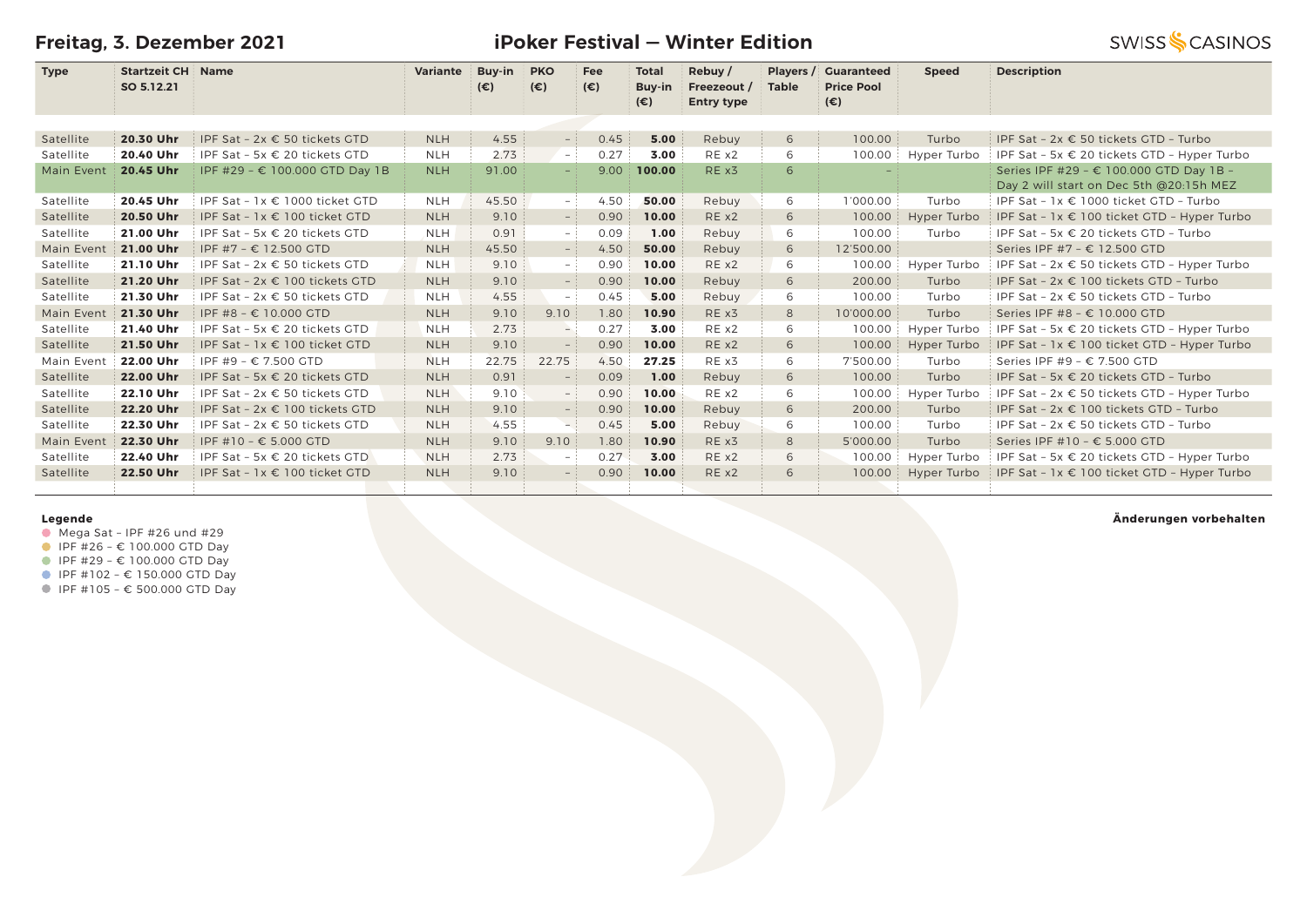## Freitag, 3. Dezember 2021

## iPoker Festival — Winter Edition

SWISS CASINOS

| Type | Startzeit CH SO 5.12.21 | Name | Variante | Buy-in (€) | PKO (€) | Fee (€) | Total Buy-in (€) | Rebuy / Freezeout / Entry type | Players / Table | Guaranteed Price Pool (€) | Speed | Description |
|---|---|---|---|---|---|---|---|---|---|---|---|---|
| Satellite | **20.30 Uhr** | IPF Sat – 2x € 50 tickets GTD | NLH | 4.55 | – | 0.45 | **5.00** | Rebuy | 6 | 100.00 | Turbo | IPF Sat – 2x € 50 tickets GTD – Turbo |
| Satellite | **20.40 Uhr** | IPF Sat – 5x € 20 tickets GTD | NLH | 2.73 | – | 0.27 | **3.00** | RE x2 | 6 | 100.00 | Hyper Turbo | IPF Sat – 5x € 20 tickets GTD – Hyper Turbo |
| Main Event | **20.45 Uhr** | IPF #29 – € 100.000 GTD Day 1B | NLH | 91.00 | – | 9.00 | **100.00** | RE x3 | 6 | – | | Series IPF #29 – € 100.000 GTD Day 1B – Day 2 will start on Dec 5th @20:15h MEZ |
| Satellite | **20.45 Uhr** | IPF Sat – 1x € 1000 ticket GTD | NLH | 45.50 | – | 4.50 | **50.00** | Rebuy | 6 | 1'000.00 | Turbo | IPF Sat – 1x € 1000 ticket GTD – Turbo |
| Satellite | **20.50 Uhr** | IPF Sat – 1x € 100 ticket GTD | NLH | 9.10 | – | 0.90 | **10.00** | RE x2 | 6 | 100.00 | Hyper Turbo | IPF Sat – 1x € 100 ticket GTD – Hyper Turbo |
| Satellite | **21.00 Uhr** | IPF Sat – 5x € 20 tickets GTD | NLH | 0.91 | – | 0.09 | **1.00** | Rebuy | 6 | 100.00 | Turbo | IPF Sat – 5x € 20 tickets GTD – Turbo |
| Main Event | **21.00 Uhr** | IPF #7 – € 12.500 GTD | NLH | 45.50 | – | 4.50 | **50.00** | Rebuy | 6 | 12'500.00 | | Series IPF #7 – € 12.500 GTD |
| Satellite | **21.10 Uhr** | IPF Sat – 2x € 50 tickets GTD | NLH | 9.10 | – | 0.90 | **10.00** | RE x2 | 6 | 100.00 | Hyper Turbo | IPF Sat – 2x € 50 tickets GTD – Hyper Turbo |
| Satellite | **21.20 Uhr** | IPF Sat – 2x € 100 tickets GTD | NLH | 9.10 | – | 0.90 | **10.00** | Rebuy | 6 | 200.00 | Turbo | IPF Sat – 2x € 100 tickets GTD – Turbo |
| Satellite | **21.30 Uhr** | IPF Sat – 2x € 50 tickets GTD | NLH | 4.55 | – | 0.45 | **5.00** | Rebuy | 6 | 100.00 | Turbo | IPF Sat – 2x € 50 tickets GTD – Turbo |
| Main Event | **21.30 Uhr** | IPF #8 – € 10.000 GTD | NLH | 9.10 | 9.10 | 1.80 | **10.90** | RE x3 | 8 | 10'000.00 | Turbo | Series IPF #8 – € 10.000 GTD |
| Satellite | **21.40 Uhr** | IPF Sat – 5x € 20 tickets GTD | NLH | 2.73 | – | 0.27 | **3.00** | RE x2 | 6 | 100.00 | Hyper Turbo | IPF Sat – 5x € 20 tickets GTD – Hyper Turbo |
| Satellite | **21.50 Uhr** | IPF Sat – 1x € 100 ticket GTD | NLH | 9.10 | – | 0.90 | **10.00** | RE x2 | 6 | 100.00 | Hyper Turbo | IPF Sat – 1x € 100 ticket GTD – Hyper Turbo |
| Main Event | **22.00 Uhr** | IPF #9 – € 7.500 GTD | NLH | 22.75 | 22.75 | 4.50 | **27.25** | RE x3 | 6 | 7'500.00 | Turbo | Series IPF #9 – € 7.500 GTD |
| Satellite | **22.00 Uhr** | IPF Sat – 5x € 20 tickets GTD | NLH | 0.91 | – | 0.09 | **1.00** | Rebuy | 6 | 100.00 | Turbo | IPF Sat – 5x € 20 tickets GTD – Turbo |
| Satellite | **22.10 Uhr** | IPF Sat – 2x € 50 tickets GTD | NLH | 9.10 | – | 0.90 | **10.00** | RE x2 | 6 | 100.00 | Hyper Turbo | IPF Sat – 2x € 50 tickets GTD – Hyper Turbo |
| Satellite | **22.20 Uhr** | IPF Sat – 2x € 100 tickets GTD | NLH | 9.10 | – | 0.90 | **10.00** | Rebuy | 6 | 200.00 | Turbo | IPF Sat – 2x € 100 tickets GTD – Turbo |
| Satellite | **22.30 Uhr** | IPF Sat – 2x € 50 tickets GTD | NLH | 4.55 | – | 0.45 | **5.00** | Rebuy | 6 | 100.00 | Turbo | IPF Sat – 2x € 50 tickets GTD – Turbo |
| Main Event | **22.30 Uhr** | IPF #10 – € 5.000 GTD | NLH | 9.10 | 9.10 | 1.80 | **10.90** | RE x3 | 8 | 5'000.00 | Turbo | Series IPF #10 – € 5.000 GTD |
| Satellite | **22.40 Uhr** | IPF Sat – 5x € 20 tickets GTD | NLH | 2.73 | – | 0.27 | **3.00** | RE x2 | 6 | 100.00 | Hyper Turbo | IPF Sat – 5x € 20 tickets GTD – Hyper Turbo |
| Satellite | **22.50 Uhr** | IPF Sat – 1x € 100 ticket GTD | NLH | 9.10 | – | 0.90 | **10.00** | RE x2 | 6 | 100.00 | Hyper Turbo | IPF Sat – 1x € 100 ticket GTD – Hyper Turbo |

**Legende**

- Mega Sat – IPF #26 und #29
- IPF #26 – € 100.000 GTD Day
- IPF #29 – € 100.000 GTD Day
- IPF #102 – € 150.000 GTD Day
- IPF #105 – € 500.000 GTD Day

**Änderungen vorbehalten**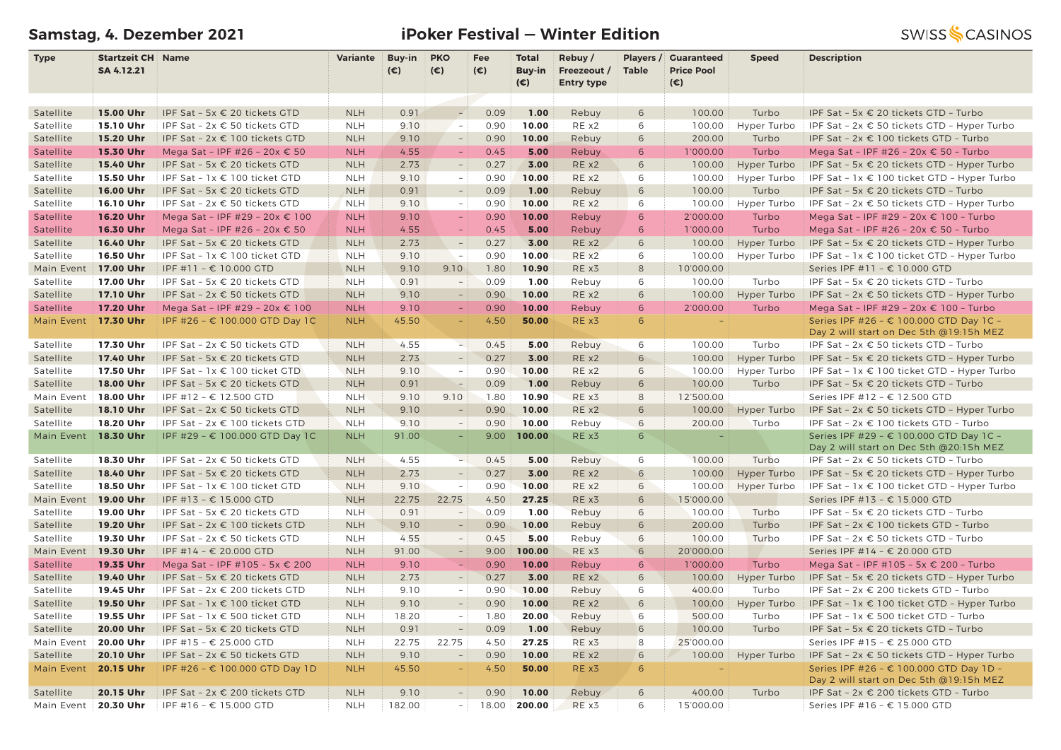**Samstag, 4. Dezember 2021** — **iPoker Festival — Winter Edition** — SWISS CASINOS

| Type | Startzeit CH SA 4.12.21 | Name | Variante | Buy-in (€) | PKO (€) | Fee (€) | Total Buy-in (€) | Rebuy / Freezeout / Entry type | Players / Table | Guaranteed Price Pool (€) | Speed | Description |
|---|---|---|---|---|---|---|---|---|---|---|---|---|
| Satellite | **15.00 Uhr** | IPF Sat - 5x € 20 tickets GTD | NLH | 0.91 | - | 0.09 | **1.00** | Rebuy | 6 | 100.00 | Turbo | IPF Sat - 5x € 20 tickets GTD - Turbo |
| Satellite | **15.10 Uhr** | IPF Sat - 2x € 50 tickets GTD | NLH | 9.10 | - | 0.90 | **10.00** | RE x2 | 6 | 100.00 | Hyper Turbo | IPF Sat - 2x € 50 tickets GTD - Hyper Turbo |
| Satellite | **15.20 Uhr** | IPF Sat - 2x € 100 tickets GTD | NLH | 9.10 | - | 0.90 | **10.00** | Rebuy | 6 | 200.00 | Turbo | IPF Sat - 2x € 100 tickets GTD - Turbo |
| Satellite | **15.30 Uhr** | Mega Sat - IPF #26 - 20x € 50 | NLH | 4.55 | - | 0.45 | **5.00** | Rebuy | 6 | 1'000.00 | Turbo | Mega Sat - IPF #26 - 20x € 50 - Turbo |
| Satellite | **15.40 Uhr** | IPF Sat - 5x € 20 tickets GTD | NLH | 2.73 | - | 0.27 | **3.00** | RE x2 | 6 | 100.00 | Hyper Turbo | IPF Sat - 5x € 20 tickets GTD - Hyper Turbo |
| Satellite | **15.50 Uhr** | IPF Sat - 1x € 100 ticket GTD | NLH | 9.10 | - | 0.90 | **10.00** | RE x2 | 6 | 100.00 | Hyper Turbo | IPF Sat - 1x € 100 ticket GTD - Hyper Turbo |
| Satellite | **16.00 Uhr** | IPF Sat - 5x € 20 tickets GTD | NLH | 0.91 | - | 0.09 | **1.00** | Rebuy | 6 | 100.00 | Turbo | IPF Sat - 5x € 20 tickets GTD - Turbo |
| Satellite | **16.10 Uhr** | IPF Sat - 2x € 50 tickets GTD | NLH | 9.10 | - | 0.90 | **10.00** | RE x2 | 6 | 100.00 | Hyper Turbo | IPF Sat - 2x € 50 tickets GTD - Hyper Turbo |
| Satellite | **16.20 Uhr** | Mega Sat - IPF #29 - 20x € 100 | NLH | 9.10 | - | 0.90 | **10.00** | Rebuy | 6 | 2'000.00 | Turbo | Mega Sat - IPF #29 - 20x € 100 - Turbo |
| Satellite | **16.30 Uhr** | Mega Sat - IPF #26 - 20x € 50 | NLH | 4.55 | - | 0.45 | **5.00** | Rebuy | 6 | 1'000.00 | Turbo | Mega Sat - IPF #26 - 20x € 50 - Turbo |
| Satellite | **16.40 Uhr** | IPF Sat - 5x € 20 tickets GTD | NLH | 2.73 | - | 0.27 | **3.00** | RE x2 | 6 | 100.00 | Hyper Turbo | IPF Sat - 5x € 20 tickets GTD - Hyper Turbo |
| Satellite | **16.50 Uhr** | IPF Sat - 1x € 100 ticket GTD | NLH | 9.10 | - | 0.90 | **10.00** | RE x2 | 6 | 100.00 | Hyper Turbo | IPF Sat - 1x € 100 ticket GTD - Hyper Turbo |
| Main Event | **17.00 Uhr** | IPF #11 - € 10.000 GTD | NLH | 9.10 | 9.10 | 1.80 | **10.90** | RE x3 | 8 | 10'000.00 | | Series IPF #11 - € 10.000 GTD |
| Satellite | **17.00 Uhr** | IPF Sat - 5x € 20 tickets GTD | NLH | 0.91 | - | 0.09 | **1.00** | Rebuy | 6 | 100.00 | Turbo | IPF Sat - 5x € 20 tickets GTD - Turbo |
| Satellite | **17.10 Uhr** | IPF Sat - 2x € 50 tickets GTD | NLH | 9.10 | - | 0.90 | **10.00** | RE x2 | 6 | 100.00 | Hyper Turbo | IPF Sat - 2x € 50 tickets GTD - Hyper Turbo |
| Satellite | **17.20 Uhr** | Mega Sat - IPF #29 - 20x € 100 | NLH | 9.10 | - | 0.90 | **10.00** | Rebuy | 6 | 2'000.00 | Turbo | Mega Sat - IPF #29 - 20x € 100 - Turbo |
| Main Event | **17.30 Uhr** | IPF #26 - € 100.000 GTD Day 1C | NLH | 45.50 | - | 4.50 | **50.00** | RE x3 | 6 | - | | Series IPF #26 - € 100.000 GTD Day 1C - Day 2 will start on Dec 5th @19:15h MEZ |
| Satellite | **17.30 Uhr** | IPF Sat - 2x € 50 tickets GTD | NLH | 4.55 | - | 0.45 | **5.00** | Rebuy | 6 | 100.00 | Turbo | IPF Sat - 2x € 50 tickets GTD - Turbo |
| Satellite | **17.40 Uhr** | IPF Sat - 5x € 20 tickets GTD | NLH | 2.73 | - | 0.27 | **3.00** | RE x2 | 6 | 100.00 | Hyper Turbo | IPF Sat - 5x € 20 tickets GTD - Hyper Turbo |
| Satellite | **17.50 Uhr** | IPF Sat - 1x € 100 ticket GTD | NLH | 9.10 | - | 0.90 | **10.00** | RE x2 | 6 | 100.00 | Hyper Turbo | IPF Sat - 1x € 100 ticket GTD - Hyper Turbo |
| Satellite | **18.00 Uhr** | IPF Sat - 5x € 20 tickets GTD | NLH | 0.91 | - | 0.09 | **1.00** | Rebuy | 6 | 100.00 | Turbo | IPF Sat - 5x € 20 tickets GTD - Turbo |
| Main Event | **18.00 Uhr** | IPF #12 - € 12.500 GTD | NLH | 9.10 | 9.10 | 1.80 | **10.90** | RE x3 | 8 | 12'500.00 | | Series IPF #12 - € 12.500 GTD |
| Satellite | **18.10 Uhr** | IPF Sat - 2x € 50 tickets GTD | NLH | 9.10 | - | 0.90 | **10.00** | RE x2 | 6 | 100.00 | Hyper Turbo | IPF Sat - 2x € 50 tickets GTD - Hyper Turbo |
| Satellite | **18.20 Uhr** | IPF Sat - 2x € 100 tickets GTD | NLH | 9.10 | - | 0.90 | **10.00** | Rebuy | 6 | 200.00 | Turbo | IPF Sat - 2x € 100 tickets GTD - Turbo |
| Main Event | **18.30 Uhr** | IPF #29 - € 100.000 GTD Day 1C | NLH | 91.00 | - | 9.00 | **100.00** | RE x3 | 6 | - | | Series IPF #29 - € 100.000 GTD Day 1C - Day 2 will start on Dec 5th @20:15h MEZ |
| Satellite | **18.30 Uhr** | IPF Sat - 2x € 50 tickets GTD | NLH | 4.55 | - | 0.45 | **5.00** | Rebuy | 6 | 100.00 | Turbo | IPF Sat - 2x € 50 tickets GTD - Turbo |
| Satellite | **18.40 Uhr** | IPF Sat - 5x € 20 tickets GTD | NLH | 2.73 | - | 0.27 | **3.00** | RE x2 | 6 | 100.00 | Hyper Turbo | IPF Sat - 5x € 20 tickets GTD - Hyper Turbo |
| Satellite | **18.50 Uhr** | IPF Sat - 1x € 100 ticket GTD | NLH | 9.10 | - | 0.90 | **10.00** | RE x2 | 6 | 100.00 | Hyper Turbo | IPF Sat - 1x € 100 ticket GTD - Hyper Turbo |
| Main Event | **19.00 Uhr** | IPF #13 - € 15.000 GTD | NLH | 22.75 | 22.75 | 4.50 | **27.25** | RE x3 | 6 | 15'000.00 | | Series IPF #13 - € 15.000 GTD |
| Satellite | **19.00 Uhr** | IPF Sat - 5x € 20 tickets GTD | NLH | 0.91 | - | 0.09 | **1.00** | Rebuy | 6 | 100.00 | Turbo | IPF Sat - 5x € 20 tickets GTD - Turbo |
| Satellite | **19.20 Uhr** | IPF Sat - 2x € 100 tickets GTD | NLH | 9.10 | - | 0.90 | **10.00** | Rebuy | 6 | 200.00 | Turbo | IPF Sat - 2x € 100 tickets GTD - Turbo |
| Satellite | **19.30 Uhr** | IPF Sat - 2x € 50 tickets GTD | NLH | 4.55 | - | 0.45 | **5.00** | Rebuy | 6 | 100.00 | Turbo | IPF Sat - 2x € 50 tickets GTD - Turbo |
| Main Event | **19.30 Uhr** | IPF #14 - € 20.000 GTD | NLH | 91.00 | - | 9.00 | **100.00** | RE x3 | 6 | 20'000.00 | | Series IPF #14 - € 20.000 GTD |
| Satellite | **19.35 Uhr** | Mega Sat - IPF #105 - 5x € 200 | NLH | 9.10 | - | 0.90 | **10.00** | Rebuy | 6 | 1'000.00 | Turbo | Mega Sat - IPF #105 - 5x € 200 - Turbo |
| Satellite | **19.40 Uhr** | IPF Sat - 5x € 20 tickets GTD | NLH | 2.73 | - | 0.27 | **3.00** | RE x2 | 6 | 100.00 | Hyper Turbo | IPF Sat - 5x € 20 tickets GTD - Hyper Turbo |
| Satellite | **19.45 Uhr** | IPF Sat - 2x € 200 tickets GTD | NLH | 9.10 | - | 0.90 | **10.00** | Rebuy | 6 | 400.00 | Turbo | IPF Sat - 2x € 200 tickets GTD - Turbo |
| Satellite | **19.50 Uhr** | IPF Sat - 1x € 100 ticket GTD | NLH | 9.10 | - | 0.90 | **10.00** | RE x2 | 6 | 100.00 | Hyper Turbo | IPF Sat - 1x € 100 ticket GTD - Hyper Turbo |
| Satellite | **19.55 Uhr** | IPF Sat - 1x € 500 ticket GTD | NLH | 18.20 | - | 1.80 | **20.00** | Rebuy | 6 | 500.00 | Turbo | IPF Sat - 1x € 500 ticket GTD - Turbo |
| Satellite | **20.00 Uhr** | IPF Sat - 5x € 20 tickets GTD | NLH | 0.91 | - | 0.09 | **1.00** | Rebuy | 6 | 100.00 | Turbo | IPF Sat - 5x € 20 tickets GTD - Turbo |
| Main Event | **20.00 Uhr** | IPF #15 - € 25.000 GTD | NLH | 22.75 | 22.75 | 4.50 | **27.25** | RE x3 | 8 | 25'000.00 | | Series IPF #15 - € 25.000 GTD |
| Satellite | **20.10 Uhr** | IPF Sat - 2x € 50 tickets GTD | NLH | 9.10 | - | 0.90 | **10.00** | RE x2 | 6 | 100.00 | Hyper Turbo | IPF Sat - 2x € 50 tickets GTD - Hyper Turbo |
| Main Event | **20.15 Uhr** | IPF #26 - € 100.000 GTD Day 1D | NLH | 45.50 | - | 4.50 | **50.00** | RE x3 | 6 | - | | Series IPF #26 - € 100.000 GTD Day 1D - Day 2 will start on Dec 5th @19:15h MEZ |
| Satellite | **20.15 Uhr** | IPF Sat - 2x € 200 tickets GTD | NLH | 9.10 | - | 0.90 | **10.00** | Rebuy | 6 | 400.00 | Turbo | IPF Sat - 2x € 200 tickets GTD - Turbo |
| Main Event | **20.30 Uhr** | IPF #16 - € 15.000 GTD | NLH | 182.00 | - | 18.00 | **200.00** | RE x3 | 6 | 15'000.00 | | Series IPF #16 - € 15.000 GTD |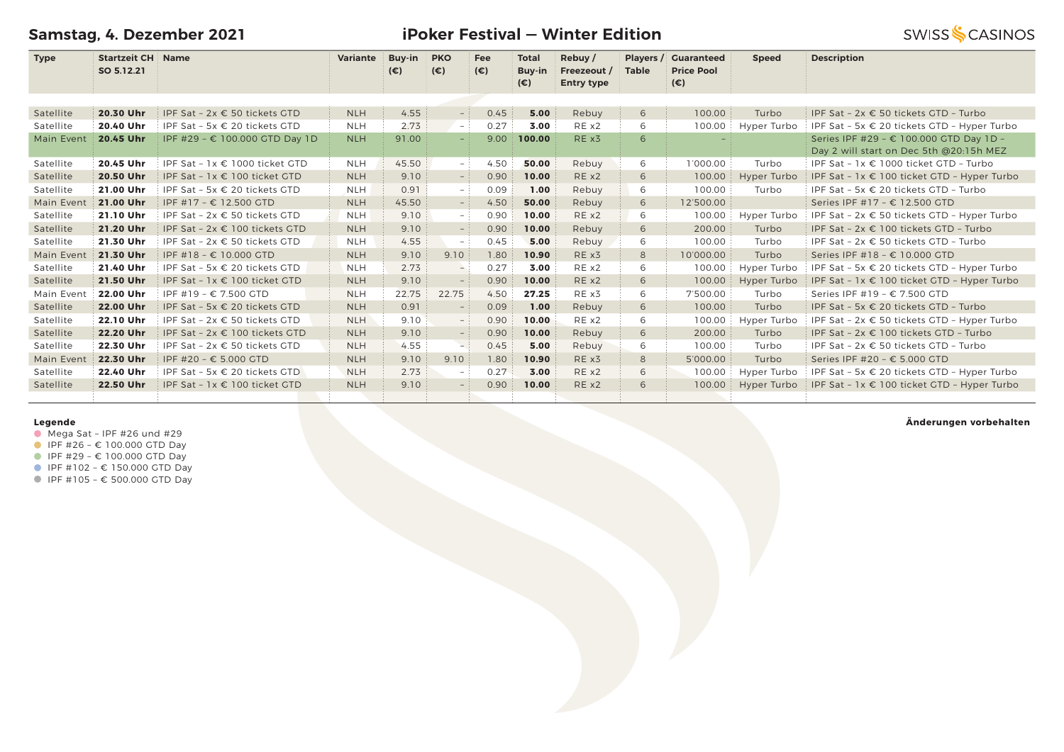## Samstag, 4. Dezember 2021

## iPoker Festival — Winter Edition

SWISS CASINOS

| Type | Startzeit CH SO 5.12.21 | Name | Variante | Buy-in (€) | PKO (€) | Fee (€) | Total Buy-in (€) | Rebuy / Freezeout / Entry type | Players / Table | Guaranteed Price Pool (€) | Speed | Description |
|---|---|---|---|---|---|---|---|---|---|---|---|---|
| Satellite | **20.30 Uhr** | IPF Sat - 2x € 50 tickets GTD | NLH | 4.55 | – | 0.45 | **5.00** | Rebuy | 6 | 100.00 | Turbo | IPF Sat - 2x € 50 tickets GTD - Turbo |
| Satellite | **20.40 Uhr** | IPF Sat - 5x € 20 tickets GTD | NLH | 2.73 | – | 0.27 | **3.00** | RE x2 | 6 | 100.00 | Hyper Turbo | IPF Sat - 5x € 20 tickets GTD - Hyper Turbo |
| Main Event | **20.45 Uhr** | IPF #29 - € 100.000 GTD Day 1D | NLH | 91.00 | – | 9.00 | **100.00** | RE x3 | 6 | – | | Series IPF #29 - € 100.000 GTD Day 1D - Day 2 will start on Dec 5th @20:15h MEZ |
| Satellite | **20.45 Uhr** | IPF Sat - 1x € 1000 ticket GTD | NLH | 45.50 | – | 4.50 | **50.00** | Rebuy | 6 | 1'000.00 | Turbo | IPF Sat - 1x € 1000 ticket GTD - Turbo |
| Satellite | **20.50 Uhr** | IPF Sat - 1x € 100 ticket GTD | NLH | 9.10 | – | 0.90 | **10.00** | RE x2 | 6 | 100.00 | Hyper Turbo | IPF Sat - 1x € 100 ticket GTD - Hyper Turbo |
| Satellite | **21.00 Uhr** | IPF Sat - 5x € 20 tickets GTD | NLH | 0.91 | – | 0.09 | **1.00** | Rebuy | 6 | 100.00 | Turbo | IPF Sat - 5x € 20 tickets GTD - Turbo |
| Main Event | **21.00 Uhr** | IPF #17 - € 12.500 GTD | NLH | 45.50 | – | 4.50 | **50.00** | Rebuy | 6 | 12'500.00 | | Series IPF #17 - € 12.500 GTD |
| Satellite | **21.10 Uhr** | IPF Sat - 2x € 50 tickets GTD | NLH | 9.10 | – | 0.90 | **10.00** | RE x2 | 6 | 100.00 | Hyper Turbo | IPF Sat - 2x € 50 tickets GTD - Hyper Turbo |
| Satellite | **21.20 Uhr** | IPF Sat - 2x € 100 tickets GTD | NLH | 9.10 | – | 0.90 | **10.00** | Rebuy | 6 | 200.00 | Turbo | IPF Sat - 2x € 100 tickets GTD - Turbo |
| Satellite | **21.30 Uhr** | IPF Sat - 2x € 50 tickets GTD | NLH | 4.55 | – | 0.45 | **5.00** | Rebuy | 6 | 100.00 | Turbo | IPF Sat - 2x € 50 tickets GTD - Turbo |
| Main Event | **21.30 Uhr** | IPF #18 - € 10.000 GTD | NLH | 9.10 | 9.10 | 1.80 | **10.90** | RE x3 | 8 | 10'000.00 | Turbo | Series IPF #18 - € 10.000 GTD |
| Satellite | **21.40 Uhr** | IPF Sat - 5x € 20 tickets GTD | NLH | 2.73 | – | 0.27 | **3.00** | RE x2 | 6 | 100.00 | Hyper Turbo | IPF Sat - 5x € 20 tickets GTD - Hyper Turbo |
| Satellite | **21.50 Uhr** | IPF Sat - 1x € 100 ticket GTD | NLH | 9.10 | – | 0.90 | **10.00** | RE x2 | 6 | 100.00 | Hyper Turbo | IPF Sat - 1x € 100 ticket GTD - Hyper Turbo |
| Main Event | **22.00 Uhr** | IPF #19 - € 7.500 GTD | NLH | 22.75 | 22.75 | 4.50 | **27.25** | RE x3 | 6 | 7'500.00 | Turbo | Series IPF #19 - € 7.500 GTD |
| Satellite | **22.00 Uhr** | IPF Sat - 5x € 20 tickets GTD | NLH | 0.91 | – | 0.09 | **1.00** | Rebuy | 6 | 100.00 | Turbo | IPF Sat - 5x € 20 tickets GTD - Turbo |
| Satellite | **22.10 Uhr** | IPF Sat - 2x € 50 tickets GTD | NLH | 9.10 | – | 0.90 | **10.00** | RE x2 | 6 | 100.00 | Hyper Turbo | IPF Sat - 2x € 50 tickets GTD - Hyper Turbo |
| Satellite | **22.20 Uhr** | IPF Sat - 2x € 100 tickets GTD | NLH | 9.10 | – | 0.90 | **10.00** | Rebuy | 6 | 200.00 | Turbo | IPF Sat - 2x € 100 tickets GTD - Turbo |
| Satellite | **22.30 Uhr** | IPF Sat - 2x € 50 tickets GTD | NLH | 4.55 | – | 0.45 | **5.00** | Rebuy | 6 | 100.00 | Turbo | IPF Sat - 2x € 50 tickets GTD - Turbo |
| Main Event | **22.30 Uhr** | IPF #20 - € 5.000 GTD | NLH | 9.10 | 9.10 | 1.80 | **10.90** | RE x3 | 8 | 5'000.00 | Turbo | Series IPF #20 - € 5.000 GTD |
| Satellite | **22.40 Uhr** | IPF Sat - 5x € 20 tickets GTD | NLH | 2.73 | – | 0.27 | **3.00** | RE x2 | 6 | 100.00 | Hyper Turbo | IPF Sat - 5x € 20 tickets GTD - Hyper Turbo |
| Satellite | **22.50 Uhr** | IPF Sat - 1x € 100 ticket GTD | NLH | 9.10 | – | 0.90 | **10.00** | RE x2 | 6 | 100.00 | Hyper Turbo | IPF Sat - 1x € 100 ticket GTD - Hyper Turbo |

**Legende**
- Mega Sat – IPF #26 und #29
- IPF #26 – € 100.000 GTD Day
- IPF #29 – € 100.000 GTD Day
- IPF #102 – € 150.000 GTD Day
- IPF #105 – € 500.000 GTD Day

**Änderungen vorbehalten**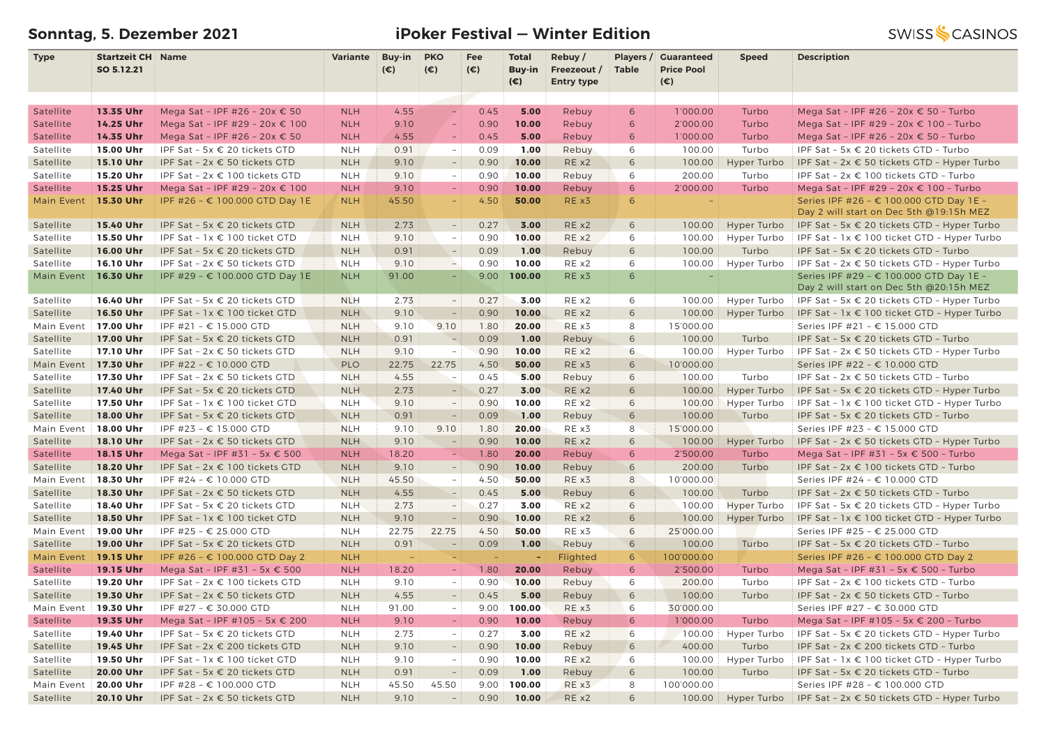**Sonntag, 5. Dezember 2021** | **iPoker Festival — Winter Edition** | SWISS CASINOS

| Type | Startzeit CH SO 5.12.21 | Name | Variante | Buy-in (€) | PKO (€) | Fee (€) | Total Buy-in (€) | Rebuy / Freezeout / Entry type | Players / Table | Guaranteed Price Pool (€) | Speed | Description |
|---|---|---|---|---|---|---|---|---|---|---|---|---|
| Satellite | **13.35 Uhr** | Mega Sat – IPF #26 – 20x € 50 | NLH | 4.55 | – | 0.45 | **5.00** | Rebuy | 6 | 1'000.00 | Turbo | Mega Sat – IPF #26 – 20x € 50 – Turbo |
| Satellite | **14.25 Uhr** | Mega Sat – IPFF #29 – 20x € 100 | NLH | 9.10 | – | 0.90 | **10.00** | Rebuy | 6 | 2'000.00 | Turbo | Mega Sat – IPF #29 – 20x € 100 – Turbo |
| Satellite | **14.35 Uhr** | Mega Sat – IPF #26 – 20x € 50 | NLH | 4.55 | – | 0.45 | **5.00** | Rebuy | 6 | 1'000.00 | Turbo | Mega Sat – IPF #26 – 20x € 50 – Turbo |
| Satellite | **15.00 Uhr** | IPF Sat – 5x € 20 tickets GTD | NLH | 0.91 | – | 0.09 | **1.00** | Rebuy | 6 | 100.00 | Turbo | IPF Sat – 5x € 20 tickets GTD – Turbo |
| Satellite | **15.10 Uhr** | IPF Sat – 2x € 50 tickets GTD | NLH | 9.10 | – | 0.90 | **10.00** | RE x2 | 6 | 100.00 | Hyper Turbo | IPF Sat – 2x € 50 tickets GTD – Hyper Turbo |
| Satellite | **15.20 Uhr** | IPF Sat – 2x € 100 tickets GTD | NLH | 9.10 | – | 0.90 | **10.00** | Rebuy | 6 | 200.00 | Turbo | IPF Sat – 2x € 100 tickets GTD – Turbo |
| Satellite | **15.25 Uhr** | Mega Sat – IPF #29 – 20x € 100 | NLH | 9.10 | – | 0.90 | **10.00** | Rebuy | 6 | 2'000.00 | Turbo | Mega Sat – IPF #29 – 20x € 100 – Turbo |
| Main Event | **15.30 Uhr** | IPF #26 – € 100.000 GTD Day 1E | NLH | 45.50 | – | 4.50 | **50.00** | RE x3 | 6 | – | | Series IPF #26 – € 100.000 GTD Day 1E – Day 2 will start on Dec 5th @19:15h MEZ |
| Satellite | **15.40 Uhr** | IPF Sat – 5x € 20 tickets GTD | NLH | 2.73 | – | 0.27 | **3.00** | RE x2 | 6 | 100.00 | Hyper Turbo | IPF Sat – 5x € 20 tickets GTD – Hyper Turbo |
| Satellite | **15.50 Uhr** | IPF Sat – 1x € 100 ticket GTD | NLH | 9.10 | – | 0.90 | **10.00** | RE x2 | 6 | 100.00 | Hyper Turbo | IPF Sat – 1x € 100 ticket GTD – Hyper Turbo |
| Satellite | **16.00 Uhr** | IPF Sat – 5x € 20 tickets GTD | NLH | 0.91 | – | 0.09 | **1.00** | Rebuy | 6 | 100.00 | Turbo | IPF Sat – 5x € 20 tickets GTD – Turbo |
| Satellite | **16.10 Uhr** | IPF Sat – 2x € 50 tickets GTD | NLH | 9.10 | – | 0.90 | **10.00** | RE x2 | 6 | 100.00 | Hyper Turbo | IPF Sat – 2x € 50 tickets GTD – Hyper Turbo |
| Main Event | **16.30 Uhr** | IPF #29 – € 100.000 GTD Day 1E | NLH | 91.00 | – | 9.00 | **100.00** | RE x3 | 6 | – | | Series IPF #29 – € 100.000 GTD Day 1E – Day 2 will start on Dec 5th @20:15h MEZ |
| Satellite | **16.40 Uhr** | IPF Sat – 5x € 20 tickets GTD | NLH | 2.73 | – | 0.27 | **3.00** | RE x2 | 6 | 100.00 | Hyper Turbo | IPF Sat – 5x € 20 tickets GTD – Hyper Turbo |
| Satellite | **16.50 Uhr** | IPF Sat – 1x € 100 ticket GTD | NLH | 9.10 | – | 0.90 | **10.00** | RE x2 | 6 | 100.00 | Hyper Turbo | IPF Sat – 1x € 100 ticket GTD – Hyper Turbo |
| Main Event | **17.00 Uhr** | IPF #21 – € 15.000 GTD | NLH | 9.10 | 9.10 | 1.80 | **20.00** | RE x3 | 8 | 15'000.00 | | Series IPF #21 – € 15.000 GTD |
| Satellite | **17.00 Uhr** | IPF Sat – 5x € 20 tickets GTD | NLH | 0.91 | – | 0.09 | **1.00** | Rebuy | 6 | 100.00 | Turbo | IPF Sat – 5x € 20 tickets GTD – Turbo |
| Satellite | **17.10 Uhr** | IPF Sat – 2x € 50 tickets GTD | NLH | 9.10 | – | 0.90 | **10.00** | RE x2 | 6 | 100.00 | Hyper Turbo | IPF Sat – 2x € 50 tickets GTD – Hyper Turbo |
| Main Event | **17.30 Uhr** | IPF #22 – € 10.000 GTD | PLO | 22.75 | 22.75 | 4.50 | **50.00** | RE x3 | 6 | 10'000.00 | | Series IPF #22 – € 10.000 GTD |
| Satellite | **17.30 Uhr** | IPF Sat – 2x € 50 tickets GTD | NLH | 4.55 | – | 0.45 | **5.00** | Rebuy | 6 | 100.00 | Turbo | IPF Sat – 2x € 50 tickets GTD – Turbo |
| Satellite | **17.40 Uhr** | IPF Sat – 5x € 20 tickets GTD | NLH | 2.73 | – | 0.27 | **3.00** | RE x2 | 6 | 100.00 | Hyper Turbo | IPF Sat – 5x € 20 tickets GTD – Hyper Turbo |
| Satellite | **17.50 Uhr** | IPF Sat – 1x € 100 ticket GTD | NLH | 9.10 | – | 0.90 | **10.00** | RE x2 | 6 | 100.00 | Hyper Turbo | IPF Sat – 1x € 100 ticket GTD – Hyper Turbo |
| Satellite | **18.00 Uhr** | IPF Sat – 5x € 20 tickets GTD | NLH | 0.91 | – | 0.09 | **1.00** | Rebuy | 6 | 100.00 | Turbo | IPF Sat – 5x € 20 tickets GTD – Turbo |
| Main Event | **18.00 Uhr** | IPF #23 – € 15.000 GTD | NLH | 9.10 | 9.10 | 1.80 | **20.00** | RE x3 | 8 | 15'000.00 | | Series IPF #23 – € 15.000 GTD |
| Satellite | **18.10 Uhr** | IPF Sat – 2x € 50 tickets GTD | NLH | 9.10 | – | 0.90 | **10.00** | RE x2 | 6 | 100.00 | Hyper Turbo | IPF Sat – 2x € 50 tickets GTD – Hyper Turbo |
| Satellite | **18.15 Uhr** | Mega Sat – IPF #31 – 5x € 500 | NLH | 18.20 | – | 1.80 | **20.00** | Rebuy | 6 | 2'500.00 | Turbo | Mega Sat – IPF #31 – 5x € 500 – Turbo |
| Satellite | **18.20 Uhr** | IPF Sat – 2x € 100 tickets GTD | NLH | 9.10 | – | 0.90 | **10.00** | Rebuy | 6 | 200.00 | Turbo | IPF Sat – 2x € 100 tickets GTD – Turbo |
| Main Event | **18.30 Uhr** | IPF #24 – € 10.000 GTD | NLH | 45.50 | – | 4.50 | **50.00** | RE x3 | 8 | 10'000.00 | | Series IPF #24 – € 10.000 GTD |
| Satellite | **18.30 Uhr** | IPF Sat – 2x € 50 tickets GTD | NLH | 4.55 | – | 0.45 | **5.00** | Rebuy | 6 | 100.00 | Turbo | IPF Sat – 2x € 50 tickets GTD – Turbo |
| Satellite | **18.40 Uhr** | IPF Sat – 5x € 20 tickets GTD | NLH | 2.73 | – | 0.27 | **3.00** | RE x2 | 6 | 100.00 | Hyper Turbo | IPF Sat – 5x € 20 tickets GTD – Hyper Turbo |
| Satellite | **18.50 Uhr** | IPF Sat – 1x € 100 ticket GTD | NLH | 9.10 | – | 0.90 | **10.00** | RE x2 | 6 | 100.00 | Hyper Turbo | IPF Sat – 1x € 100 ticket GTD – Hyper Turbo |
| Main Event | **19.00 Uhr** | IPF #25 – € 25.000 GTD | NLH | 22.75 | 22.75 | 4.50 | **50.00** | RE x3 | 6 | 25'000.00 | | Series IPF #25 – € 25.000 GTD |
| Satellite | **19.00 Uhr** | IPF Sat – 5x € 20 tickets GTD | NLH | 0.91 | – | 0.09 | **1.00** | Rebuy | 6 | 100.00 | Turbo | IPF Sat – 5x € 20 tickets GTD – Turbo |
| Main Event | **19.15 Uhr** | IPF #26 – € 100.000 GTD Day 2 | NLH | – | – | – | **–** | Flighted | 6 | 100'000.00 | | Series IPF #26 – € 100.000 GTD Day 2 |
| Satellite | **19.15 Uhr** | Mega Sat – IPF #31 – 5x € 500 | NLH | 18.20 | – | 1.80 | **20.00** | Rebuy | 6 | 2'500.00 | Turbo | Mega Sat – IPF #31 – 5x € 500 – Turbo |
| Satellite | **19.20 Uhr** | IPF Sat – 2x € 100 tickets GTD | NLH | 9.10 | – | 0.90 | **10.00** | Rebuy | 6 | 200.00 | Turbo | IPF Sat – 2x € 100 tickets GTD – Turbo |
| Satellite | **19.30 Uhr** | IPF Sat – 2x € 50 tickets GTD | NLH | 4.55 | – | 0.45 | **5.00** | Rebuy | 6 | 100.00 | Turbo | IPF Sat – 2x € 50 tickets GTD – Turbo |
| Main Event | **19.30 Uhr** | IPF #27 – € 30.000 GTD | NLH | 91.00 | – | 9.00 | **100.00** | RE x3 | 6 | 30'000.00 | | Series IPF #27 – € 30.000 GTD |
| Satellite | **19.35 Uhr** | Mega Sat – IPF #105 – 5x € 200 | NLH | 9.10 | – | 0.90 | **10.00** | Rebuy | 6 | 1'000.00 | Turbo | Mega Sat – IPF #105 – 5x € 200 – Turbo |
| Satellite | **19.40 Uhr** | IPF Sat – 5x € 20 tickets GTD | NLH | 2.73 | – | 0.27 | **3.00** | RE x2 | 6 | 100.00 | Hyper Turbo | IPF Sat – 5x € 20 tickets GTD – Hyper Turbo |
| Satellite | **19.45 Uhr** | IPF Sat – 2x € 200 tickets GTD | NLH | 9.10 | – | 0.90 | **10.00** | Rebuy | 6 | 400.00 | Turbo | IPF Sat – 2x € 200 tickets GTD – Turbo |
| Satellite | **19.50 Uhr** | IPF Sat – 1x € 100 ticket GTD | NLH | 9.10 | – | 0.90 | **10.00** | RE x2 | 6 | 100.00 | Hyper Turbo | IPF Sat – 1x € 100 ticket GTD – Hyper Turbo |
| Satellite | **20.00 Uhr** | IPF Sat – 5x € 20 tickets GTD | NLH | 0.91 | – | 0.09 | **1.00** | Rebuy | 6 | 100.00 | Turbo | IPF Sat – 5x € 20 tickets GTD – Turbo |
| Main Event | **20.00 Uhr** | IPF #28 – € 100.000 GTD | NLH | 45.50 | 45.50 | 9.00 | **100.00** | RE x3 | 8 | 100'000.00 | | Series IPF #28 – € 100.000 GTD |
| Satellite | **20.10 Uhr** | IPF Sat – 2x € 50 tickets GTD | NLH | 9.10 | – | 0.90 | **10.00** | RE x2 | 6 | 100.00 | Hyper Turbo | IPF Sat – 2x € 50 tickets GTD – Hyper Turbo |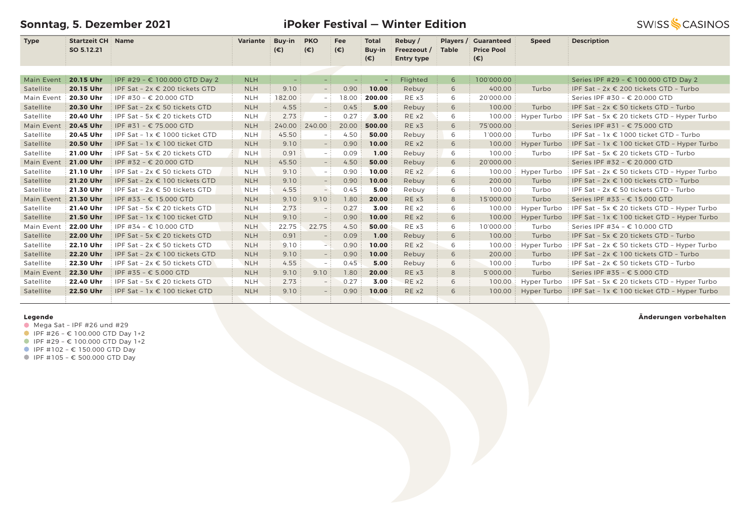## Sonntag, 5. Dezember 2021

## iPoker Festival — Winter Edition

| Type | Startzeit CH SO 5.12.21 | Name | Variante | Buy-in (€) | PKO (€) | Fee (€) | Total Buy-in (€) | Rebuy / Freezeout / Entry type | Players / Table | Guaranteed Price Pool (€) | Speed | Description |
|---|---|---|---|---|---|---|---|---|---|---|---|---|
| Main Event | **20.15 Uhr** | IPF #29 – € 100.000 GTD Day 2 | NLH | – | – | – | **–** | Flighted | 6 | 100'000.00 | | Series IPF #29 – € 100.000 GTD Day 2 |
| Satellite | **20.15 Uhr** | IPF Sat – 2x € 200 tickets GTD | NLH | 9.10 | – | 0.90 | **10.00** | Rebuy | 6 | 400.00 | Turbo | IPF Sat – 2x € 200 tickets GTD – Turbo |
| Main Event | **20.30 Uhr** | IPF #30 – € 20.000 GTD | NLH | 182.00 | – | 18.00 | **200.00** | RE x3 | 6 | 20'000.00 | | Series IPF #30 – € 20.000 GTD |
| Satellite | **20.30 Uhr** | IPF Sat – 2x € 50 tickets GTD | NLH | 4.55 | – | 0.45 | **5.00** | Rebuy | 6 | 100.00 | Turbo | IPF Sat – 2x € 50 tickets GTD – Turbo |
| Satellite | **20.40 Uhr** | IPF Sat – 5x € 20 tickets GTD | NLH | 2.73 | – | 0.27 | **3.00** | RE x2 | 6 | 100.00 | Hyper Turbo | IPF Sat – 5x € 20 tickets GTD – Hyper Turbo |
| Main Event | **20.45 Uhr** | IPF #31 – € 75.000 GTD | NLH | 240.00 | 240.00 | 20.00 | **500.00** | RE x3 | 6 | 75'000.00 | | Series IPF #31 – € 75.000 GTD |
| Satellite | **20.45 Uhr** | IPF Sat – 1x € 1000 ticket GTD | NLH | 45.50 | – | 4.50 | **50.00** | Rebuy | 6 | 1'000.00 | Turbo | IPF Sat – 1x € 1000 ticket GTD – Turbo |
| Satellite | **20.50 Uhr** | IPF Sat – 1x € 100 ticket GTD | NLH | 9.10 | – | 0.90 | **10.00** | RE x2 | 6 | 100.00 | Hyper Turbo | IPF Sat – 1x € 100 ticket GTD – Hyper Turbo |
| Satellite | **21.00 Uhr** | IPF Sat – 5x € 20 tickets GTD | NLH | 0.91 | – | 0.09 | **1.00** | Rebuy | 6 | 100.00 | Turbo | IPF Sat – 5x € 20 tickets GTD – Turbo |
| Main Event | **21.00 Uhr** | IPF #32 – € 20.000 GTD | NLH | 45.50 | – | 4.50 | **50.00** | Rebuy | 6 | 20'000.00 | | Series IPF #32 – € 20.000 GTD |
| Satellite | **21.10 Uhr** | IPF Sat – 2x € 50 tickets GTD | NLH | 9.10 | – | 0.90 | **10.00** | RE x2 | 6 | 100.00 | Hyper Turbo | IPF Sat – 2x € 50 tickets GTD – Hyper Turbo |
| Satellite | **21.20 Uhr** | IPF Sat – 2x € 100 tickets GTD | NLH | 9.10 | – | 0.90 | **10.00** | Rebuy | 6 | 200.00 | Turbo | IPF Sat – 2x € 100 tickets GTD – Turbo |
| Satellite | **21.30 Uhr** | IPF Sat – 2x € 50 tickets GTD | NLH | 4.55 | – | 0.45 | **5.00** | Rebuy | 6 | 100.00 | Turbo | IPF Sat – 2x € 50 tickets GTD – Turbo |
| Main Event | **21.30 Uhr** | IPF #33 – € 15.000 GTD | NLH | 9.10 | 9.10 | 1.80 | **20.00** | RE x3 | 8 | 15'000.00 | Turbo | Series IPF #33 – € 15.000 GTD |
| Satellite | **21.40 Uhr** | IPF Sat – 5x € 20 tickets GTD | NLH | 2.73 | – | 0.27 | **3.00** | RE x2 | 6 | 100.00 | Hyper Turbo | IPF Sat – 5x € 20 tickets GTD – Hyper Turbo |
| Satellite | **21.50 Uhr** | IPF Sat – 1x € 100 ticket GTD | NLH | 9.10 | – | 0.90 | **10.00** | RE x2 | 6 | 100.00 | Hyper Turbo | IPF Sat – 1x € 100 ticket GTD – Hyper Turbo |
| Main Event | **22.00 Uhr** | IPF #34 – € 10.000 GTD | NLH | 22.75 | 22.75 | 4.50 | **50.00** | RE x3 | 6 | 10'000.00 | Turbo | Series IPF #34 – € 10.000 GTD |
| Satellite | **22.00 Uhr** | IPF Sat – 5x € 20 tickets GTD | NLH | 0.91 | – | 0.09 | **1.00** | Rebuy | 6 | 100.00 | Turbo | IPF Sat – 5x € 20 tickets GTD – Turbo |
| Satellite | **22.10 Uhr** | IPF Sat – 2x € 50 tickets GTD | NLH | 9.10 | – | 0.90 | **10.00** | RE x2 | 6 | 100.00 | Hyper Turbo | IPF Sat – 2x € 50 tickets GTD – Hyper Turbo |
| Satellite | **22.20 Uhr** | IPF Sat – 2x € 100 tickets GTD | NLH | 9.10 | – | 0.90 | **10.00** | Rebuy | 6 | 200.00 | Turbo | IPF Sat – 2x € 100 tickets GTD – Turbo |
| Satellite | **22.30 Uhr** | IPF Sat – 2x € 50 tickets GTD | NLH | 4.55 | – | 0.45 | **5.00** | Rebuy | 6 | 100.00 | Turbo | IPF Sat – 2x € 50 tickets GTD – Turbo |
| Main Event | **22.30 Uhr** | IPF #35 – € 5.000 GTD | NLH | 9.10 | 9.10 | 1.80 | **20.00** | RE x3 | 8 | 5'000.00 | Turbo | Series IPF #35 – € 5.000 GTD |
| Satellite | **22.40 Uhr** | IPF Sat – 5x € 20 tickets GTD | NLH | 2.73 | – | 0.27 | **3.00** | RE x2 | 6 | 100.00 | Hyper Turbo | IPF Sat – 5x € 20 tickets GTD – Hyper Turbo |
| Satellite | **22.50 Uhr** | IPF Sat – 1x € 100 ticket GTD | NLH | 9.10 | – | 0.90 | **10.00** | RE x2 | 6 | 100.00 | Hyper Turbo | IPF Sat – 1x € 100 ticket GTD – Hyper Turbo |

**Legende**

- Mega Sat – IPF #26 und #29
- IPF #26 – € 100.000 GTD Day 1+2
- IPF #29 – € 100.000 GTD Day 1+2
- IPF #102 – € 150.000 GTD Day
- IPF #105 – € 500.000 GTD Day

**Änderungen vorbehalten**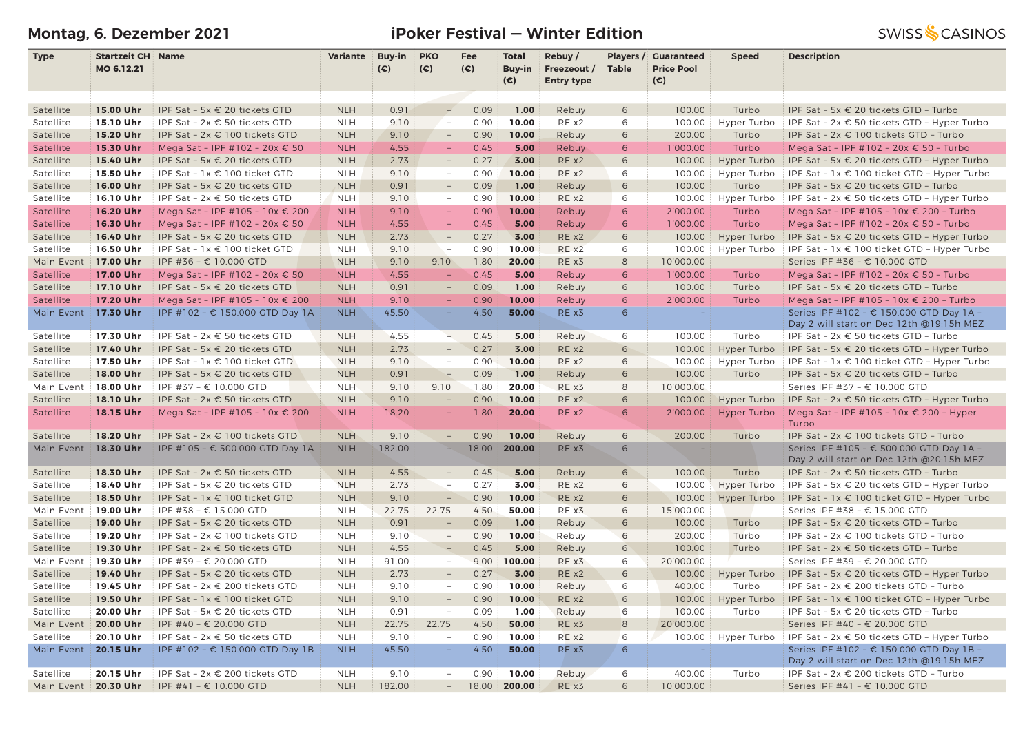**Montag, 6. Dezember 2021** **iPoker Festival — Winter Edition** SWISS CASINOS

| Type | Startzeit CH MO 6.12.21 | Name | Variante | Buy-in (€) | PKO (€) | Fee (€) | Total Buy-in (€) | Rebuy / Freezeout / Entry type | Players / Table | Guaranteed Price Pool (€) | Speed | Description |
|---|---|---|---|---|---|---|---|---|---|---|---|---|
| Satellite | **15.00 Uhr** | IPF Sat - 5x € 20 tickets GTD | NLH | 0.91 | - | 0.09 | **1.00** | Rebuy | 6 | 100.00 | Turbo | IPF Sat - 5x € 20 tickets GTD - Turbo |
| Satellite | **15.10 Uhr** | IPF Sat - 2x € 50 tickets GTD | NLH | 9.10 | - | 0.90 | **10.00** | RE x2 | 6 | 100.00 | Hyper Turbo | IPF Sat - 2x € 50 tickets GTD - Hyper Turbo |
| Satellite | **15.20 Uhr** | IPF Sat - 2x € 100 tickets GTD | NLH | 9.10 | - | 0.90 | **10.00** | Rebuy | 6 | 200.00 | Turbo | IPF Sat - 2x € 100 tickets GTD - Turbo |
| Satellite | **15.30 Uhr** | Mega Sat - IPF #102 - 20x € 50 | NLH | 4.55 | - | 0.45 | **5.00** | Rebuy | 6 | 1'000.00 | Turbo | Mega Sat - IPF #102 - 20x € 50 - Turbo |
| Satellite | **15.40 Uhr** | IPF Sat - 5x € 20 tickets GTD | NLH | 2.73 | - | 0.27 | **3.00** | RE x2 | 6 | 100.00 | Hyper Turbo | IPF Sat - 5x € 20 tickets GTD - Hyper Turbo |
| Satellite | **15.50 Uhr** | IPF Sat - 1x € 100 ticket GTD | NLH | 9.10 | - | 0.90 | **10.00** | RE x2 | 6 | 100.00 | Hyper Turbo | IPF Sat - 1x € 100 ticket GTD - Hyper Turbo |
| Satellite | **16.00 Uhr** | IPF Sat - 5x € 20 tickets GTD | NLH | 0.91 | - | 0.09 | **1.00** | Rebuy | 6 | 100.00 | Turbo | IPF Sat - 5x € 20 tickets GTD - Turbo |
| Satellite | **16.10 Uhr** | IPF Sat - 2x € 50 tickets GTD | NLH | 9.10 | - | 0.90 | **10.00** | RE x2 | 6 | 100.00 | Hyper Turbo | IPF Sat - 2x € 50 tickets GTD - Hyper Turbo |
| Satellite | **16.20 Uhr** | Mega Sat - IPF #105 - 10x € 200 | NLH | 9.10 | - | 0.90 | **10.00** | Rebuy | 6 | 2'000.00 | Turbo | Mega Sat - IPF #105 - 10x € 200 - Turbo |
| Satellite | **16.30 Uhr** | Mega Sat - IPF #102 - 20x € 50 | NLH | 4.55 | - | 0.45 | **5.00** | Rebuy | 6 | 1'000.00 | Turbo | Mega Sat - IPF #102 - 20x € 50 - Turbo |
| Satellite | **16.40 Uhr** | IPF Sat - 5x € 20 tickets GTD | NLH | 2.73 | - | 0.27 | **3.00** | RE x2 | 6 | 100.00 | Hyper Turbo | IPF Sat - 5x € 20 tickets GTD - Hyper Turbo |
| Satellite | **16.50 Uhr** | IPF Sat - 1x € 100 ticket GTD | NLH | 9.10 | - | 0.90 | **10.00** | RE x2 | 6 | 100.00 | Hyper Turbo | IPF Sat - 1x € 100 ticket GTD - Hyper Turbo |
| Main Event | **17.00 Uhr** | IPF #36 - € 10.000 GTD | NLH | 9.10 | 9.10 | 1.80 | **20.00** | RE x3 | 8 | 10'000.00 | | Series IPF #36 - € 10.000 GTD |
| Satellite | **17.00 Uhr** | Mega Sat - IPF #102 - 20x € 50 | NLH | 4.55 | - | 0.45 | **5.00** | Rebuy | 6 | 1'000.00 | Turbo | Mega Sat - IPF #102 - 20x € 50 - Turbo |
| Satellite | **17.10 Uhr** | IPF Sat - 5x € 20 tickets GTD | NLH | 0.91 | - | 0.09 | **1.00** | Rebuy | 6 | 100.00 | Turbo | IPF Sat - 5x € 20 tickets GTD - Turbo |
| Satellite | **17.20 Uhr** | Mega Sat - IPF #105 - 10x € 200 | NLH | 9.10 | - | 0.90 | **10.00** | Rebuy | 6 | 2'000.00 | Turbo | Mega Sat - IPF #105 - 10x € 200 - Turbo |
| Main Event | **17.30 Uhr** | IPF #102 - € 150.000 GTD Day 1A | NLH | 45.50 | - | 4.50 | **50.00** | RE x3 | 6 | - | | Series IPF #102 - € 150.000 GTD Day 1A - Day 2 will start on Dec 12th @19:15h MEZ |
| Satellite | **17.30 Uhr** | IPF Sat - 2x € 50 tickets GTD | NLH | 4.55 | - | 0.45 | **5.00** | Rebuy | 6 | 100.00 | Turbo | IPF Sat - 2x € 50 tickets GTD - Turbo |
| Satellite | **17.40 Uhr** | IPF Sat - 5x € 20 tickets GTD | NLH | 2.73 | - | 0.27 | **3.00** | RE x2 | 6 | 100.00 | Hyper Turbo | IPF Sat - 5x € 20 tickets GTD - Hyper Turbo |
| Satellite | **17.50 Uhr** | IPF Sat - 1x € 100 ticket GTD | NLH | 9.10 | - | 0.90 | **10.00** | RE x2 | 6 | 100.00 | Hyper Turbo | IPF Sat - 1x € 100 ticket GTD - Hyper Turbo |
| Satellite | **18.00 Uhr** | IPF Sat - 5x € 20 tickets GTD | NLH | 0.91 | - | 0.09 | **1.00** | Rebuy | 6 | 100.00 | Turbo | IPF Sat - 5x € 20 tickets GTD - Turbo |
| Main Event | **18.00 Uhr** | IPF #37 - € 10.000 GTD | NLH | 9.10 | 9.10 | 1.80 | **20.00** | RE x3 | 8 | 10'000.00 | | Series IPF #37 - € 10.000 GTD |
| Satellite | **18.10 Uhr** | IPF Sat - 2x € 50 tickets GTD | NLH | 9.10 | - | 0.90 | **10.00** | RE x2 | 6 | 100.00 | Hyper Turbo | IPF Sat - 2x € 50 tickets GTD - Hyper Turbo |
| Satellite | **18.15 Uhr** | Mega Sat - IPF #105 - 10x € 200 | NLH | 18.20 | - | 1.80 | **20.00** | RE x2 | 6 | 2'000.00 | Hyper Turbo | Mega Sat - IPF #105 - 10x € 200 - Hyper Turbo |
| Satellite | **18.20 Uhr** | IPF Sat - 2x € 100 tickets GTD | NLH | 9.10 | - | 0.90 | **10.00** | Rebuy | 6 | 200.00 | Turbo | IPF Sat - 2x € 100 tickets GTD - Turbo |
| Main Event | **18.30 Uhr** | IPF #105 - € 500.000 GTD Day 1A | NLH | 182.00 | - | 18.00 | **200.00** | RE x3 | 6 | - | | Series IPF #105 - € 500.000 GTD Day 1A - Day 2 will start on Dec 12th @20:15h MEZ |
| Satellite | **18.30 Uhr** | IPF Sat - 2x € 50 tickets GTD | NLH | 4.55 | - | 0.45 | **5.00** | Rebuy | 6 | 100.00 | Turbo | IPF Sat - 2x € 50 tickets GTD - Turbo |
| Satellite | **18.40 Uhr** | IPF Sat - 5x € 20 tickets GTD | NLH | 2.73 | - | 0.27 | **3.00** | RE x2 | 6 | 100.00 | Hyper Turbo | IPF Sat - 5x € 20 tickets GTD - Hyper Turbo |
| Satellite | **18.50 Uhr** | IPF Sat - 1x € 100 ticket GTD | NLH | 9.10 | - | 0.90 | **10.00** | RE x2 | 6 | 100.00 | Hyper Turbo | IPF Sat - 1x € 100 ticket GTD - Hyper Turbo |
| Main Event | **19.00 Uhr** | IPF #38 - € 15.000 GTD | NLH | 22.75 | 22.75 | 4.50 | **50.00** | RE x3 | 6 | 15'000.00 | | Series IPF #38 - € 15.000 GTD |
| Satellite | **19.00 Uhr** | IPF Sat - 5x € 20 tickets GTD | NLH | 0.91 | - | 0.09 | **1.00** | Rebuy | 6 | 100.00 | Turbo | IPF Sat - 5x € 20 tickets GTD - Turbo |
| Satellite | **19.20 Uhr** | IPF Sat - 2x € 100 tickets GTD | NLH | 9.10 | - | 0.90 | **10.00** | Rebuy | 6 | 200.00 | Turbo | IPF Sat - 2x € 100 tickets GTD - Turbo |
| Satellite | **19.30 Uhr** | IPF Sat - 2x € 50 tickets GTD | NLH | 4.55 | - | 0.45 | **5.00** | Rebuy | 6 | 100.00 | Turbo | IPF Sat - 2x € 50 tickets GTD - Turbo |
| Main Event | **19.30 Uhr** | IPF #39 - € 20.000 GTD | NLH | 91.00 | - | 9.00 | **100.00** | RE x3 | 6 | 20'000.00 | | Series IPF #39 - € 20.000 GTD |
| Satellite | **19.40 Uhr** | IPF Sat - 5x € 20 tickets GTD | NLH | 2.73 | - | 0.27 | **3.00** | RE x2 | 6 | 100.00 | Hyper Turbo | IPF Sat - 5x € 20 tickets GTD - Hyper Turbo |
| Satellite | **19.45 Uhr** | IPF Sat - 2x € 200 tickets GTD | NLH | 9.10 | - | 0.90 | **10.00** | Rebuy | 6 | 400.00 | Turbo | IPF Sat - 2x € 200 tickets GTD - Turbo |
| Satellite | **19.50 Uhr** | IPF Sat - 1x € 100 ticket GTD | NLH | 9.10 | - | 0.90 | **10.00** | RE x2 | 6 | 100.00 | Hyper Turbo | IPF Sat - 1x € 100 ticket GTD - Hyper Turbo |
| Satellite | **20.00 Uhr** | IPF Sat - 5x € 20 tickets GTD | NLH | 0.91 | - | 0.09 | **1.00** | Rebuy | 6 | 100.00 | Turbo | IPF Sat - 5x € 20 tickets GTD - Turbo |
| Main Event | **20.00 Uhr** | IPF #40 - € 20.000 GTD | NLH | 22.75 | 22.75 | 4.50 | **50.00** | RE x3 | 8 | 20'000.00 | | Series IPF #40 - € 20.000 GTD |
| Satellite | **20.10 Uhr** | IPF Sat - 2x € 50 tickets GTD | NLH | 9.10 | - | 0.90 | **10.00** | RE x2 | 6 | 100.00 | Hyper Turbo | IPF Sat - 2x € 50 tickets GTD - Hyper Turbo |
| Main Event | **20.15 Uhr** | IPF #102 - € 150.000 GTD Day 1B | NLH | 45.50 | - | 4.50 | **50.00** | RE x3 | 6 | - | | Series IPF #102 - € 150.000 GTD Day 1B - Day 2 will start on Dec 12th @19:15h MEZ |
| Satellite | **20.15 Uhr** | IPF Sat - 2x € 200 tickets GTD | NLH | 9.10 | - | 0.90 | **10.00** | Rebuy | 6 | 400.00 | Turbo | IPF Sat - 2x € 200 tickets GTD - Turbo |
| Main Event | **20.30 Uhr** | IPF #41 - € 10.000 GTD | NLH | 182.00 | - | 18.00 | **200.00** | RE x3 | 6 | 10'000.00 | | Series IPF #41 - € 10.000 GTD |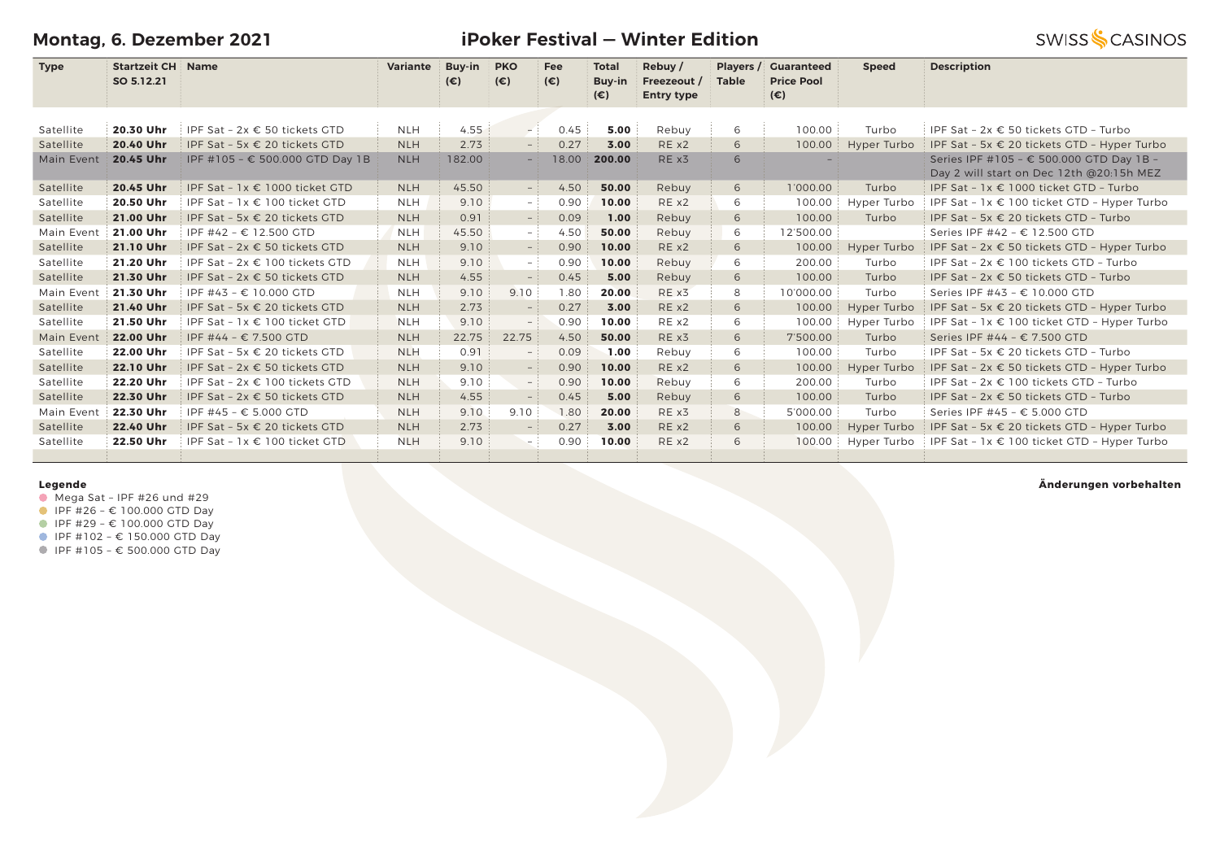## Montag, 6. Dezember 2021

## iPoker Festival — Winter Edition

SWISS CASINOS

| Type | Startzeit CH SO 5.12.21 | Name | Variante | Buy-in (€) | PKO (€) | Fee (€) | Total Buy-in (€) | Rebuy / Freezeout / Entry type | Players / Table | Guaranteed Price Pool (€) | Speed | Description |
|---|---|---|---|---|---|---|---|---|---|---|---|---|
| Satellite | **20.30 Uhr** | IPF Sat – 2x € 50 tickets GTD | NLH | 4.55 | – | 0.45 | **5.00** | Rebuy | 6 | 100.00 | Turbo | IPF Sat – 2x € 50 tickets GTD – Turbo |
| Satellite | **20.40 Uhr** | IPF Sat – 5x € 20 tickets GTD | NLH | 2.73 | – | 0.27 | **3.00** | RE x2 | 6 | 100.00 | Hyper Turbo | IPF Sat – 5x € 20 tickets GTD – Hyper Turbo |
| Main Event | **20.45 Uhr** | IPF #105 – € 500.000 GTD Day 1B | NLH | 182.00 | – | 18.00 | **200.00** | RE x3 | 6 | – | | Series IPF #105 – € 500.000 GTD Day 1B – Day 2 will start on Dec 12th @20:15h MEZ |
| Satellite | **20.45 Uhr** | IPF Sat – 1x € 1000 ticket GTD | NLH | 45.50 | – | 4.50 | **50.00** | Rebuy | 6 | 1'000.00 | Turbo | IPF Sat – 1x € 1000 ticket GTD – Turbo |
| Satellite | **20.50 Uhr** | IPF Sat – 1x € 100 ticket GTD | NLH | 9.10 | – | 0.90 | **10.00** | RE x2 | 6 | 100.00 | Hyper Turbo | IPF Sat – 1x € 100 ticket GTD – Hyper Turbo |
| Satellite | **21.00 Uhr** | IPF Sat – 5x € 20 tickets GTD | NLH | 0.91 | – | 0.09 | **1.00** | Rebuy | 6 | 100.00 | Turbo | IPF Sat – 5x € 20 tickets GTD – Turbo |
| Main Event | **21.00 Uhr** | IPF #42 – € 12.500 GTD | NLH | 45.50 | – | 4.50 | **50.00** | Rebuy | 6 | 12'500.00 | | Series IPF #42 – € 12.500 GTD |
| Satellite | **21.10 Uhr** | IPF Sat – 2x € 50 tickets GTD | NLH | 9.10 | – | 0.90 | **10.00** | RE x2 | 6 | 100.00 | Hyper Turbo | IPF Sat – 2x € 50 tickets GTD – Hyper Turbo |
| Satellite | **21.20 Uhr** | IPF Sat – 2x € 100 tickets GTD | NLH | 9.10 | – | 0.90 | **10.00** | Rebuy | 6 | 200.00 | Turbo | IPF Sat – 2x € 100 tickets GTD – Turbo |
| Satellite | **21.30 Uhr** | IPF Sat – 2x € 50 tickets GTD | NLH | 4.55 | – | 0.45 | **5.00** | Rebuy | 6 | 100.00 | Turbo | IPF Sat – 2x € 50 tickets GTD – Turbo |
| Main Event | **21.30 Uhr** | IPF #43 – € 10.000 GTD | NLH | 9.10 | 9.10 | 1.80 | **20.00** | RE x3 | 8 | 10'000.00 | Turbo | Series IPF #43 – € 10.000 GTD |
| Satellite | **21.40 Uhr** | IPF Sat – 5x € 20 tickets GTD | NLH | 2.73 | – | 0.27 | **3.00** | RE x2 | 6 | 100.00 | Hyper Turbo | IPF Sat – 5x € 20 tickets GTD – Hyper Turbo |
| Satellite | **21.50 Uhr** | IPF Sat – 1x € 100 ticket GTD | NLH | 9.10 | – | 0.90 | **10.00** | RE x2 | 6 | 100.00 | Hyper Turbo | IPF Sat – 1x € 100 ticket GTD – Hyper Turbo |
| Main Event | **22.00 Uhr** | IPF #44 – € 7.500 GTD | NLH | 22.75 | 22.75 | 4.50 | **50.00** | RE x3 | 6 | 7'500.00 | Turbo | Series IPF #44 – € 7.500 GTD |
| Satellite | **22.00 Uhr** | IPF Sat – 5x € 20 tickets GTD | NLH | 0.91 | – | 0.09 | **1.00** | Rebuy | 6 | 100.00 | Turbo | IPF Sat – 5x € 20 tickets GTD – Turbo |
| Satellite | **22.10 Uhr** | IPF Sat – 2x € 50 tickets GTD | NLH | 9.10 | – | 0.90 | **10.00** | RE x2 | 6 | 100.00 | Hyper Turbo | IPF Sat – 2x € 50 tickets GTD – Hyper Turbo |
| Satellite | **22.20 Uhr** | IPF Sat – 2x € 100 tickets GTD | NLH | 9.10 | – | 0.90 | **10.00** | Rebuy | 6 | 200.00 | Turbo | IPF Sat – 2x € 100 tickets GTD – Turbo |
| Satellite | **22.30 Uhr** | IPF Sat – 2x € 50 tickets GTD | NLH | 4.55 | – | 0.45 | **5.00** | Rebuy | 6 | 100.00 | Turbo | IPF Sat – 2x € 50 tickets GTD – Turbo |
| Main Event | **22.30 Uhr** | IPF #45 – € 5.000 GTD | NLH | 9.10 | 9.10 | 1.80 | **20.00** | RE x3 | 8 | 5'000.00 | Turbo | Series IPF #45 – € 5.000 GTD |
| Satellite | **22.40 Uhr** | IPF Sat – 5x € 20 tickets GTD | NLH | 2.73 | – | 0.27 | **3.00** | RE x2 | 6 | 100.00 | Hyper Turbo | IPF Sat – 5x € 20 tickets GTD – Hyper Turbo |
| Satellite | **22.50 Uhr** | IPF Sat – 1x € 100 ticket GTD | NLH | 9.10 | – | 0.90 | **10.00** | RE x2 | 6 | 100.00 | Hyper Turbo | IPF Sat – 1x € 100 ticket GTD – Hyper Turbo |

**Legende**

- Mega Sat – IPF #26 und #29
- IPF #26 – € 100.000 GTD Day
- IPF #29 – € 100.000 GTD Day
- IPF #102 – € 150.000 GTD Day
- IPF #105 – € 500.000 GTD Day

**Änderungen vorbehalten**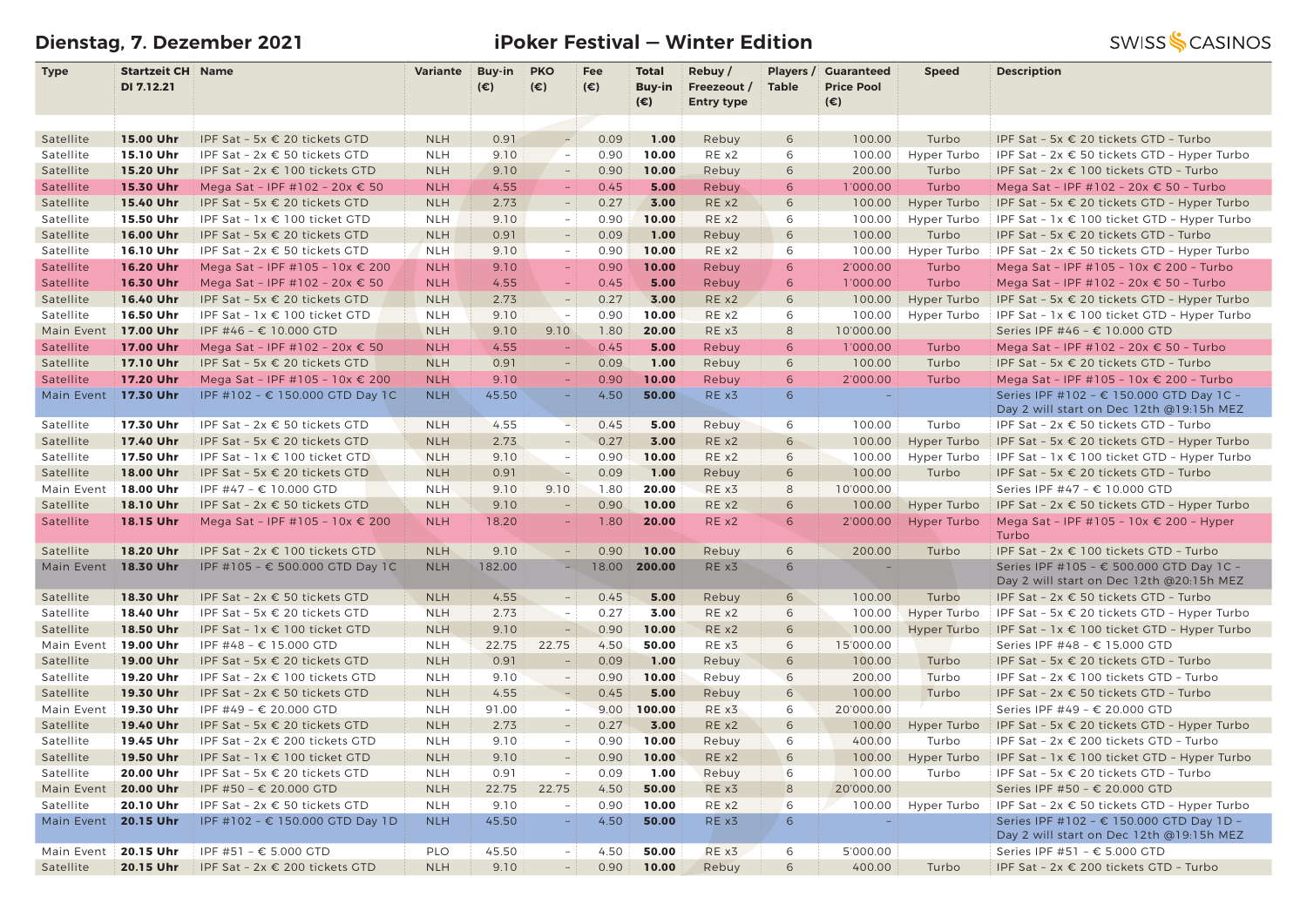**Dienstag, 7. Dezember 2021** | **iPoker Festival — Winter Edition** | SWISS CASINOS

| Type | Startzeit CH DI 7.12.21 | Name | Variante | Buy-in (€) | PKO (€) | Fee (€) | Total Buy-in (€) | Rebuy / Freezeout / Entry type | Players / Table | Guaranteed Price Pool (€) | Speed | Description |
|---|---|---|---|---|---|---|---|---|---|---|---|---|
| Satellite | **15.00 Uhr** | IPF Sat - 5x € 20 tickets GTD | NLH | 0.91 | - | 0.09 | **1.00** | Rebuy | 6 | 100.00 | Turbo | IPF Sat - 5x € 20 tickets GTD - Turbo |
| Satellite | **15.10 Uhr** | IPF Sat - 2x € 50 tickets GTD | NLH | 9.10 | - | 0.90 | **10.00** | RE x2 | 6 | 100.00 | Hyper Turbo | IPF Sat - 2x € 50 tickets GTD - Hyper Turbo |
| Satellite | **15.20 Uhr** | IPF Sat - 2x € 100 tickets GTD | NLH | 9.10 | - | 0.90 | **10.00** | Rebuy | 6 | 200.00 | Turbo | IPF Sat - 2x € 100 tickets GTD - Turbo |
| Satellite | **15.30 Uhr** | Mega Sat - IPF #102 - 20x € 50 | NLH | 4.55 | - | 0.45 | **5.00** | Rebuy | 6 | 1'000.00 | Turbo | Mega Sat - IPF #102 - 20x € 50 - Turbo |
| Satellite | **15.40 Uhr** | IPF Sat - 5x € 20 tickets GTD | NLH | 2.73 | - | 0.27 | **3.00** | RE x2 | 6 | 100.00 | Hyper Turbo | IPF Sat - 5x € 20 tickets GTD - Hyper Turbo |
| Satellite | **15.50 Uhr** | IPF Sat - 1x € 100 ticket GTD | NLH | 9.10 | - | 0.90 | **10.00** | RE x2 | 6 | 100.00 | Hyper Turbo | IPF Sat - 1x € 100 ticket GTD - Hyper Turbo |
| Satellite | **16.00 Uhr** | IPF Sat - 5x € 20 tickets GTD | NLH | 0.91 | - | 0.09 | **1.00** | Rebuy | 6 | 100.00 | Turbo | IPF Sat - 5x € 20 tickets GTD - Turbo |
| Satellite | **16.10 Uhr** | IPF Sat - 2x € 50 tickets GTD | NLH | 9.10 | - | 0.90 | **10.00** | RE x2 | 6 | 100.00 | Hyper Turbo | IPF Sat - 2x € 50 tickets GTD - Hyper Turbo |
| Satellite | **16.20 Uhr** | Mega Sat - IPF #105 - 10x € 200 | NLH | 9.10 | - | 0.90 | **10.00** | Rebuy | 6 | 2'000.00 | Turbo | Mega Sat - IPF #105 - 10x € 200 - Turbo |
| Satellite | **16.30 Uhr** | Mega Sat - IPF #102 - 20x € 50 | NLH | 4.55 | - | 0.45 | **5.00** | Rebuy | 6 | 1'000.00 | Turbo | Mega Sat - IPF #102 - 20x € 50 - Turbo |
| Satellite | **16.40 Uhr** | IPF Sat - 5x € 20 tickets GTD | NLH | 2.73 | - | 0.27 | **3.00** | RE x2 | 6 | 100.00 | Hyper Turbo | IPF Sat - 5x € 20 tickets GTD - Hyper Turbo |
| Satellite | **16.50 Uhr** | IPF Sat - 1x € 100 ticket GTD | NLH | 9.10 | - | 0.90 | **10.00** | RE x2 | 6 | 100.00 | Hyper Turbo | IPF Sat - 1x € 100 ticket GTD - Hyper Turbo |
| Main Event | **17.00 Uhr** | IPF #46 - € 10.000 GTD | NLH | 9.10 | 9.10 | 1.80 | **20.00** | RE x3 | 8 | 10'000.00 | | Series IPF #46 - € 10.000 GTD |
| Satellite | **17.00 Uhr** | Mega Sat - IPF #102 - 20x € 50 | NLH | 4.55 | - | 0.45 | **5.00** | Rebuy | 6 | 1'000.00 | Turbo | Mega Sat - IPF #102 - 20x € 50 - Turbo |
| Satellite | **17.10 Uhr** | IPF Sat - 5x € 20 tickets GTD | NLH | 0.91 | - | 0.09 | **1.00** | Rebuy | 6 | 100.00 | Turbo | IPF Sat - 5x € 20 tickets GTD - Turbo |
| Satellite | **17.20 Uhr** | Mega Sat - IPF #105 - 10x € 200 | NLH | 9.10 | - | 0.90 | **10.00** | Rebuy | 6 | 2'000.00 | Turbo | Mega Sat - IPF #105 - 10x € 200 - Turbo |
| Main Event | **17.30 Uhr** | IPF #102 - € 150.000 GTD Day 1C | NLH | 45.50 | - | 4.50 | **50.00** | RE x3 | 6 | - | | Series IPF #102 - € 150.000 GTD Day 1C - Day 2 will start on Dec 12th @19:15h MEZ |
| Satellite | **17.30 Uhr** | IPF Sat - 2x € 50 tickets GTD | NLH | 4.55 | - | 0.45 | **5.00** | Rebuy | 6 | 100.00 | Turbo | IPF Sat - 2x € 50 tickets GTD - Turbo |
| Satellite | **17.40 Uhr** | IPF Sat - 5x € 20 tickets GTD | NLH | 2.73 | - | 0.27 | **3.00** | RE x2 | 6 | 100.00 | Hyper Turbo | IPF Sat - 5x € 20 tickets GTD - Hyper Turbo |
| Satellite | **17.50 Uhr** | IPF Sat - 1x € 100 ticket GTD | NLH | 9.10 | - | 0.90 | **10.00** | RE x2 | 6 | 100.00 | Hyper Turbo | IPF Sat - 1x € 100 ticket GTD - Hyper Turbo |
| Satellite | **18.00 Uhr** | IPF Sat - 5x € 20 tickets GTD | NLH | 0.91 | - | 0.09 | **1.00** | Rebuy | 6 | 100.00 | Turbo | IPF Sat - 5x € 20 tickets GTD - Turbo |
| Main Event | **18.00 Uhr** | IPF #47 - € 10.000 GTD | NLH | 9.10 | 9.10 | 1.80 | **20.00** | RE x3 | 8 | 10'000.00 | | Series IPF #47 - € 10.000 GTD |
| Satellite | **18.10 Uhr** | IPF Sat - 2x € 50 tickets GTD | NLH | 9.10 | - | 0.90 | **10.00** | RE x2 | 6 | 100.00 | Hyper Turbo | IPF Sat - 2x € 50 tickets GTD - Hyper Turbo |
| Satellite | **18.15 Uhr** | Mega Sat - IPF #105 - 10x € 200 | NLH | 18.20 | - | 1.80 | **20.00** | RE x2 | 6 | 2'000.00 | Hyper Turbo | Mega Sat - IPF #105 - 10x € 200 - Hyper Turbo |
| Satellite | **18.20 Uhr** | IPF Sat - 2x € 100 tickets GTD | NLH | 9.10 | - | 0.90 | **10.00** | Rebuy | 6 | 200.00 | Turbo | IPF Sat - 2x € 100 tickets GTD - Turbo |
| Main Event | **18.30 Uhr** | IPF #105 - € 500.000 GTD Day 1C | NLH | 182.00 | - | 18.00 | **200.00** | RE x3 | 6 | - | | Series IPF #105 - € 500.000 GTD Day 1C - Day 2 will start on Dec 12th @20:15h MEZ |
| Satellite | **18.30 Uhr** | IPF Sat - 2x € 50 tickets GTD | NLH | 4.55 | - | 0.45 | **5.00** | Rebuy | 6 | 100.00 | Turbo | IPF Sat - 2x € 50 tickets GTD - Turbo |
| Satellite | **18.40 Uhr** | IPF Sat - 5x € 20 tickets GTD | NLH | 2.73 | - | 0.27 | **3.00** | RE x2 | 6 | 100.00 | Hyper Turbo | IPF Sat - 5x € 20 tickets GTD - Hyper Turbo |
| Satellite | **18.50 Uhr** | IPF Sat - 1x € 100 ticket GTD | NLH | 9.10 | - | 0.90 | **10.00** | RE x2 | 6 | 100.00 | Hyper Turbo | IPF Sat - 1x € 100 ticket GTD - Hyper Turbo |
| Main Event | **19.00 Uhr** | IPF #48 - € 15.000 GTD | NLH | 22.75 | 22.75 | 4.50 | **50.00** | RE x3 | 6 | 15'000.00 | | Series IPF #48 - € 15.000 GTD |
| Satellite | **19.00 Uhr** | IPF Sat - 5x € 20 tickets GTD | NLH | 0.91 | - | 0.09 | **1.00** | Rebuy | 6 | 100.00 | Turbo | IPF Sat - 5x € 20 tickets GTD - Turbo |
| Satellite | **19.20 Uhr** | IPF Sat - 2x € 100 tickets GTD | NLH | 9.10 | - | 0.90 | **10.00** | Rebuy | 6 | 200.00 | Turbo | IPF Sat - 2x € 100 tickets GTD - Turbo |
| Satellite | **19.30 Uhr** | IPF Sat - 2x € 50 tickets GTD | NLH | 4.55 | - | 0.45 | **5.00** | Rebuy | 6 | 100.00 | Turbo | IPF Sat - 2x € 50 tickets GTD - Turbo |
| Main Event | **19.30 Uhr** | IPF #49 - € 20.000 GTD | NLH | 91.00 | - | 9.00 | **100.00** | RE x3 | 6 | 20'000.00 | | Series IPF #49 - € 20.000 GTD |
| Satellite | **19.40 Uhr** | IPF Sat - 5x € 20 tickets GTD | NLH | 2.73 | - | 0.27 | **3.00** | RE x2 | 6 | 100.00 | Hyper Turbo | IPF Sat - 5x € 20 tickets GTD - Hyper Turbo |
| Satellite | **19.45 Uhr** | IPF Sat - 2x € 200 tickets GTD | NLH | 9.10 | - | 0.90 | **10.00** | Rebuy | 6 | 400.00 | Turbo | IPF Sat - 2x € 200 tickets GTD - Turbo |
| Satellite | **19.50 Uhr** | IPF Sat - 1x € 100 ticket GTD | NLH | 9.10 | - | 0.90 | **10.00** | RE x2 | 6 | 100.00 | Hyper Turbo | IPF Sat - 1x € 100 ticket GTD - Hyper Turbo |
| Satellite | **20.00 Uhr** | IPF Sat - 5x € 20 tickets GTD | NLH | 0.91 | - | 0.09 | **1.00** | Rebuy | 6 | 100.00 | Turbo | IPF Sat - 5x € 20 tickets GTD - Turbo |
| Main Event | **20.00 Uhr** | IPF #50 - € 20.000 GTD | NLH | 22.75 | 22.75 | 4.50 | **50.00** | RE x3 | 8 | 20'000.00 | | Series IPF #50 - € 20.000 GTD |
| Satellite | **20.10 Uhr** | IPF Sat - 2x € 50 tickets GTD | NLH | 9.10 | - | 0.90 | **10.00** | RE x2 | 6 | 100.00 | Hyper Turbo | IPF Sat - 2x € 50 tickets GTD - Hyper Turbo |
| Main Event | **20.15 Uhr** | IPF #102 - € 150.000 GTD Day 1D | NLH | 45.50 | - | 4.50 | **50.00** | RE x3 | 6 | - | | Series IPF #102 - € 150.000 GTD Day 1D - Day 2 will start on Dec 12th @19:15h MEZ |
| Main Event | **20.15 Uhr** | IPF #51 - € 5.000 GTD | PLO | 45.50 | - | 4.50 | **50.00** | RE x3 | 6 | 5'000.00 | | Series IPF #51 - € 5.000 GTD |
| Satellite | **20.15 Uhr** | IPF Sat - 2x € 200 tickets GTD | NLH | 9.10 | - | 0.90 | **10.00** | Rebuy | 6 | 400.00 | Turbo | IPF Sat - 2x € 200 tickets GTD - Turbo |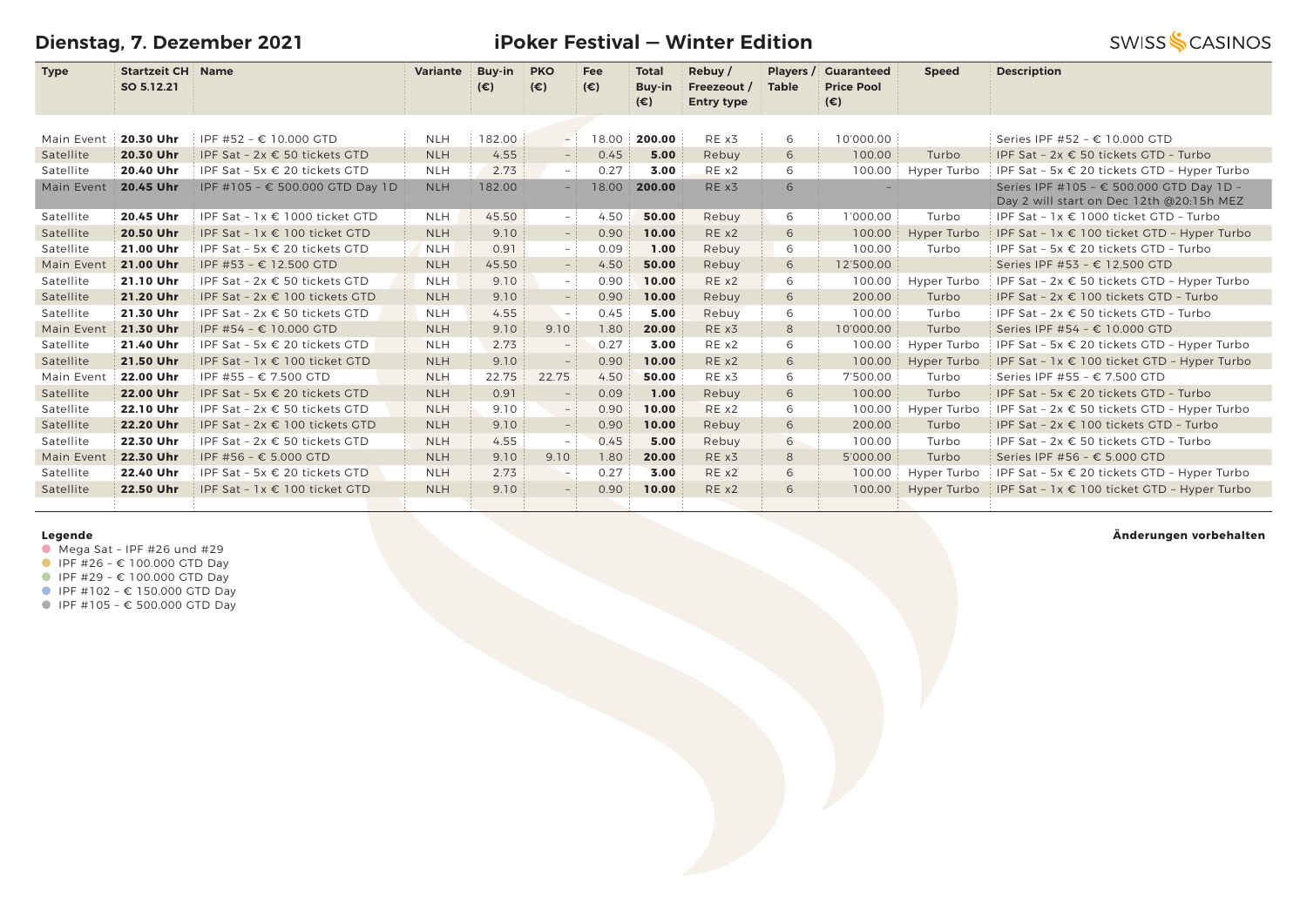**Dienstag, 7. Dezember 2021**

# iPoker Festival — Winter Edition

| Type | Startzeit CH SO 5.12.21 | Name | Variante | Buy-in (€) | PKO (€) | Fee (€) | Total Buy-in (€) | Rebuy / Freezeout / Entry type | Players / Table | Guaranteed Price Pool (€) | Speed | Description |
|---|---|---|---|---|---|---|---|---|---|---|---|---|
| Main Event | **20.30 Uhr** | IPF #52 – € 10.000 GTD | NLH | 182.00 | – | 18.00 | **200.00** | RE x3 | 6 | 10'000.00 | | Series IPF #52 – € 10.000 GTD |
| Satellite | **20.30 Uhr** | IPF Sat – 2x € 50 tickets GTD | NLH | 4.55 | – | 0.45 | **5.00** | Rebuy | 6 | 100.00 | Turbo | IPF Sat – 2x € 50 tickets GTD – Turbo |
| Satellite | **20.40 Uhr** | IPF Sat – 5x € 20 tickets GTD | NLH | 2.73 | – | 0.27 | **3.00** | RE x2 | 6 | 100.00 | Hyper Turbo | IPF Sat – 5x € 20 tickets GTD – Hyper Turbo |
| Main Event | **20.45 Uhr** | IPF #105 – € 500.000 GTD Day 1D | NLH | 182.00 | – | 18.00 | **200.00** | RE x3 | 6 | – | | Series IPF #105 – € 500.000 GTD Day 1D – Day 2 will start on Dec 12th @20:15h MEZ |
| Satellite | **20.45 Uhr** | IPF Sat – 1x € 1000 ticket GTD | NLH | 45.50 | – | 4.50 | **50.00** | Rebuy | 6 | 1'000.00 | Turbo | IPF Sat – 1x € 1000 ticket GTD – Turbo |
| Satellite | **20.50 Uhr** | IPF Sat – 1x € 100 ticket GTD | NLH | 9.10 | – | 0.90 | **10.00** | RE x2 | 6 | 100.00 | Hyper Turbo | IPF Sat – 1x € 100 ticket GTD – Hyper Turbo |
| Satellite | **21.00 Uhr** | IPF Sat – 5x € 20 tickets GTD | NLH | 0.91 | – | 0.09 | **1.00** | Rebuy | 6 | 100.00 | Turbo | IPF Sat – 5x € 20 tickets GTD – Turbo |
| Main Event | **21.00 Uhr** | IPF #53 – € 12.500 GTD | NLH | 45.50 | – | 4.50 | **50.00** | Rebuy | 6 | 12'500.00 | | Series IPF #53 – € 12.500 GTD |
| Satellite | **21.10 Uhr** | IPF Sat – 2x € 50 tickets GTD | NLH | 9.10 | – | 0.90 | **10.00** | RE x2 | 6 | 100.00 | Hyper Turbo | IPF Sat – 2x € 50 tickets GTD – Hyper Turbo |
| Satellite | **21.20 Uhr** | IPF Sat – 2x € 100 tickets GTD | NLH | 9.10 | – | 0.90 | **10.00** | Rebuy | 6 | 200.00 | Turbo | IPF Sat – 2x € 100 tickets GTD – Turbo |
| Satellite | **21.30 Uhr** | IPF Sat – 2x € 50 tickets GTD | NLH | 4.55 | – | 0.45 | **5.00** | Rebuy | 6 | 100.00 | Turbo | IPF Sat – 2x € 50 tickets GTD – Turbo |
| Main Event | **21.30 Uhr** | IPF #54 – € 10.000 GTD | NLH | 9.10 | 9.10 | 1.80 | **20.00** | RE x3 | 8 | 10'000.00 | Turbo | Series IPF #54 – € 10.000 GTD |
| Satellite | **21.40 Uhr** | IPF Sat – 5x € 20 tickets GTD | NLH | 2.73 | – | 0.27 | **3.00** | RE x2 | 6 | 100.00 | Hyper Turbo | IPF Sat – 5x € 20 tickets GTD – Hyper Turbo |
| Satellite | **21.50 Uhr** | IPF Sat – 1x € 100 ticket GTD | NLH | 9.10 | – | 0.90 | **10.00** | RE x2 | 6 | 100.00 | Hyper Turbo | IPF Sat – 1x € 100 ticket GTD – Hyper Turbo |
| Main Event | **22.00 Uhr** | IPF #55 – € 7.500 GTD | NLH | 22.75 | 22.75 | 4.50 | **50.00** | RE x3 | 6 | 7'500.00 | Turbo | Series IPF #55 – € 7.500 GTD |
| Satellite | **22.00 Uhr** | IPF Sat – 5x € 20 tickets GTD | NLH | 0.91 | – | 0.09 | **1.00** | Rebuy | 6 | 100.00 | Turbo | IPF Sat – 5x € 20 tickets GTD – Turbo |
| Satellite | **22.10 Uhr** | IPF Sat – 2x € 50 tickets GTD | NLH | 9.10 | – | 0.90 | **10.00** | RE x2 | 6 | 100.00 | Hyper Turbo | IPF Sat – 2x € 50 tickets GTD – Hyper Turbo |
| Satellite | **22.20 Uhr** | IPF Sat – 2x € 100 tickets GTD | NLH | 9.10 | – | 0.90 | **10.00** | Rebuy | 6 | 200.00 | Turbo | IPF Sat – 2x € 100 tickets GTD – Turbo |
| Satellite | **22.30 Uhr** | IPF Sat – 2x € 50 tickets GTD | NLH | 4.55 | – | 0.45 | **5.00** | Rebuy | 6 | 100.00 | Turbo | IPF Sat – 2x € 50 tickets GTD – Turbo |
| Main Event | **22.30 Uhr** | IPF #56 – € 5.000 GTD | NLH | 9.10 | 9.10 | 1.80 | **20.00** | RE x3 | 8 | 5'000.00 | Turbo | Series IPF #56 – € 5.000 GTD |
| Satellite | **22.40 Uhr** | IPF Sat – 5x € 20 tickets GTD | NLH | 2.73 | – | 0.27 | **3.00** | RE x2 | 6 | 100.00 | Hyper Turbo | IPF Sat – 5x € 20 tickets GTD – Hyper Turbo |
| Satellite | **22.50 Uhr** | IPF Sat – 1x € 100 ticket GTD | NLH | 9.10 | – | 0.90 | **10.00** | RE x2 | 6 | 100.00 | Hyper Turbo | IPF Sat – 1x € 100 ticket GTD – Hyper Turbo |

**Legende**

- Mega Sat – IPF #26 und #29
- IPF #26 – € 100.000 GTD Day
- IPF #29 – € 100.000 GTD Day
- IPF #102 – € 150.000 GTD Day
- IPF #105 – € 500.000 GTD Day

**Änderungen vorbehalten**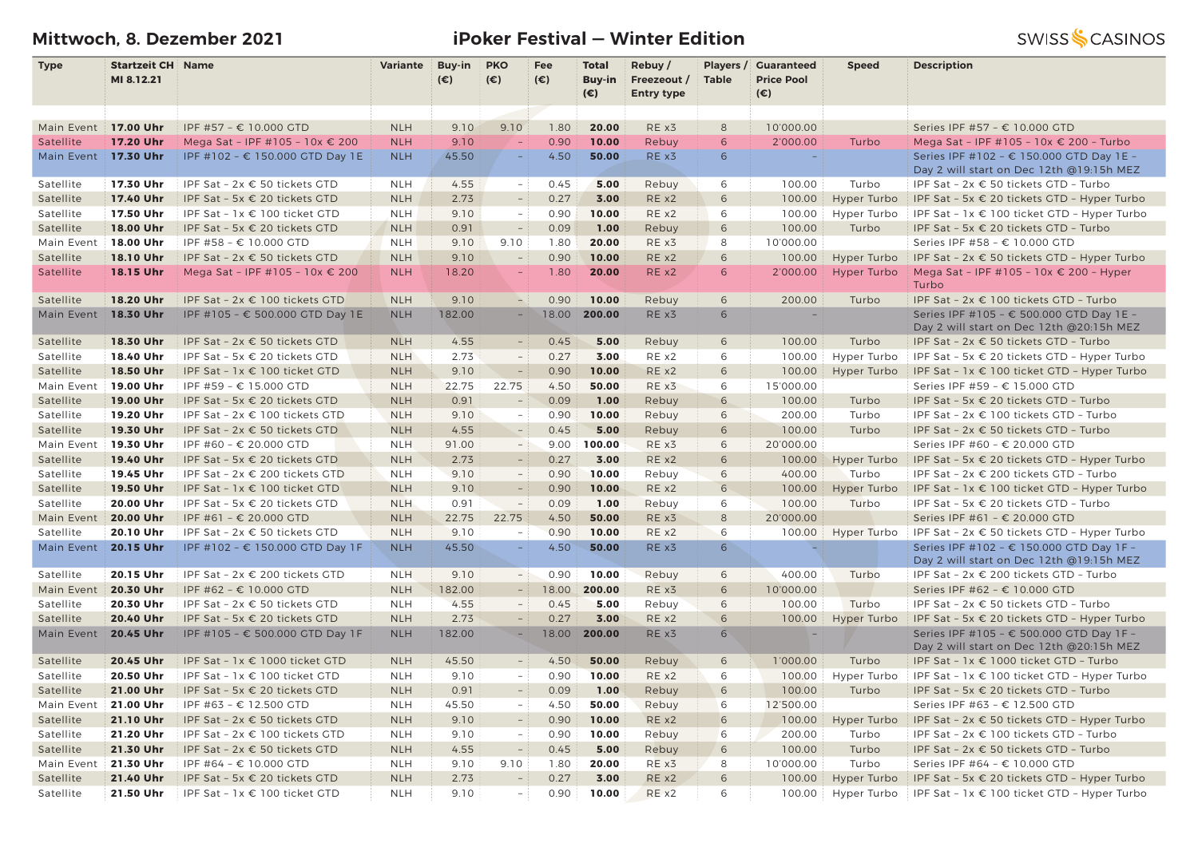# Mittwoch, 8. Dezember 2021

## iPoker Festival — Winter Edition

SWISS CASINOS

| Type | Startzeit CH MI 8.12.21 | Name | Variante | Buy-in (€) | PKO (€) | Fee (€) | Total Buy-in (€) | Rebuy / Freezeout / Entry type | Players / Table | Guaranteed Price Pool (€) | Speed | Description |
|---|---|---|---|---|---|---|---|---|---|---|---|---|
| Main Event | **17.00 Uhr** | IPF #57 – € 10.000 GTD | NLH | 9.10 | 9.10 | 1.80 | **20.00** | RE x3 | 8 | 10'000.00 | | Series IPF #57 – € 10.000 GTD |
| Satellite | **17.20 Uhr** | Mega Sat – IPF #105 – 10x € 200 | NLH | 9.10 | – | 0.90 | **10.00** | Rebuy | 6 | 2'000.00 | Turbo | Mega Sat – IPF #105 – 10x € 200 – Turbo |
| Main Event | **17.30 Uhr** | IPF #102 – € 150.000 GTD Day 1E | NLH | 45.50 | – | 4.50 | **50.00** | RE x3 | 6 | – | | Series IPF #102 – € 150.000 GTD Day 1E – Day 2 will start on Dec 12th @19:15h MEZ |
| Satellite | **17.30 Uhr** | IPF Sat – 2x € 50 tickets GTD | NLH | 4.55 | – | 0.45 | **5.00** | Rebuy | 6 | 100.00 | Turbo | IPF Sat – 2x € 50 tickets GTD – Turbo |
| Satellite | **17.40 Uhr** | IPF Sat – 5x € 20 tickets GTD | NLH | 2.73 | – | 0.27 | **3.00** | RE x2 | 6 | 100.00 | Hyper Turbo | IPF Sat – 5x € 20 tickets GTD – Hyper Turbo |
| Satellite | **17.50 Uhr** | IPF Sat – 1x € 100 ticket GTD | NLH | 9.10 | – | 0.90 | **10.00** | RE x2 | 6 | 100.00 | Hyper Turbo | IPF Sat – 1x € 100 ticket GTD – Hyper Turbo |
| Satellite | **18.00 Uhr** | IPF Sat – 5x € 20 tickets GTD | NLH | 0.91 | – | 0.09 | **1.00** | Rebuy | 6 | 100.00 | Turbo | IPF Sat – 5x € 20 tickets GTD – Turbo |
| Main Event | **18.00 Uhr** | IPF #58 – € 10.000 GTD | NLH | 9.10 | 9.10 | 1.80 | **20.00** | RE x3 | 8 | 10'000.00 | | Series IPF #58 – € 10.000 GTD |
| Satellite | **18.10 Uhr** | IPF Sat – 2x € 50 tickets GTD | NLH | 9.10 | – | 0.90 | **10.00** | RE x2 | 6 | 100.00 | Hyper Turbo | IPF Sat – 2x € 50 tickets GTD – Hyper Turbo |
| Satellite | **18.15 Uhr** | Mega Sat – IPF #105 – 10x € 200 | NLH | 18.20 | – | 1.80 | **20.00** | RE x2 | 6 | 2'000.00 | Hyper Turbo | Mega Sat – IPF #105 – 10x € 200 – Hyper Turbo |
| Satellite | **18.20 Uhr** | IPF Sat – 2x € 100 tickets GTD | NLH | 9.10 | – | 0.90 | **10.00** | Rebuy | 6 | 200.00 | Turbo | IPF Sat – 2x € 100 tickets GTD – Turbo |
| Main Event | **18.30 Uhr** | IPF #105 – € 500.000 GTD Day 1E | NLH | 182.00 | – | 18.00 | **200.00** | RE x3 | 6 | – | | Series IPF #105 – € 500.000 GTD Day 1E – Day 2 will start on Dec 12th @20:15h MEZ |
| Satellite | **18.30 Uhr** | IPF Sat – 2x € 50 tickets GTD | NLH | 4.55 | – | 0.45 | **5.00** | Rebuy | 6 | 100.00 | Turbo | IPF Sat – 2x € 50 tickets GTD – Turbo |
| Satellite | **18.40 Uhr** | IPF Sat – 5x € 20 tickets GTD | NLH | 2.73 | – | 0.27 | **3.00** | RE x2 | 6 | 100.00 | Hyper Turbo | IPF Sat – 5x € 20 tickets GTD – Hyper Turbo |
| Satellite | **18.50 Uhr** | IPF Sat – 1x € 100 ticket GTD | NLH | 9.10 | – | 0.90 | **10.00** | RE x2 | 6 | 100.00 | Hyper Turbo | IPF Sat – 1x € 100 ticket GTD – Hyper Turbo |
| Main Event | **19.00 Uhr** | IPF #59 – € 15.000 GTD | NLH | 22.75 | 22.75 | 4.50 | **50.00** | RE x3 | 6 | 15'000.00 | | Series IPF #59 – € 15.000 GTD |
| Satellite | **19.00 Uhr** | IPF Sat – 5x € 20 tickets GTD | NLH | 0.91 | – | 0.09 | **1.00** | Rebuy | 6 | 100.00 | Turbo | IPF Sat – 5x € 20 tickets GTD – Turbo |
| Satellite | **19.20 Uhr** | IPF Sat – 2x € 100 tickets GTD | NLH | 9.10 | – | 0.90 | **10.00** | Rebuy | 6 | 200.00 | Turbo | IPF Sat – 2x € 100 tickets GTD – Turbo |
| Satellite | **19.30 Uhr** | IPF Sat – 2x € 50 tickets GTD | NLH | 4.55 | – | 0.45 | **5.00** | Rebuy | 6 | 100.00 | Turbo | IPF Sat – 2x € 50 tickets GTD – Turbo |
| Main Event | **19.30 Uhr** | IPF #60 – € 20.000 GTD | NLH | 91.00 | – | 9.00 | **100.00** | RE x3 | 6 | 20'000.00 | | Series IPF #60 – € 20.000 GTD |
| Satellite | **19.40 Uhr** | IPF Sat – 5x € 20 tickets GTD | NLH | 2.73 | – | 0.27 | **3.00** | RE x2 | 6 | 100.00 | Hyper Turbo | IPF Sat – 5x € 20 tickets GTD – Hyper Turbo |
| Satellite | **19.45 Uhr** | IPF Sat – 2x € 200 tickets GTD | NLH | 9.10 | – | 0.90 | **10.00** | Rebuy | 6 | 400.00 | Turbo | IPF Sat – 2x € 200 tickets GTD – Turbo |
| Satellite | **19.50 Uhr** | IPF Sat – 1x € 100 ticket GTD | NLH | 9.10 | – | 0.90 | **10.00** | RE x2 | 6 | 100.00 | Hyper Turbo | IPF Sat – 1x € 100 ticket GTD – Hyper Turbo |
| Satellite | **20.00 Uhr** | IPF Sat – 5x € 20 tickets GTD | NLH | 0.91 | – | 0.09 | **1.00** | Rebuy | 6 | 100.00 | Turbo | IPF Sat – 5x € 20 tickets GTD – Turbo |
| Main Event | **20.00 Uhr** | IPF #61 – € 20.000 GTD | NLH | 22.75 | 22.75 | 4.50 | **50.00** | RE x3 | 8 | 20'000.00 | | Series IPF #61 – € 20.000 GTD |
| Satellite | **20.10 Uhr** | IPF Sat – 2x € 50 tickets GTD | NLH | 9.10 | – | 0.90 | **10.00** | RE x2 | 6 | 100.00 | Hyper Turbo | IPF Sat – 2x € 50 tickets GTD – Hyper Turbo |
| Main Event | **20.15 Uhr** | IPF #102 – € 150.000 GTD Day 1F | NLH | 45.50 | – | 4.50 | **50.00** | RE x3 | 6 | – | | Series IPF #102 – € 150.000 GTD Day 1F – Day 2 will start on Dec 12th @19:15h MEZ |
| Satellite | **20.15 Uhr** | IPF Sat – 2x € 200 tickets GTD | NLH | 9.10 | – | 0.90 | **10.00** | Rebuy | 6 | 400.00 | Turbo | IPF Sat – 2x € 200 tickets GTD – Turbo |
| Main Event | **20.30 Uhr** | IPF #62 – € 10.000 GTD | NLH | 182.00 | – | 18.00 | **200.00** | RE x3 | 6 | 10'000.00 | | Series IPF #62 – € 10.000 GTD |
| Satellite | **20.30 Uhr** | IPF Sat – 2x € 50 tickets GTD | NLH | 4.55 | – | 0.45 | **5.00** | Rebuy | 6 | 100.00 | Turbo | IPF Sat – 2x € 50 tickets GTD – Turbo |
| Satellite | **20.40 Uhr** | IPF Sat – 5x € 20 tickets GTD | NLH | 2.73 | – | 0.27 | **3.00** | RE x2 | 6 | 100.00 | Hyper Turbo | IPF Sat – 5x € 20 tickets GTD – Hyper Turbo |
| Main Event | **20.45 Uhr** | IPF #105 – € 500.000 GTD Day 1F | NLH | 182.00 | – | 18.00 | **200.00** | RE x3 | 6 | – | | Series IPF #105 – € 500.000 GTD Day 1F – Day 2 will start on Dec 12th @20:15h MEZ |
| Satellite | **20.45 Uhr** | IPF Sat – 1x € 1000 ticket GTD | NLH | 45.50 | – | 4.50 | **50.00** | Rebuy | 6 | 1'000.00 | Turbo | IPF Sat – 1x € 1000 ticket GTD – Turbo |
| Satellite | **20.50 Uhr** | IPF Sat – 1x € 100 ticket GTD | NLH | 9.10 | – | 0.90 | **10.00** | RE x2 | 6 | 100.00 | Hyper Turbo | IPF Sat – 1x € 100 ticket GTD – Hyper Turbo |
| Satellite | **21.00 Uhr** | IPF Sat – 5x € 20 tickets GTD | NLH | 0.91 | – | 0.09 | **1.00** | Rebuy | 6 | 100.00 | Turbo | IPF Sat – 5x € 20 tickets GTD – Turbo |
| Main Event | **21.00 Uhr** | IPF #63 – € 12.500 GTD | NLH | 45.50 | – | 4.50 | **50.00** | Rebuy | 6 | 12'500.00 | | Series IPF #63 – € 12.500 GTD |
| Satellite | **21.10 Uhr** | IPF Sat – 2x € 50 tickets GTD | NLH | 9.10 | – | 0.90 | **10.00** | RE x2 | 6 | 100.00 | Hyper Turbo | IPF Sat – 2x € 50 tickets GTD – Hyper Turbo |
| Satellite | **21.20 Uhr** | IPF Sat – 2x € 100 tickets GTD | NLH | 9.10 | – | 0.90 | **10.00** | Rebuy | 6 | 200.00 | Turbo | IPF Sat – 2x € 100 tickets GTD – Turbo |
| Satellite | **21.30 Uhr** | IPF Sat – 2x € 50 tickets GTD | NLH | 4.55 | – | 0.45 | **5.00** | Rebuy | 6 | 100.00 | Turbo | IPF Sat – 2x € 50 tickets GTD – Turbo |
| Main Event | **21.30 Uhr** | IPF #64 – € 10.000 GTD | NLH | 9.10 | 9.10 | 1.80 | **20.00** | RE x3 | 8 | 10'000.00 | Turbo | Series IPF #64 – € 10.000 GTD |
| Satellite | **21.40 Uhr** | IPF Sat – 5x € 20 tickets GTD | NLH | 2.73 | – | 0.27 | **3.00** | RE x2 | 6 | 100.00 | Hyper Turbo | IPF Sat – 5x € 20 tickets GTD – Hyper Turbo |
| Satellite | **21.50 Uhr** | IPF Sat – 1x € 100 ticket GTD | NLH | 9.10 | – | 0.90 | **10.00** | RE x2 | 6 | 100.00 | Hyper Turbo | IPF Sat – 1x € 100 ticket GTD – Hyper Turbo |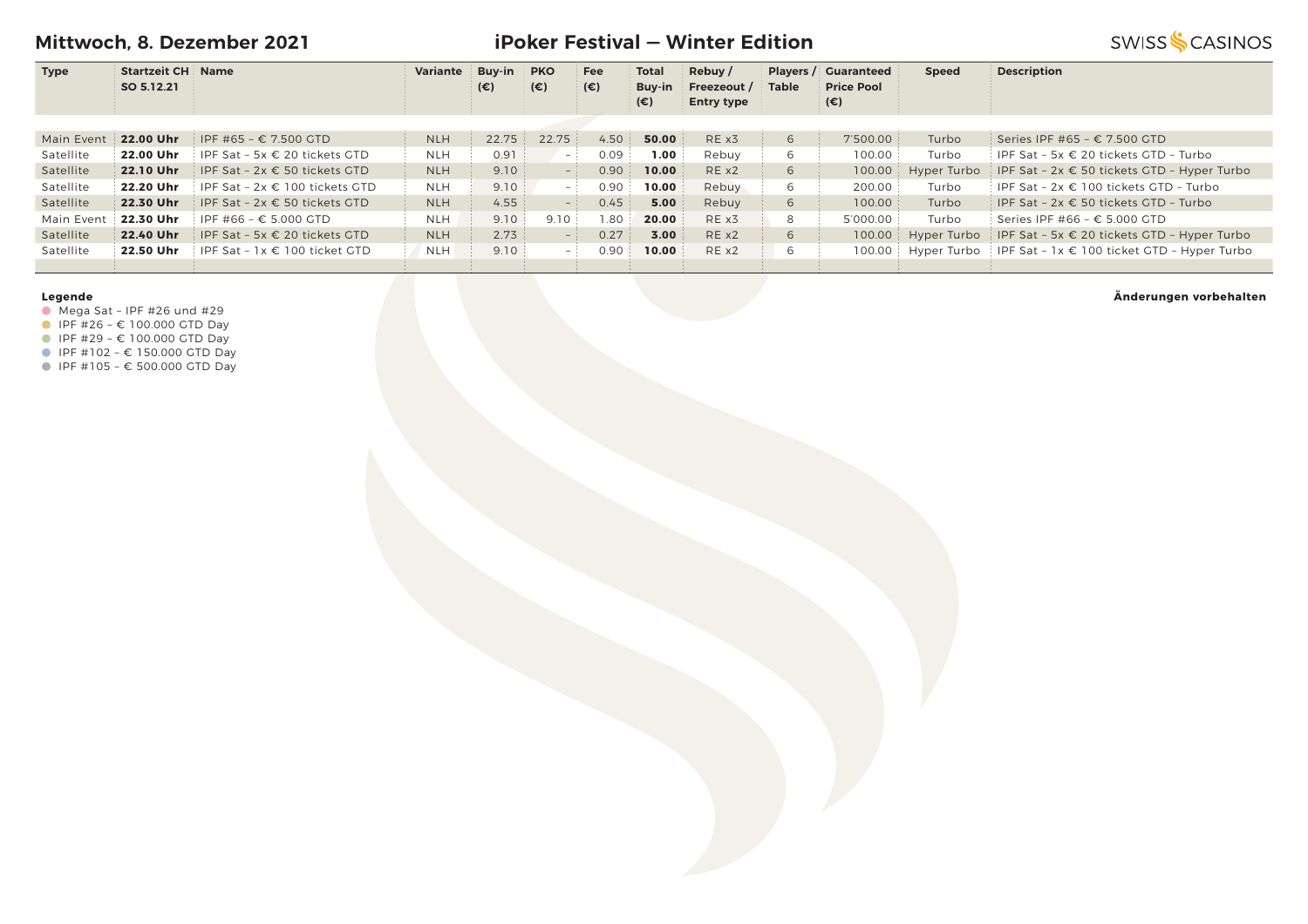**Mittwoch, 8. Dezember 2021**

# iPoker Festival — Winter Edition

| Type | Startzeit CH SO 5.12.21 | Name | Variante | Buy-in (€) | PKO (€) | Fee (€) | Total Buy-in (€) | Rebuy / Freezeout / Entry type | Players / Table | Guaranteed Price Pool (€) | Speed | Description |
|---|---|---|---|---|---|---|---|---|---|---|---|---|
| Main Event | **22.00 Uhr** | IPF #65 – € 7.500 GTD | NLH | 22.75 | 22.75 | 4.50 | **50.00** | RE x3 | 6 | 7'500.00 | Turbo | Series IPF #65 – € 7.500 GTD |
| Satellite | **22.00 Uhr** | IPF Sat – 5x € 20 tickets GTD | NLH | 0.91 | – | 0.09 | **1.00** | Rebuy | 6 | 100.00 | Turbo | IPF Sat – 5x € 20 tickets GTD – Turbo |
| Satellite | **22.10 Uhr** | IPF Sat – 2x € 50 tickets GTD | NLH | 9.10 | – | 0.90 | **10.00** | RE x2 | 6 | 100.00 | Hyper Turbo | IPF Sat – 2x € 50 tickets GTD – Hyper Turbo |
| Satellite | **22.20 Uhr** | IPF Sat – 2x € 100 tickets GTD | NLH | 9.10 | – | 0.90 | **10.00** | Rebuy | 6 | 200.00 | Turbo | IPF Sat – 2x € 100 tickets GTD – Turbo |
| Satellite | **22.30 Uhr** | IPF Sat – 2x € 50 tickets GTD | NLH | 4.55 | – | 0.45 | **5.00** | Rebuy | 6 | 100.00 | Turbo | IPF Sat – 2x € 50 tickets GTD – Turbo |
| Main Event | **22.30 Uhr** | IPF #66 – € 5.000 GTD | NLH | 9.10 | 9.10 | 1.80 | **20.00** | RE x3 | 8 | 5'000.00 | Turbo | Series IPF #66 – € 5.000 GTD |
| Satellite | **22.40 Uhr** | IPF Sat – 5x € 20 tickets GTD | NLH | 2.73 | – | 0.27 | **3.00** | RE x2 | 6 | 100.00 | Hyper Turbo | IPF Sat – 5x € 20 tickets GTD – Hyper Turbo |
| Satellite | **22.50 Uhr** | IPF Sat – 1x € 100 ticket GTD | NLH | 9.10 | – | 0.90 | **10.00** | RE x2 | 6 | 100.00 | Hyper Turbo | IPF Sat – 1x € 100 ticket GTD – Hyper Turbo |

**Legende**

- Mega Sat – IPF #26 und #29
- IPF #26 – € 100.000 GTD Day
- IPF #29 – € 100.000 GTD Day
- IPF #102 – € 150.000 GTD Day
- IPF #105 – € 500.000 GTD Day

**Änderungen vorbehalten**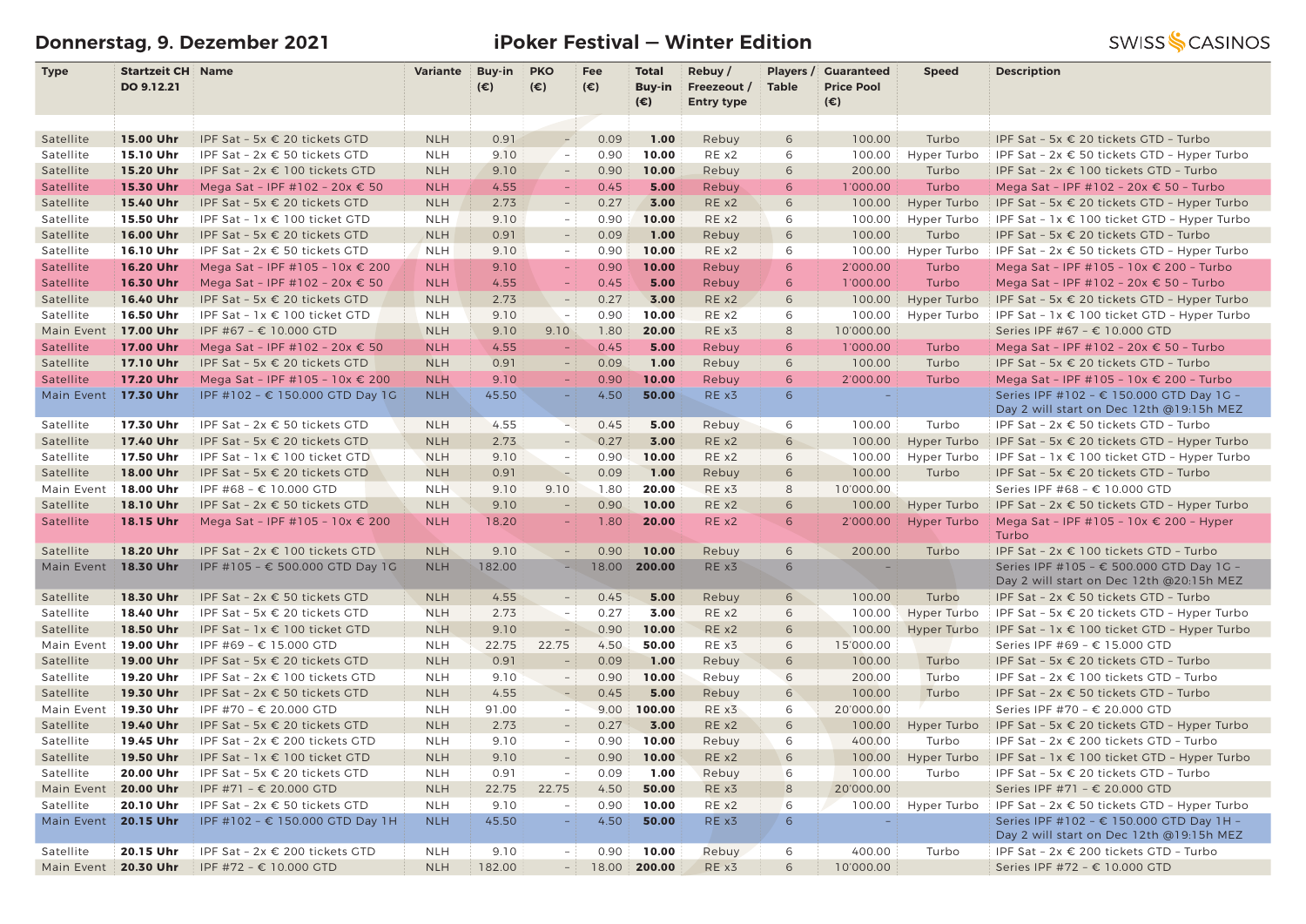**Donnerstag, 9. Dezember 2021** **iPoker Festival — Winter Edition** SWISS CASINOS

| Type | Startzeit CH DO 9.12.21 | Name | Variante | Buy-in (€) | PKO (€) | Fee (€) | Total Buy-in (€) | Rebuy / Freezeout / Entry type | Players / Table | Guaranteed Price Pool (€) | Speed | Description |
|---|---|---|---|---|---|---|---|---|---|---|---|---|
| Satellite | **15.00 Uhr** | IPF Sat - 5x € 20 tickets GTD | NLH | 0.91 | - | 0.09 | **1.00** | Rebuy | 6 | 100.00 | Turbo | IPF Sat - 5x € 20 tickets GTD - Turbo |
| Satellite | **15.10 Uhr** | IPF Sat - 2x € 50 tickets GTD | NLH | 9.10 | - | 0.90 | **10.00** | RE x2 | 6 | 100.00 | Hyper Turbo | IPF Sat - 2x € 50 tickets GTD - Hyper Turbo |
| Satellite | **15.20 Uhr** | IPF Sat - 2x € 100 tickets GTD | NLH | 9.10 | - | 0.90 | **10.00** | Rebuy | 6 | 200.00 | Turbo | IPF Sat - 2x € 100 tickets GTD - Turbo |
| Satellite | **15.30 Uhr** | Mega Sat - IPF #102 - 20x € 50 | NLH | 4.55 | - | 0.45 | **5.00** | Rebuy | 6 | 1'000.00 | Turbo | Mega Sat - IPF #102 - 20x € 50 - Turbo |
| Satellite | **15.40 Uhr** | IPF Sat - 5x € 20 tickets GTD | NLH | 2.73 | - | 0.27 | **3.00** | RE x2 | 6 | 100.00 | Hyper Turbo | IPF Sat - 5x € 20 tickets GTD - Hyper Turbo |
| Satellite | **15.50 Uhr** | IPF Sat - 1x € 100 ticket GTD | NLH | 9.10 | - | 0.90 | **10.00** | RE x2 | 6 | 100.00 | Hyper Turbo | IPF Sat - 1x € 100 ticket GTD - Hyper Turbo |
| Satellite | **16.00 Uhr** | IPF Sat - 5x € 20 tickets GTD | NLH | 0.91 | - | 0.09 | **1.00** | Rebuy | 6 | 100.00 | Turbo | IPF Sat - 5x € 20 tickets GTD - Turbo |
| Satellite | **16.10 Uhr** | IPF Sat - 2x € 50 tickets GTD | NLH | 9.10 | - | 0.90 | **10.00** | RE x2 | 6 | 100.00 | Hyper Turbo | IPF Sat - 2x € 50 tickets GTD - Hyper Turbo |
| Satellite | **16.20 Uhr** | Mega Sat - IPF #105 - 10x € 200 | NLH | 9.10 | - | 0.90 | **10.00** | Rebuy | 6 | 2'000.00 | Turbo | Mega Sat - IPF #105 - 10x € 200 - Turbo |
| Satellite | **16.30 Uhr** | Mega Sat - IPF #102 - 20x € 50 | NLH | 4.55 | - | 0.45 | **5.00** | Rebuy | 6 | 1'000.00 | Turbo | Mega Sat - IPF #102 - 20x € 50 - Turbo |
| Satellite | **16.40 Uhr** | IPF Sat - 5x € 20 tickets GTD | NLH | 2.73 | - | 0.27 | **3.00** | RE x2 | 6 | 100.00 | Hyper Turbo | IPF Sat - 5x € 20 tickets GTD - Hyper Turbo |
| Satellite | **16.50 Uhr** | IPF Sat - 1x € 100 ticket GTD | NLH | 9.10 | - | 0.90 | **10.00** | RE x2 | 6 | 100.00 | Hyper Turbo | IPF Sat - 1x € 100 ticket GTD - Hyper Turbo |
| Main Event | **17.00 Uhr** | IPF #67 - € 10.000 GTD | NLH | 9.10 | 9.10 | 1.80 | **20.00** | RE x3 | 8 | 10'000.00 | | Series IPF #67 - € 10.000 GTD |
| Satellite | **17.00 Uhr** | Mega Sat - IPF #102 - 20x € 50 | NLH | 4.55 | - | 0.45 | **5.00** | Rebuy | 6 | 1'000.00 | Turbo | Mega Sat - IPF #102 - 20x € 50 - Turbo |
| Satellite | **17.10 Uhr** | IPF Sat - 5x € 20 tickets GTD | NLH | 0.91 | - | 0.09 | **1.00** | Rebuy | 6 | 100.00 | Turbo | IPF Sat - 5x € 20 tickets GTD - Turbo |
| Satellite | **17.20 Uhr** | Mega Sat - IPF #105 - 10x € 200 | NLH | 9.10 | - | 0.90 | **10.00** | Rebuy | 6 | 2'000.00 | Turbo | Mega Sat - IPF #105 - 10x € 200 - Turbo |
| Main Event | **17.30 Uhr** | IPF #102 - € 150.000 GTD Day 1G | NLH | 45.50 | - | 4.50 | **50.00** | RE x3 | 6 | - | | Series IPF #102 - € 150.000 GTD Day 1G - Day 2 will start on Dec 12th @19:15h MEZ |
| Satellite | **17.30 Uhr** | IPF Sat - 2x € 50 tickets GTD | NLH | 4.55 | - | 0.45 | **5.00** | Rebuy | 6 | 100.00 | Turbo | IPF Sat - 2x € 50 tickets GTD - Turbo |
| Satellite | **17.40 Uhr** | IPF Sat - 5x € 20 tickets GTD | NLH | 2.73 | - | 0.27 | **3.00** | RE x2 | 6 | 100.00 | Hyper Turbo | IPF Sat - 5x € 20 tickets GTD - Hyper Turbo |
| Satellite | **17.50 Uhr** | IPF Sat - 1x € 100 ticket GTD | NLH | 9.10 | - | 0.90 | **10.00** | RE x2 | 6 | 100.00 | Hyper Turbo | IPF Sat - 1x € 100 ticket GTD - Hyper Turbo |
| Satellite | **18.00 Uhr** | IPF Sat - 5x € 20 tickets GTD | NLH | 0.91 | - | 0.09 | **1.00** | Rebuy | 6 | 100.00 | Turbo | IPF Sat - 5x € 20 tickets GTD - Turbo |
| Main Event | **18.00 Uhr** | IPF #68 - € 10.000 GTD | NLH | 9.10 | 9.10 | 1.80 | **20.00** | RE x3 | 8 | 10'000.00 | | Series IPF #68 - € 10.000 GTD |
| Satellite | **18.10 Uhr** | IPF Sat - 2x € 50 tickets GTD | NLH | 9.10 | - | 0.90 | **10.00** | RE x2 | 6 | 100.00 | Hyper Turbo | IPF Sat - 2x € 50 tickets GTD - Hyper Turbo |
| Satellite | **18.15 Uhr** | Mega Sat - IPF #105 - 10x € 200 | NLH | 18.20 | - | 1.80 | **20.00** | RE x2 | 6 | 2'000.00 | Hyper Turbo | Mega Sat - IPF #105 - 10x € 200 - Hyper Turbo |
| Satellite | **18.20 Uhr** | IPF Sat - 2x € 100 tickets GTD | NLH | 9.10 | - | 0.90 | **10.00** | Rebuy | 6 | 200.00 | Turbo | IPF Sat - 2x € 100 tickets GTD - Turbo |
| Main Event | **18.30 Uhr** | IPF #105 - € 500.000 GTD Day 1G | NLH | 182.00 | - | 18.00 | **200.00** | RE x3 | 6 | - | | Series IPF #105 - € 500.000 GTD Day 1G - Day 2 will start on Dec 12th @20:15h MEZ |
| Satellite | **18.30 Uhr** | IPF Sat - 2x € 50 tickets GTD | NLH | 4.55 | - | 0.45 | **5.00** | Rebuy | 6 | 100.00 | Turbo | IPF Sat - 2x € 50 tickets GTD - Turbo |
| Satellite | **18.40 Uhr** | IPF Sat - 5x € 20 tickets GTD | NLH | 2.73 | - | 0.27 | **3.00** | RE x2 | 6 | 100.00 | Hyper Turbo | IPF Sat - 5x € 20 tickets GTD - Hyper Turbo |
| Satellite | **18.50 Uhr** | IPF Sat - 1x € 100 ticket GTD | NLH | 9.10 | - | 0.90 | **10.00** | RE x2 | 6 | 100.00 | Hyper Turbo | IPF Sat - 1x € 100 ticket GTD - Hyper Turbo |
| Main Event | **19.00 Uhr** | IPF #69 - € 15.000 GTD | NLH | 22.75 | 22.75 | 4.50 | **50.00** | RE x3 | 6 | 15'000.00 | | Series IPF #69 - € 15.000 GTD |
| Satellite | **19.00 Uhr** | IPF Sat - 5x € 20 tickets GTD | NLH | 0.91 | - | 0.09 | **1.00** | Rebuy | 6 | 100.00 | Turbo | IPF Sat - 5x € 20 tickets GTD - Turbo |
| Satellite | **19.20 Uhr** | IPF Sat - 2x € 100 tickets GTD | NLH | 9.10 | - | 0.90 | **10.00** | Rebuy | 6 | 200.00 | Turbo | IPF Sat - 2x € 100 tickets GTD - Turbo |
| Satellite | **19.30 Uhr** | IPF Sat - 2x € 50 tickets GTD | NLH | 4.55 | - | 0.45 | **5.00** | Rebuy | 6 | 100.00 | Turbo | IPF Sat - 2x € 50 tickets GTD - Turbo |
| Main Event | **19.30 Uhr** | IPF #70 - € 20.000 GTD | NLH | 91.00 | - | 9.00 | **100.00** | RE x3 | 6 | 20'000.00 | | Series IPF #70 - € 20.000 GTD |
| Satellite | **19.40 Uhr** | IPF Sat - 5x € 20 tickets GTD | NLH | 2.73 | - | 0.27 | **3.00** | RE x2 | 6 | 100.00 | Hyper Turbo | IPF Sat - 5x € 20 tickets GTD - Hyper Turbo |
| Satellite | **19.45 Uhr** | IPF Sat - 2x € 200 tickets GTD | NLH | 9.10 | - | 0.90 | **10.00** | Rebuy | 6 | 400.00 | Turbo | IPF Sat - 2x € 200 tickets GTD - Turbo |
| Satellite | **19.50 Uhr** | IPF Sat - 1x € 100 ticket GTD | NLH | 9.10 | - | 0.90 | **10.00** | RE x2 | 6 | 100.00 | Hyper Turbo | IPF Sat - 1x € 100 ticket GTD - Hyper Turbo |
| Satellite | **20.00 Uhr** | IPF Sat - 5x € 20 tickets GTD | NLH | 0.91 | - | 0.09 | **1.00** | Rebuy | 6 | 100.00 | Turbo | IPF Sat - 5x € 20 tickets GTD - Turbo |
| Main Event | **20.00 Uhr** | IPF #71 - € 20.000 GTD | NLH | 22.75 | 22.75 | 4.50 | **50.00** | RE x3 | 8 | 20'000.00 | | Series IPF #71 - € 20.000 GTD |
| Satellite | **20.10 Uhr** | IPF Sat - 2x € 50 tickets GTD | NLH | 9.10 | - | 0.90 | **10.00** | RE x2 | 6 | 100.00 | Hyper Turbo | IPF Sat - 2x € 50 tickets GTD - Hyper Turbo |
| Main Event | **20.15 Uhr** | IPF #102 - € 150.000 GTD Day 1H | NLH | 45.50 | - | 4.50 | **50.00** | RE x3 | 6 | - | | Series IPF #102 - € 150.000 GTD Day 1H - Day 2 will start on Dec 12th @19:15h MEZ |
| Satellite | **20.15 Uhr** | IPF Sat - 2x € 200 tickets GTD | NLH | 9.10 | - | 0.90 | **10.00** | Rebuy | 6 | 400.00 | Turbo | IPF Sat - 2x € 200 tickets GTD - Turbo |
| Main Event | **20.30 Uhr** | IPF #72 - € 10.000 GTD | NLH | 182.00 | - | 18.00 | **200.00** | RE x3 | 6 | 10'000.00 | | Series IPF #72 - € 10.000 GTD |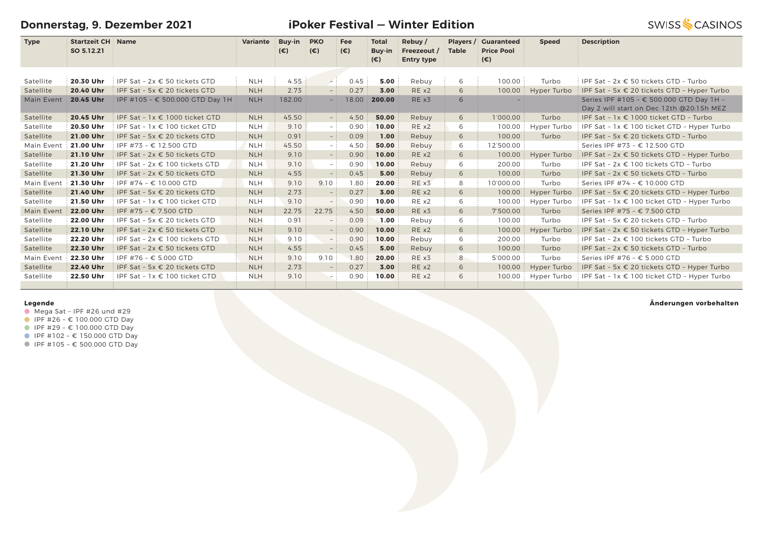## Donnerstag, 9. Dezember 2021

## iPoker Festival — Winter Edition

SWISS CASINOS

| Type | Startzeit CH SO 5.12.21 | Name | Variante | Buy-in (€) | PKO (€) | Fee (€) | Total Buy-in (€) | Rebuy / Freezeout / Entry type | Players / Table | Guaranteed Price Pool (€) | Speed | Description |
|---|---|---|---|---|---|---|---|---|---|---|---|---|
| Satellite | **20.30 Uhr** | IPF Sat – 2x € 50 tickets GTD | NLH | 4.55 | – | 0.45 | **5.00** | Rebuy | 6 | 100.00 | Turbo | IPF Sat – 2x € 50 tickets GTD – Turbo |
| Satellite | **20.40 Uhr** | IPF Sat – 5x € 20 tickets GTD | NLH | 2.73 | – | 0.27 | **3.00** | RE x2 | 6 | 100.00 | Hyper Turbo | IPF Sat – 5x € 20 tickets GTD – Hyper Turbo |
| Main Event | **20.45 Uhr** | IPF #105 – € 500.000 GTD Day 1H | NLH | 182.00 | – | 18.00 | **200.00** | RE x3 | 6 | – | | Series IPF #105 – € 500.000 GTD Day 1H – Day 2 will start on Dec 12th @20:15h MEZ |
| Satellite | **20.45 Uhr** | IPF Sat – 1x € 1000 ticket GTD | NLH | 45.50 | – | 4.50 | **50.00** | Rebuy | 6 | 1'000.00 | Turbo | IPF Sat – 1x € 1000 ticket GTD – Turbo |
| Satellite | **20.50 Uhr** | IPF Sat – 1x € 100 ticket GTD | NLH | 9.10 | – | 0.90 | **10.00** | RE x2 | 6 | 100.00 | Hyper Turbo | IPF Sat – 1x € 100 ticket GTD – Hyper Turbo |
| Satellite | **21.00 Uhr** | IPF Sat – 5x € 20 tickets GTD | NLH | 0.91 | – | 0.09 | **1.00** | Rebuy | 6 | 100.00 | Turbo | IPF Sat – 5x € 20 tickets GTD – Turbo |
| Main Event | **21.00 Uhr** | IPF #73 – € 12.500 GTD | NLH | 45.50 | – | 4.50 | **50.00** | Rebuy | 6 | 12'500.00 | | Series IPF #73 – € 12.500 GTD |
| Satellite | **21.10 Uhr** | IPF Sat – 2x € 50 tickets GTD | NLH | 9.10 | – | 0.90 | **10.00** | RE x2 | 6 | 100.00 | Hyper Turbo | IPF Sat – 2x € 50 tickets GTD – Hyper Turbo |
| Satellite | **21.20 Uhr** | IPF Sat – 2x € 100 tickets GTD | NLH | 9.10 | – | 0.90 | **10.00** | Rebuy | 6 | 200.00 | Turbo | IPF Sat – 2x € 100 tickets GTD – Turbo |
| Satellite | **21.30 Uhr** | IPF Sat – 2x € 50 tickets GTD | NLH | 4.55 | – | 0.45 | **5.00** | Rebuy | 6 | 100.00 | Turbo | IPF Sat – 2x € 50 tickets GTD – Turbo |
| Main Event | **21.30 Uhr** | IPF #74 – € 10.000 GTD | NLH | 9.10 | 9.10 | 1.80 | **20.00** | RE x3 | 8 | 10'000.00 | Turbo | Series IPF #74 – € 10.000 GTD |
| Satellite | **21.40 Uhr** | IPF Sat – 5x € 20 tickets GTD | NLH | 2.73 | – | 0.27 | **3.00** | RE x2 | 6 | 100.00 | Hyper Turbo | IPF Sat – 5x € 20 tickets GTD – Hyper Turbo |
| Satellite | **21.50 Uhr** | IPF Sat – 1x € 100 ticket GTD | NLH | 9.10 | – | 0.90 | **10.00** | RE x2 | 6 | 100.00 | Hyper Turbo | IPF Sat – 1x € 100 ticket GTD – Hyper Turbo |
| Main Event | **22.00 Uhr** | IPF #75 – € 7.500 GTD | NLH | 22.75 | 22.75 | 4.50 | **50.00** | RE x3 | 6 | 7'500.00 | Turbo | Series IPF #75 – € 7.500 GTD |
| Satellite | **22.00 Uhr** | IPF Sat – 5x € 20 tickets GTD | NLH | 0.91 | – | 0.09 | **1.00** | Rebuy | 6 | 100.00 | Turbo | IPF Sat – 5x € 20 tickets GTD – Turbo |
| Satellite | **22.10 Uhr** | IPF Sat – 2x € 50 tickets GTD | NLH | 9.10 | – | 0.90 | **10.00** | RE x2 | 6 | 100.00 | Hyper Turbo | IPF Sat – 2x € 50 tickets GTD – Hyper Turbo |
| Satellite | **22.20 Uhr** | IPF Sat – 2x € 100 tickets GTD | NLH | 9.10 | – | 0.90 | **10.00** | Rebuy | 6 | 200.00 | Turbo | IPF Sat – 2x € 100 tickets GTD – Turbo |
| Satellite | **22.30 Uhr** | IPF Sat – 2x € 50 tickets GTD | NLH | 4.55 | – | 0.45 | **5.00** | Rebuy | 6 | 100.00 | Turbo | IPF Sat – 2x € 50 tickets GTD – Turbo |
| Main Event | **22.30 Uhr** | IPF #76 – € 5.000 GTD | NLH | 9.10 | 9.10 | 1.80 | **20.00** | RE x3 | 8 | 5'000.00 | Turbo | Series IPF #76 – € 5.000 GTD |
| Satellite | **22.40 Uhr** | IPF Sat – 5x € 20 tickets GTD | NLH | 2.73 | – | 0.27 | **3.00** | RE x2 | 6 | 100.00 | Hyper Turbo | IPF Sat – 5x € 20 tickets GTD – Hyper Turbo |
| Satellite | **22.50 Uhr** | IPF Sat – 1x € 100 ticket GTD | NLH | 9.10 | – | 0.90 | **10.00** | RE x2 | 6 | 100.00 | Hyper Turbo | IPF Sat – 1x € 100 ticket GTD – Hyper Turbo |

**Legende**

- Mega Sat – IPF #26 und #29
- IPF #26 – € 100.000 GTD Day
- IPF #29 – € 100.000 GTD Day
- IPF #102 – € 150.000 GTD Day
- IPF #105 – € 500.000 GTD Day

**Änderungen vorbehalten**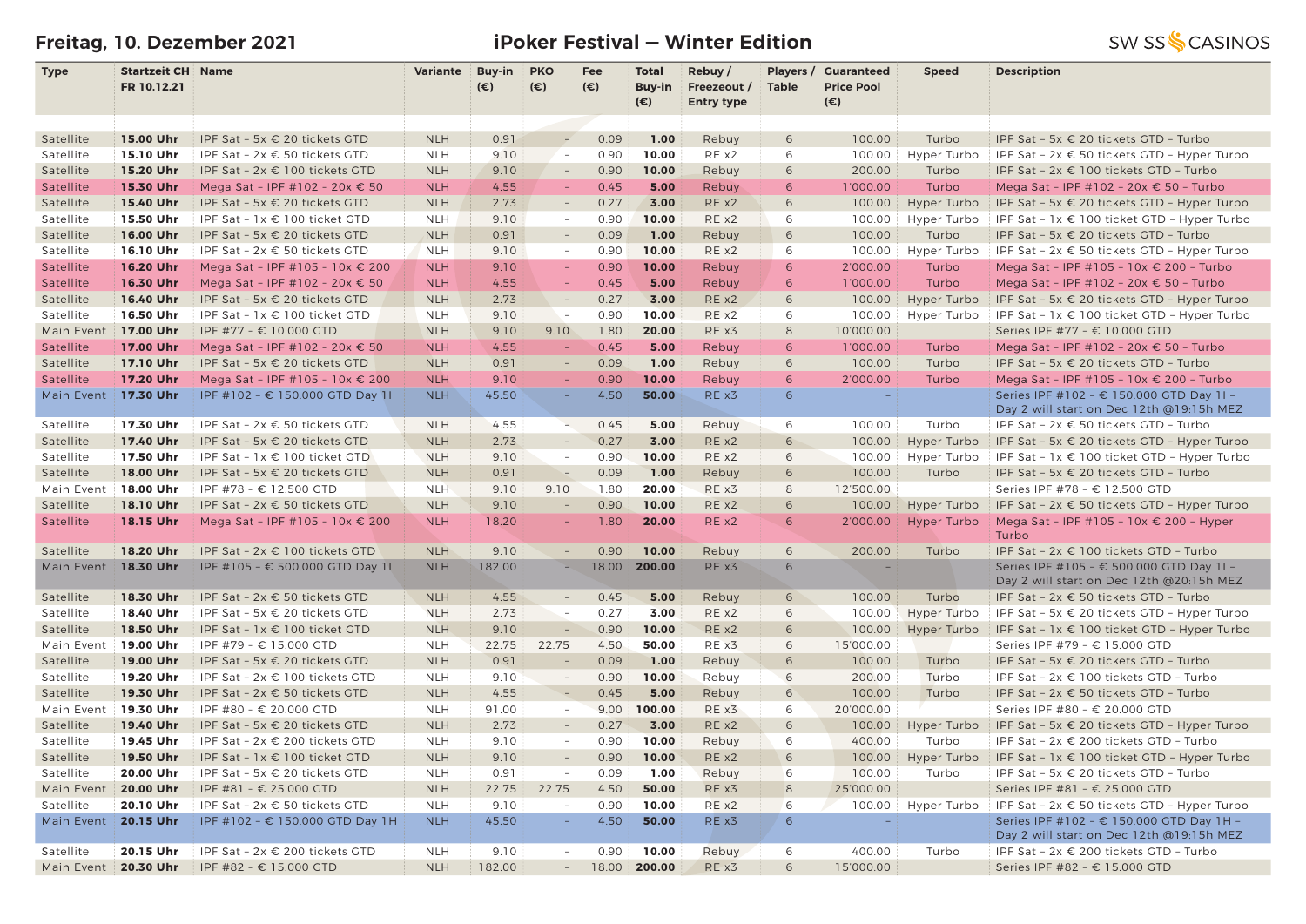## Freitag, 10. Dezember 2021

## iPoker Festival — Winter Edition

SWISS CASINOS

| Type | Startzeit CH FR 10.12.21 | Name | Variante | Buy-in (€) | PKO (€) | Fee (€) | Total Buy-in (€) | Rebuy / Freezeout / Entry type | Players / Table | Guaranteed Price Pool (€) | Speed | Description |
|---|---|---|---|---|---|---|---|---|---|---|---|---|
| Satellite | **15.00 Uhr** | IPF Sat - 5x € 20 tickets GTD | NLH | 0.91 | - | 0.09 | **1.00** | Rebuy | 6 | 100.00 | Turbo | IPF Sat - 5x € 20 tickets GTD - Turbo |
| Satellite | **15.10 Uhr** | IPF Sat - 2x € 50 tickets GTD | NLH | 9.10 | - | 0.90 | **10.00** | RE x2 | 6 | 100.00 | Hyper Turbo | IPF Sat - 2x € 50 tickets GTD - Hyper Turbo |
| Satellite | **15.20 Uhr** | IPF Sat - 2x € 100 tickets GTD | NLH | 9.10 | - | 0.90 | **10.00** | Rebuy | 6 | 200.00 | Turbo | IPF Sat - 2x € 100 tickets GTD - Turbo |
| Satellite | **15.30 Uhr** | Mega Sat - IPF #102 - 20x € 50 | NLH | 4.55 | - | 0.45 | **5.00** | Rebuy | 6 | 1'000.00 | Turbo | Mega Sat - IPF #102 - 20x € 50 - Turbo |
| Satellite | **15.40 Uhr** | IPF Sat - 5x € 20 tickets GTD | NLH | 2.73 | - | 0.27 | **3.00** | RE x2 | 6 | 100.00 | Hyper Turbo | IPF Sat - 5x € 20 tickets GTD - Hyper Turbo |
| Satellite | **15.50 Uhr** | IPF Sat - 1x € 100 ticket GTD | NLH | 9.10 | - | 0.90 | **10.00** | RE x2 | 6 | 100.00 | Hyper Turbo | IPF Sat - 1x € 100 ticket GTD - Hyper Turbo |
| Satellite | **16.00 Uhr** | IPF Sat - 5x € 20 tickets GTD | NLH | 0.91 | - | 0.09 | **1.00** | Rebuy | 6 | 100.00 | Turbo | IPF Sat - 5x € 20 tickets GTD - Turbo |
| Satellite | **16.10 Uhr** | IPF Sat - 2x € 50 tickets GTD | NLH | 9.10 | - | 0.90 | **10.00** | RE x2 | 6 | 100.00 | Hyper Turbo | IPF Sat - 2x € 50 tickets GTD - Hyper Turbo |
| Satellite | **16.20 Uhr** | Mega Sat - IPF #105 - 10x € 200 | NLH | 9.10 | - | 0.90 | **10.00** | Rebuy | 6 | 2'000.00 | Turbo | Mega Sat - IPF #105 - 10x € 200 - Turbo |
| Satellite | **16.30 Uhr** | Mega Sat - IPF #102 - 20x € 50 | NLH | 4.55 | - | 0.45 | **5.00** | Rebuy | 6 | 1'000.00 | Turbo | Mega Sat - IPF #102 - 20x € 50 - Turbo |
| Satellite | **16.40 Uhr** | IPF Sat - 5x € 20 tickets GTD | NLH | 2.73 | - | 0.27 | **3.00** | RE x2 | 6 | 100.00 | Hyper Turbo | IPF Sat - 5x € 20 tickets GTD - Hyper Turbo |
| Satellite | **16.50 Uhr** | IPF Sat - 1x € 100 ticket GTD | NLH | 9.10 | - | 0.90 | **10.00** | RE x2 | 6 | 100.00 | Hyper Turbo | IPF Sat - 1x € 100 ticket GTD - Hyper Turbo |
| Main Event | **17.00 Uhr** | IPF #77 - € 10.000 GTD | NLH | 9.10 | 9.10 | 1.80 | **20.00** | RE x3 | 8 | 10'000.00 | | Series IPF #77 - € 10.000 GTD |
| Satellite | **17.00 Uhr** | Mega Sat - IPF #102 - 20x € 50 | NLH | 4.55 | - | 0.45 | **5.00** | Rebuy | 6 | 1'000.00 | Turbo | Mega Sat - IPF #102 - 20x € 50 - Turbo |
| Satellite | **17.10 Uhr** | IPF Sat - 5x € 20 tickets GTD | NLH | 0.91 | - | 0.09 | **1.00** | Rebuy | 6 | 100.00 | Turbo | IPF Sat - 5x € 20 tickets GTD - Turbo |
| Satellite | **17.20 Uhr** | Mega Sat - IPF #105 - 10x € 200 | NLH | 9.10 | - | 0.90 | **10.00** | Rebuy | 6 | 2'000.00 | Turbo | Mega Sat - IPF #105 - 10x € 200 - Turbo |
| Main Event | **17.30 Uhr** | IPF #102 - € 150.000 GTD Day 1I | NLH | 45.50 | - | 4.50 | **50.00** | RE x3 | 6 | - | | Series IPF #102 - € 150.000 GTD Day 1I - Day 2 will start on Dec 12th @19:15h MEZ |
| Satellite | **17.30 Uhr** | IPF Sat - 2x € 50 tickets GTD | NLH | 4.55 | - | 0.45 | **5.00** | Rebuy | 6 | 100.00 | Turbo | IPF Sat - 2x € 50 tickets GTD - Turbo |
| Satellite | **17.40 Uhr** | IPF Sat - 5x € 20 tickets GTD | NLH | 2.73 | - | 0.27 | **3.00** | RE x2 | 6 | 100.00 | Hyper Turbo | IPF Sat - 5x € 20 tickets GTD - Hyper Turbo |
| Satellite | **17.50 Uhr** | IPF Sat - 1x € 100 ticket GTD | NLH | 9.10 | - | 0.90 | **10.00** | RE x2 | 6 | 100.00 | Hyper Turbo | IPF Sat - 1x € 100 ticket GTD - Hyper Turbo |
| Satellite | **18.00 Uhr** | IPF Sat - 5x € 20 tickets GTD | NLH | 0.91 | - | 0.09 | **1.00** | Rebuy | 6 | 100.00 | Turbo | IPF Sat - 5x € 20 tickets GTD - Turbo |
| Main Event | **18.00 Uhr** | IPF #78 - € 12.500 GTD | NLH | 9.10 | 9.10 | 1.80 | **20.00** | RE x3 | 8 | 12'500.00 | | Series IPF #78 - € 12.500 GTD |
| Satellite | **18.10 Uhr** | IPF Sat - 2x € 50 tickets GTD | NLH | 9.10 | - | 0.90 | **10.00** | RE x2 | 6 | 100.00 | Hyper Turbo | IPF Sat - 2x € 50 tickets GTD - Hyper Turbo |
| Satellite | **18.15 Uhr** | Mega Sat - IPF #105 - 10x € 200 | NLH | 18.20 | - | 1.80 | **20.00** | RE x2 | 6 | 2'000.00 | Hyper Turbo | Mega Sat - IPF #105 - 10x € 200 - Hyper Turbo |
| Satellite | **18.20 Uhr** | IPF Sat - 2x € 100 tickets GTD | NLH | 9.10 | - | 0.90 | **10.00** | Rebuy | 6 | 200.00 | Turbo | IPF Sat - 2x € 100 tickets GTD - Turbo |
| Main Event | **18.30 Uhr** | IPF #105 - € 500.000 GTD Day 1I | NLH | 182.00 | - | 18.00 | **200.00** | RE x3 | 6 | - | | Series IPF #105 - € 500.000 GTD Day 1I - Day 2 will start on Dec 12th @20:15h MEZ |
| Satellite | **18.30 Uhr** | IPF Sat - 2x € 50 tickets GTD | NLH | 4.55 | - | 0.45 | **5.00** | Rebuy | 6 | 100.00 | Turbo | IPF Sat - 2x € 50 tickets GTD - Turbo |
| Satellite | **18.40 Uhr** | IPF Sat - 5x € 20 tickets GTD | NLH | 2.73 | - | 0.27 | **3.00** | RE x2 | 6 | 100.00 | Hyper Turbo | IPF Sat - 5x € 20 tickets GTD - Hyper Turbo |
| Satellite | **18.50 Uhr** | IPF Sat - 1x € 100 ticket GTD | NLH | 9.10 | - | 0.90 | **10.00** | RE x2 | 6 | 100.00 | Hyper Turbo | IPF Sat - 1x € 100 ticket GTD - Hyper Turbo |
| Main Event | **19.00 Uhr** | IPF #79 - € 15.000 GTD | NLH | 22.75 | 22.75 | 4.50 | **50.00** | RE x3 | 6 | 15'000.00 | | Series IPF #79 - € 15.000 GTD |
| Satellite | **19.00 Uhr** | IPF Sat - 5x € 20 tickets GTD | NLH | 0.91 | - | 0.09 | **1.00** | Rebuy | 6 | 100.00 | Turbo | IPF Sat - 5x € 20 tickets GTD - Turbo |
| Satellite | **19.20 Uhr** | IPF Sat - 2x € 100 tickets GTD | NLH | 9.10 | - | 0.90 | **10.00** | Rebuy | 6 | 200.00 | Turbo | IPF Sat - 2x € 100 tickets GTD - Turbo |
| Satellite | **19.30 Uhr** | IPF Sat - 2x € 50 tickets GTD | NLH | 4.55 | - | 0.45 | **5.00** | Rebuy | 6 | 100.00 | Turbo | IPF Sat - 2x € 50 tickets GTD - Turbo |
| Main Event | **19.30 Uhr** | IPF #80 - € 20.000 GTD | NLH | 91.00 | - | 9.00 | **100.00** | RE x3 | 6 | 20'000.00 | | Series IPF #80 - € 20.000 GTD |
| Satellite | **19.40 Uhr** | IPF Sat - 5x € 20 tickets GTD | NLH | 2.73 | - | 0.27 | **3.00** | RE x2 | 6 | 100.00 | Hyper Turbo | IPF Sat - 5x € 20 tickets GTD - Hyper Turbo |
| Satellite | **19.45 Uhr** | IPF Sat - 2x € 200 tickets GTD | NLH | 9.10 | - | 0.90 | **10.00** | Rebuy | 6 | 400.00 | Turbo | IPF Sat - 2x € 200 tickets GTD - Turbo |
| Satellite | **19.50 Uhr** | IPF Sat - 1x € 100 ticket GTD | NLH | 9.10 | - | 0.90 | **10.00** | RE x2 | 6 | 100.00 | Hyper Turbo | IPF Sat - 1x € 100 ticket GTD - Hyper Turbo |
| Satellite | **20.00 Uhr** | IPF Sat - 5x € 20 tickets GTD | NLH | 0.91 | - | 0.09 | **1.00** | Rebuy | 6 | 100.00 | Turbo | IPF Sat - 5x € 20 tickets GTD - Turbo |
| Main Event | **20.00 Uhr** | IPF #81 - € 25.000 GTD | NLH | 22.75 | 22.75 | 4.50 | **50.00** | RE x3 | 8 | 25'000.00 | | Series IPF #81 - € 25.000 GTD |
| Satellite | **20.10 Uhr** | IPF Sat - 2x € 50 tickets GTD | NLH | 9.10 | - | 0.90 | **10.00** | RE x2 | 6 | 100.00 | Hyper Turbo | IPF Sat - 2x € 50 tickets GTD - Hyper Turbo |
| Main Event | **20.15 Uhr** | IPF #102 - € 150.000 GTD Day 1H | NLH | 45.50 | - | 4.50 | **50.00** | RE x3 | 6 | - | | Series IPF #102 - € 150.000 GTD Day 1H - Day 2 will start on Dec 12th @19:15h MEZ |
| Satellite | **20.15 Uhr** | IPF Sat - 2x € 200 tickets GTD | NLH | 9.10 | - | 0.90 | **10.00** | Rebuy | 6 | 400.00 | Turbo | IPF Sat - 2x € 200 tickets GTD - Turbo |
| Main Event | **20.30 Uhr** | IPF #82 - € 15.000 GTD | NLH | 182.00 | - | 18.00 | **200.00** | RE x3 | 6 | 15'000.00 | | Series IPF #82 - € 15.000 GTD |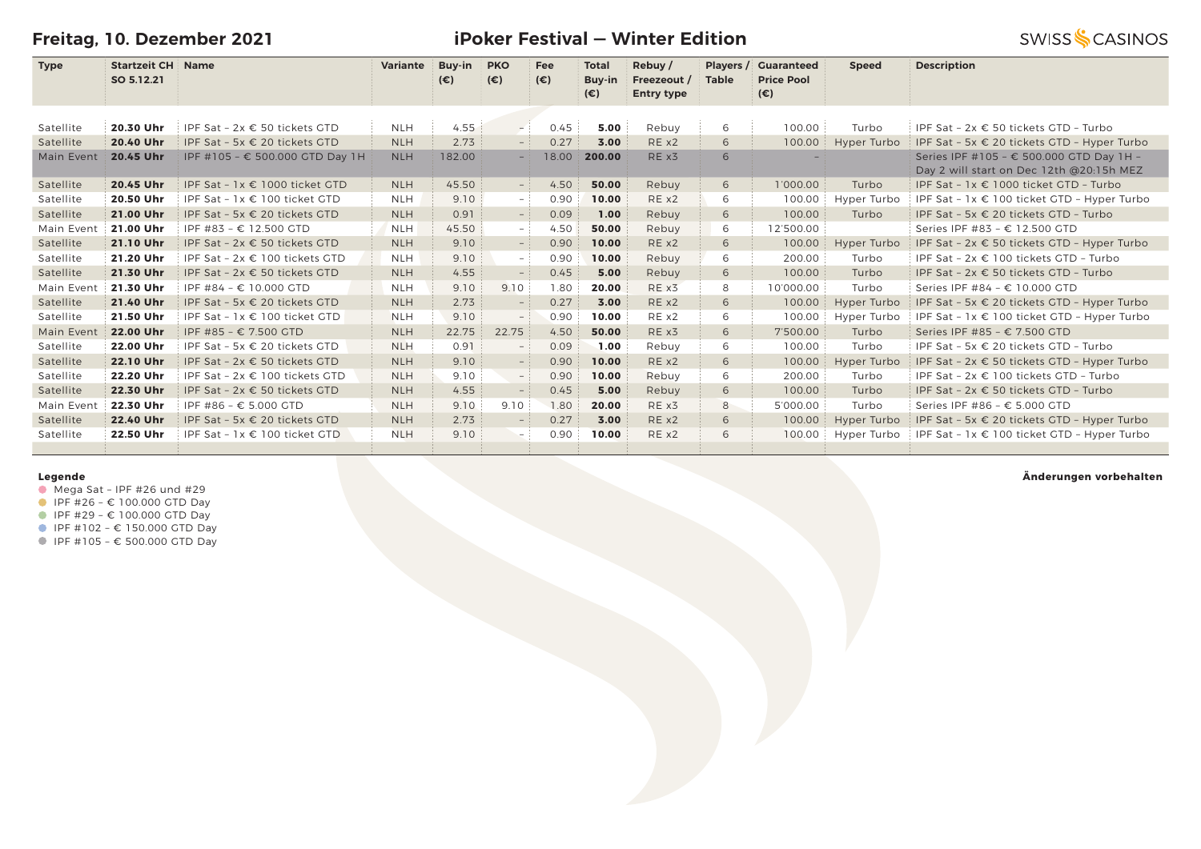# Freitag, 10. Dezember 2021

## iPoker Festival — Winter Edition

SWISS CASINOS

| Type | Startzeit CH SO 5.12.21 | Name | Variante | Buy-in (€) | PKO (€) | Fee (€) | Total Buy-in (€) | Rebuy / Freezeout / Entry type | Players / Table | Guaranteed Price Pool (€) | Speed | Description |
|---|---|---|---|---|---|---|---|---|---|---|---|---|
| Satellite | **20.30 Uhr** | IPF Sat – 2x € 50 tickets GTD | NLH | 4.55 | – | 0.45 | **5.00** | Rebuy | 6 | 100.00 | Turbo | IPF Sat – 2x € 50 tickets GTD – Turbo |
| Satellite | **20.40 Uhr** | IPF Sat – 5x € 20 tickets GTD | NLH | 2.73 | – | 0.27 | **3.00** | RE x2 | 6 | 100.00 | Hyper Turbo | IPF Sat – 5x € 20 tickets GTD – Hyper Turbo |
| Main Event | **20.45 Uhr** | IPF #105 – € 500.000 GTD Day 1H | NLH | 182.00 | – | 18.00 | **200.00** | RE x3 | 6 | – | | Series IPF #105 – € 500.000 GTD Day 1H – Day 2 will start on Dec 12th @20:15h MEZ |
| Satellite | **20.45 Uhr** | IPF Sat – 1x € 1000 ticket GTD | NLH | 45.50 | – | 4.50 | **50.00** | Rebuy | 6 | 1'000.00 | Turbo | IPF Sat – 1x € 1000 ticket GTD – Turbo |
| Satellite | **20.50 Uhr** | IPF Sat – 1x € 100 ticket GTD | NLH | 9.10 | – | 0.90 | **10.00** | RE x2 | 6 | 100.00 | Hyper Turbo | IPF Sat – 1x € 100 ticket GTD – Hyper Turbo |
| Satellite | **21.00 Uhr** | IPF Sat – 5x € 20 tickets GTD | NLH | 0.91 | – | 0.09 | **1.00** | Rebuy | 6 | 100.00 | Turbo | IPF Sat – 5x € 20 tickets GTD – Turbo |
| Main Event | **21.00 Uhr** | IPF #83 – € 12.500 GTD | NLH | 45.50 | – | 4.50 | **50.00** | Rebuy | 6 | 12'500.00 | | Series IPF #83 – € 12.500 GTD |
| Satellite | **21.10 Uhr** | IPF Sat – 2x € 50 tickets GTD | NLH | 9.10 | – | 0.90 | **10.00** | RE x2 | 6 | 100.00 | Hyper Turbo | IPF Sat – 2x € 50 tickets GTD – Hyper Turbo |
| Satellite | **21.20 Uhr** | IPF Sat – 2x € 100 tickets GTD | NLH | 9.10 | – | 0.90 | **10.00** | Rebuy | 6 | 200.00 | Turbo | IPF Sat – 2x € 100 tickets GTD – Turbo |
| Satellite | **21.30 Uhr** | IPF Sat – 2x € 50 tickets GTD | NLH | 4.55 | – | 0.45 | **5.00** | Rebuy | 6 | 100.00 | Turbo | IPF Sat – 2x € 50 tickets GTD – Turbo |
| Main Event | **21.30 Uhr** | IPF #84 – € 10.000 GTD | NLH | 9.10 | 9.10 | 1.80 | **20.00** | RE x3 | 8 | 10'000.00 | Turbo | Series IPF #84 – € 10.000 GTD |
| Satellite | **21.40 Uhr** | IPF Sat – 5x € 20 tickets GTD | NLH | 2.73 | – | 0.27 | **3.00** | RE x2 | 6 | 100.00 | Hyper Turbo | IPF Sat – 5x € 20 tickets GTD – Hyper Turbo |
| Satellite | **21.50 Uhr** | IPF Sat – 1x € 100 ticket GTD | NLH | 9.10 | – | 0.90 | **10.00** | RE x2 | 6 | 100.00 | Hyper Turbo | IPF Sat – 1x € 100 ticket GTD – Hyper Turbo |
| Main Event | **22.00 Uhr** | IPF #85 – € 7.500 GTD | NLH | 22.75 | 22.75 | 4.50 | **50.00** | RE x3 | 6 | 7'500.00 | Turbo | Series IPF #85 – € 7.500 GTD |
| Satellite | **22.00 Uhr** | IPF Sat – 5x € 20 tickets GTD | NLH | 0.91 | – | 0.09 | **1.00** | Rebuy | 6 | 100.00 | Turbo | IPF Sat – 5x € 20 tickets GTD – Turbo |
| Satellite | **22.10 Uhr** | IPF Sat – 2x € 50 tickets GTD | NLH | 9.10 | – | 0.90 | **10.00** | RE x2 | 6 | 100.00 | Hyper Turbo | IPF Sat – 2x € 50 tickets GTD – Hyper Turbo |
| Satellite | **22.20 Uhr** | IPF Sat – 2x € 100 tickets GTD | NLH | 9.10 | – | 0.90 | **10.00** | Rebuy | 6 | 200.00 | Turbo | IPF Sat – 2x € 100 tickets GTD – Turbo |
| Satellite | **22.30 Uhr** | IPF Sat – 2x € 50 tickets GTD | NLH | 4.55 | – | 0.45 | **5.00** | Rebuy | 6 | 100.00 | Turbo | IPF Sat – 2x € 50 tickets GTD – Turbo |
| Main Event | **22.30 Uhr** | IPF #86 – € 5.000 GTD | NLH | 9.10 | 9.10 | 1.80 | **20.00** | RE x3 | 8 | 5'000.00 | Turbo | Series IPF #86 – € 5.000 GTD |
| Satellite | **22.40 Uhr** | IPF Sat – 5x € 20 tickets GTD | NLH | 2.73 | – | 0.27 | **3.00** | RE x2 | 6 | 100.00 | Hyper Turbo | IPF Sat – 5x € 20 tickets GTD – Hyper Turbo |
| Satellite | **22.50 Uhr** | IPF Sat – 1x € 100 ticket GTD | NLH | 9.10 | – | 0.90 | **10.00** | RE x2 | 6 | 100.00 | Hyper Turbo | IPF Sat – 1x € 100 ticket GTD – Hyper Turbo |

**Legende**

- Mega Sat – IPF #26 und #29
- IPF #26 – € 100.000 GTD Day
- IPF #29 – € 100.000 GTD Day
- IPF #102 – € 150.000 GTD Day
- IPF #105 – € 500.000 GTD Day

**Änderungen vorbehalten**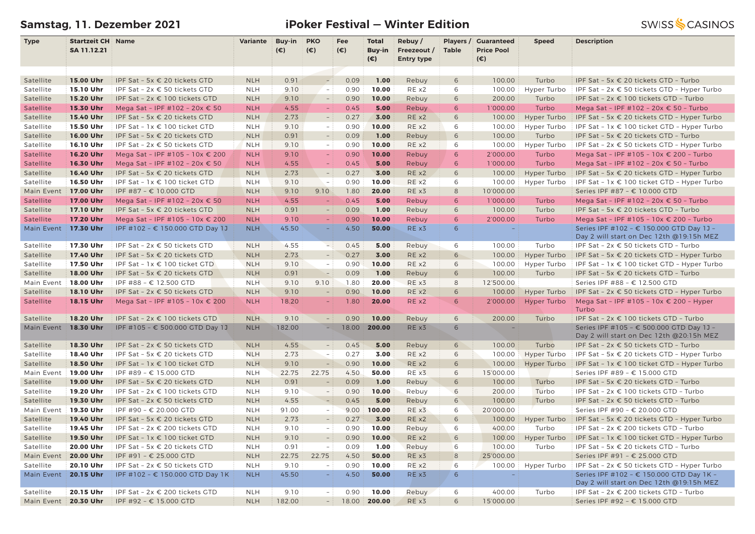**Samstag, 11. Dezember 2021** — **iPoker Festival — Winter Edition** — SWISS CASINOS

| Type | Startzeit CH SA 11.12.21 | Name | Variante | Buy-in (€) | PKO (€) | Fee (€) | Total Buy-in (€) | Rebuy / Freezeout / Entry type | Players / Table | Guaranteed Price Pool (€) | Speed | Description |
|---|---|---|---|---|---|---|---|---|---|---|---|---|
| Satellite | **15.00 Uhr** | IPF Sat - 5x € 20 tickets GTD | NLH | 0.91 | - | 0.09 | **1.00** | Rebuy | 6 | 100.00 | Turbo | IPF Sat - 5x € 20 tickets GTD - Turbo |
| Satellite | **15.10 Uhr** | IPF Sat - 2x € 50 tickets GTD | NLH | 9.10 | - | 0.90 | **10.00** | RE x2 | 6 | 100.00 | Hyper Turbo | IPF Sat - 2x € 50 tickets GTD - Hyper Turbo |
| Satellite | **15.20 Uhr** | IPF Sat - 2x € 100 tickets GTD | NLH | 9.10 | - | 0.90 | **10.00** | Rebuy | 6 | 200.00 | Turbo | IPF Sat - 2x € 100 tickets GTD - Turbo |
| Satellite | **15.30 Uhr** | Mega Sat - IPF #102 - 20x € 50 | NLH | 4.55 | - | 0.45 | **5.00** | Rebuy | 6 | 1'000.00 | Turbo | Mega Sat - IPF #102 - 20x € 50 - Turbo |
| Satellite | **15.40 Uhr** | IPF Sat - 5x € 20 tickets GTD | NLH | 2.73 | - | 0.27 | **3.00** | RE x2 | 6 | 100.00 | Hyper Turbo | IPF Sat - 5x € 20 tickets GTD - Hyper Turbo |
| Satellite | **15.50 Uhr** | IPF Sat - 1x € 100 ticket GTD | NLH | 9.10 | - | 0.90 | **10.00** | RE x2 | 6 | 100.00 | Hyper Turbo | IPF Sat - 1x € 100 ticket GTD - Hyper Turbo |
| Satellite | **16.00 Uhr** | IPF Sat - 5x € 20 tickets GTD | NLH | 0.91 | - | 0.09 | **1.00** | Rebuy | 6 | 100.00 | Turbo | IPF Sat - 5x € 20 tickets GTD - Turbo |
| Satellite | **16.10 Uhr** | IPF Sat - 2x € 50 tickets GTD | NLH | 9.10 | - | 0.90 | **10.00** | RE x2 | 6 | 100.00 | Hyper Turbo | IPF Sat - 2x € 50 tickets GTD - Hyper Turbo |
| Satellite | **16.20 Uhr** | Mega Sat - IPF #105 - 10x € 200 | NLH | 9.10 | - | 0.90 | **10.00** | Rebuy | 6 | 2'000.00 | Turbo | Mega Sat - IPF #105 - 10x € 200 - Turbo |
| Satellite | **16.30 Uhr** | Mega Sat - IPF #102 - 20x € 50 | NLH | 4.55 | - | 0.45 | **5.00** | Rebuy | 6 | 1'000.00 | Turbo | Mega Sat - IPF #102 - 20x € 50 - Turbo |
| Satellite | **16.40 Uhr** | IPF Sat - 5x € 20 tickets GTD | NLH | 2.73 | - | 0.27 | **3.00** | RE x2 | 6 | 100.00 | Hyper Turbo | IPF Sat - 5x € 20 tickets GTD - Hyper Turbo |
| Satellite | **16.50 Uhr** | IPF Sat - 1x € 100 ticket GTD | NLH | 9.10 | - | 0.90 | **10.00** | RE x2 | 6 | 100.00 | Hyper Turbo | IPF Sat - 1x € 100 ticket GTD - Hyper Turbo |
| Main Event | **17.00 Uhr** | IPF #87 - € 10.000 GTD | NLH | 9.10 | 9.10 | 1.80 | **20.00** | RE x3 | 8 | 10'000.00 | | Series IPF #87 - € 10.000 GTD |
| Satellite | **17.00 Uhr** | Mega Sat - IPF #102 - 20x € 50 | NLH | 4.55 | - | 0.45 | **5.00** | Rebuy | 6 | 1'000.00 | Turbo | Mega Sat - IPF #102 - 20x € 50 - Turbo |
| Satellite | **17.10 Uhr** | IPF Sat - 5x € 20 tickets GTD | NLH | 0.91 | - | 0.09 | **1.00** | Rebuy | 6 | 100.00 | Turbo | IPF Sat - 5x € 20 tickets GTD - Turbo |
| Satellite | **17.20 Uhr** | Mega Sat - IPF #105 - 10x € 200 | NLH | 9.10 | - | 0.90 | **10.00** | Rebuy | 6 | 2'000.00 | Turbo | Mega Sat - IPF #105 - 10x € 200 - Turbo |
| Main Event | **17.30 Uhr** | IPF #102 - € 150.000 GTD Day 1J | NLH | 45.50 | - | 4.50 | **50.00** | RE x3 | 6 | - | | Series IPF #102 - € 150.000 GTD Day 1J - Day 2 will start on Dec 12th @19:15h MEZ |
| Satellite | **17.30 Uhr** | IPF Sat - 2x € 50 tickets GTD | NLH | 4.55 | - | 0.45 | **5.00** | Rebuy | 6 | 100.00 | Turbo | IPF Sat - 2x € 50 tickets GTD - Turbo |
| Satellite | **17.40 Uhr** | IPF Sat - 5x € 20 tickets GTD | NLH | 2.73 | - | 0.27 | **3.00** | RE x2 | 6 | 100.00 | Hyper Turbo | IPF Sat - 5x € 20 tickets GTD - Hyper Turbo |
| Satellite | **17.50 Uhr** | IPF Sat - 1x € 100 ticket GTD | NLH | 9.10 | - | 0.90 | **10.00** | RE x2 | 6 | 100.00 | Hyper Turbo | IPF Sat - 1x € 100 ticket GTD - Hyper Turbo |
| Satellite | **18.00 Uhr** | IPF Sat - 5x € 20 tickets GTD | NLH | 0.91 | - | 0.09 | **1.00** | Rebuy | 6 | 100.00 | Turbo | IPF Sat - 5x € 20 tickets GTD - Turbo |
| Main Event | **18.00 Uhr** | IPF #88 - € 12.500 GTD | NLH | 9.10 | 9.10 | 1.80 | **20.00** | RE x3 | 8 | 12'500.00 | | Series IPF #88 - € 12.500 GTD |
| Satellite | **18.10 Uhr** | IPF Sat - 2x € 50 tickets GTD | NLH | 9.10 | - | 0.90 | **10.00** | RE x2 | 6 | 100.00 | Hyper Turbo | IPF Sat - 2x € 50 tickets GTD - Hyper Turbo |
| Satellite | **18.15 Uhr** | Mega Sat - IPF #105 - 10x € 200 | NLH | 18.20 | - | 1.80 | **20.00** | RE x2 | 6 | 2'000.00 | Hyper Turbo | Mega Sat - IPF #105 - 10x € 200 - Hyper Turbo |
| Satellite | **18.20 Uhr** | IPF Sat - 2x € 100 tickets GTD | NLH | 9.10 | - | 0.90 | **10.00** | Rebuy | 6 | 200.00 | Turbo | IPF Sat - 2x € 100 tickets GTD - Turbo |
| Main Event | **18.30 Uhr** | IPF #105 - € 500.000 GTD Day 1J | NLH | 182.00 | - | 18.00 | **200.00** | RE x3 | 6 | - | | Series IPF #105 - € 500.000 GTD Day 1J - Day 2 will start on Dec 12th @20:15h MEZ |
| Satellite | **18.30 Uhr** | IPF Sat - 2x € 50 tickets GTD | NLH | 4.55 | - | 0.45 | **5.00** | Rebuy | 6 | 100.00 | Turbo | IPF Sat - 2x € 50 tickets GTD - Turbo |
| Satellite | **18.40 Uhr** | IPF Sat - 5x € 20 tickets GTD | NLH | 2.73 | - | 0.27 | **3.00** | RE x2 | 6 | 100.00 | Hyper Turbo | IPF Sat - 5x € 20 tickets GTD - Hyper Turbo |
| Satellite | **18.50 Uhr** | IPF Sat - 1x € 100 ticket GTD | NLH | 9.10 | - | 0.90 | **10.00** | RE x2 | 6 | 100.00 | Hyper Turbo | IPF Sat - 1x € 100 ticket GTD - Hyper Turbo |
| Main Event | **19.00 Uhr** | IPF #89 - € 15.000 GTD | NLH | 22.75 | 22.75 | 4.50 | **50.00** | RE x3 | 6 | 15'000.00 | | Series IPF #89 - € 15.000 GTD |
| Satellite | **19.00 Uhr** | IPF Sat - 5x € 20 tickets GTD | NLH | 0.91 | - | 0.09 | **1.00** | Rebuy | 6 | 100.00 | Turbo | IPF Sat - 5x € 20 tickets GTD - Turbo |
| Satellite | **19.20 Uhr** | IPF Sat - 2x € 100 tickets GTD | NLH | 9.10 | - | 0.90 | **10.00** | Rebuy | 6 | 200.00 | Turbo | IPF Sat - 2x € 100 tickets GTD - Turbo |
| Satellite | **19.30 Uhr** | IPF Sat - 2x € 50 tickets GTD | NLH | 4.55 | - | 0.45 | **5.00** | Rebuy | 6 | 100.00 | Turbo | IPF Sat - 2x € 50 tickets GTD - Turbo |
| Main Event | **19.30 Uhr** | IPF #90 - € 20.000 GTD | NLH | 91.00 | - | 9.00 | **100.00** | RE x3 | 6 | 20'000.00 | | Series IPF #90 - € 20.000 GTD |
| Satellite | **19.40 Uhr** | IPF Sat - 5x € 20 tickets GTD | NLH | 2.73 | - | 0.27 | **3.00** | RE x2 | 6 | 100.00 | Hyper Turbo | IPF Sat - 5x € 20 tickets GTD - Hyper Turbo |
| Satellite | **19.45 Uhr** | IPF Sat - 2x € 200 tickets GTD | NLH | 9.10 | - | 0.90 | **10.00** | Rebuy | 6 | 400.00 | Turbo | IPF Sat - 2x € 200 tickets GTD - Turbo |
| Satellite | **19.50 Uhr** | IPF Sat - 1x € 100 ticket GTD | NLH | 9.10 | - | 0.90 | **10.00** | RE x2 | 6 | 100.00 | Hyper Turbo | IPF Sat - 1x € 100 ticket GTD - Hyper Turbo |
| Satellite | **20.00 Uhr** | IPF Sat - 5x € 20 tickets GTD | NLH | 0.91 | - | 0.09 | **1.00** | Rebuy | 6 | 100.00 | Turbo | IPF Sat - 5x € 20 tickets GTD - Turbo |
| Main Event | **20.00 Uhr** | IPF #91 - € 25.000 GTD | NLH | 22.75 | 22.75 | 4.50 | **50.00** | RE x3 | 8 | 25'000.00 | | Series IPF #91 - € 25.000 GTD |
| Satellite | **20.10 Uhr** | IPF Sat - 2x € 50 tickets GTD | NLH | 9.10 | - | 0.90 | **10.00** | RE x2 | 6 | 100.00 | Hyper Turbo | IPF Sat - 2x € 50 tickets GTD - Hyper Turbo |
| Main Event | **20.15 Uhr** | IPF #102 - € 150.000 GTD Day 1K | NLH | 45.50 | - | 4.50 | **50.00** | RE x3 | 6 | - | | Series IPF #102 - € 150.000 GTD Day 1K - Day 2 will start on Dec 12th @19:15h MEZ |
| Satellite | **20.15 Uhr** | IPF Sat - 2x € 200 tickets GTD | NLH | 9.10 | - | 0.90 | **10.00** | Rebuy | 6 | 400.00 | Turbo | IPF Sat - 2x € 200 tickets GTD - Turbo |
| Main Event | **20.30 Uhr** | IPF #92 - € 15.000 GTD | NLH | 182.00 | - | 18.00 | **200.00** | RE x3 | 6 | 15'000.00 | | Series IPF #92 - € 15.000 GTD |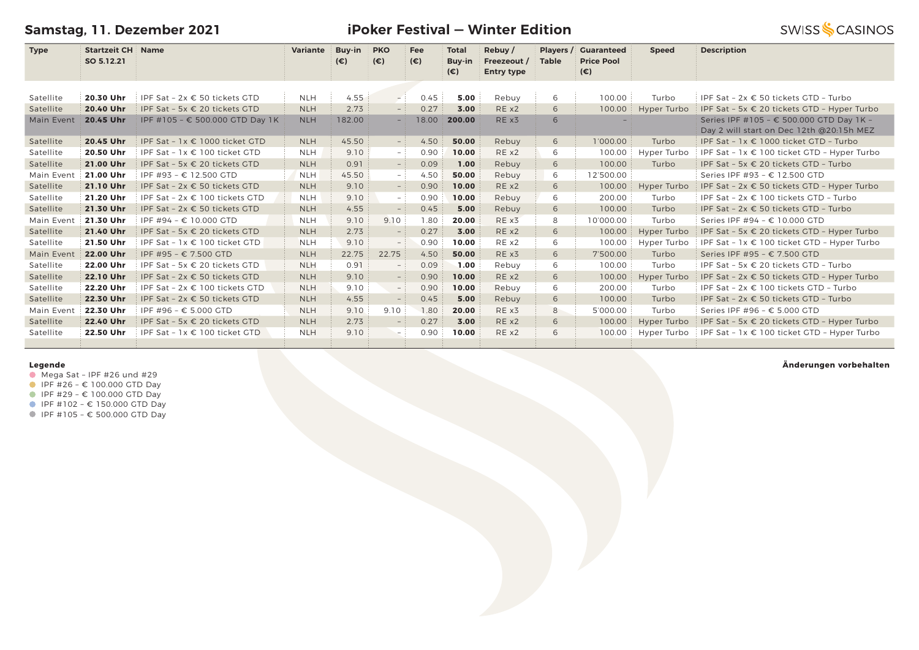# Samstag, 11. Dezember 2021

## iPoker Festival — Winter Edition

SWISS CASINOS

| Type | Startzeit CH SO 5.12.21 | Name | Variante | Buy-in (€) | PKO (€) | Fee (€) | Total Buy-in (€) | Rebuy / Freezeout / Entry type | Players / Table | Guaranteed Price Pool (€) | Speed | Description |
|---|---|---|---|---|---|---|---|---|---|---|---|---|
| Satellite | **20.30 Uhr** | IPF Sat – 2x € 50 tickets GTD | NLH | 4.55 | – | 0.45 | **5.00** | Rebuy | 6 | 100.00 | Turbo | IPF Sat – 2x € 50 tickets GTD – Turbo |
| Satellite | **20.40 Uhr** | IPF Sat – 5x € 20 tickets GTD | NLH | 2.73 | – | 0.27 | **3.00** | RE x2 | 6 | 100.00 | Hyper Turbo | IPF Sat – 5x € 20 tickets GTD – Hyper Turbo |
| Main Event | **20.45 Uhr** | IPF #105 – € 500.000 GTD Day 1K | NLH | 182.00 | – | 18.00 | **200.00** | RE x3 | 6 | – | | Series IPF #105 – € 500.000 GTD Day 1K – Day 2 will start on Dec 12th @20:15h MEZ |
| Satellite | **20.45 Uhr** | IPF Sat – 1x € 1000 ticket GTD | NLH | 45.50 | – | 4.50 | **50.00** | Rebuy | 6 | 1'000.00 | Turbo | IPF Sat – 1x € 1000 ticket GTD – Turbo |
| Satellite | **20.50 Uhr** | IPF Sat – 1x € 100 ticket GTD | NLH | 9.10 | – | 0.90 | **10.00** | RE x2 | 6 | 100.00 | Hyper Turbo | IPF Sat – 1x € 100 ticket GTD – Hyper Turbo |
| Satellite | **21.00 Uhr** | IPF Sat – 5x € 20 tickets GTD | NLH | 0.91 | – | 0.09 | **1.00** | Rebuy | 6 | 100.00 | Turbo | IPF Sat – 5x € 20 tickets GTD – Turbo |
| Main Event | **21.00 Uhr** | IPF #93 – € 12.500 GTD | NLH | 45.50 | – | 4.50 | **50.00** | Rebuy | 6 | 12'500.00 | | Series IPF #93 – € 12.500 GTD |
| Satellite | **21.10 Uhr** | IPF Sat – 2x € 50 tickets GTD | NLH | 9.10 | – | 0.90 | **10.00** | RE x2 | 6 | 100.00 | Hyper Turbo | IPF Sat – 2x € 50 tickets GTD – Hyper Turbo |
| Satellite | **21.20 Uhr** | IPF Sat – 2x € 100 tickets GTD | NLH | 9.10 | – | 0.90 | **10.00** | Rebuy | 6 | 200.00 | Turbo | IPF Sat – 2x € 100 tickets GTD – Turbo |
| Satellite | **21.30 Uhr** | IPF Sat – 2x € 50 tickets GTD | NLH | 4.55 | – | 0.45 | **5.00** | Rebuy | 6 | 100.00 | Turbo | IPF Sat – 2x € 50 tickets GTD – Turbo |
| Main Event | **21.30 Uhr** | IPF #94 – € 10.000 GTD | NLH | 9.10 | 9.10 | 1.80 | **20.00** | RE x3 | 8 | 10'000.00 | Turbo | Series IPF #94 – € 10.000 GTD |
| Satellite | **21.40 Uhr** | IPF Sat – 5x € 20 tickets GTD | NLH | 2.73 | – | 0.27 | **3.00** | RE x2 | 6 | 100.00 | Hyper Turbo | IPF Sat – 5x € 20 tickets GTD – Hyper Turbo |
| Satellite | **21.50 Uhr** | IPF Sat – 1x € 100 ticket GTD | NLH | 9.10 | – | 0.90 | **10.00** | RE x2 | 6 | 100.00 | Hyper Turbo | IPF Sat – 1x € 100 ticket GTD – Hyper Turbo |
| Main Event | **22.00 Uhr** | IPF #95 – € 7.500 GTD | NLH | 22.75 | 22.75 | 4.50 | **50.00** | RE x3 | 6 | 7'500.00 | Turbo | Series IPF #95 – € 7.500 GTD |
| Satellite | **22.00 Uhr** | IPF Sat – 5x € 20 tickets GTD | NLH | 0.91 | – | 0.09 | **1.00** | Rebuy | 6 | 100.00 | Turbo | IPF Sat – 5x € 20 tickets GTD – Turbo |
| Satellite | **22.10 Uhr** | IPF Sat – 2x € 50 tickets GTD | NLH | 9.10 | – | 0.90 | **10.00** | RE x2 | 6 | 100.00 | Hyper Turbo | IPF Sat – 2x € 50 tickets GTD – Hyper Turbo |
| Satellite | **22.20 Uhr** | IPF Sat – 2x € 100 tickets GTD | NLH | 9.10 | – | 0.90 | **10.00** | Rebuy | 6 | 200.00 | Turbo | IPF Sat – 2x € 100 tickets GTD – Turbo |
| Satellite | **22.30 Uhr** | IPF Sat – 2x € 50 tickets GTD | NLH | 4.55 | – | 0.45 | **5.00** | Rebuy | 6 | 100.00 | Turbo | IPF Sat – 2x € 50 tickets GTD – Turbo |
| Main Event | **22.30 Uhr** | IPF #96 – € 5.000 GTD | NLH | 9.10 | 9.10 | 1.80 | **20.00** | RE x3 | 8 | 5'000.00 | Turbo | Series IPF #96 – € 5.000 GTD |
| Satellite | **22.40 Uhr** | IPF Sat – 5x € 20 tickets GTD | NLH | 2.73 | – | 0.27 | **3.00** | RE x2 | 6 | 100.00 | Hyper Turbo | IPF Sat – 5x € 20 tickets GTD – Hyper Turbo |
| Satellite | **22.50 Uhr** | IPF Sat – 1x € 100 ticket GTD | NLH | 9.10 | – | 0.90 | **10.00** | RE x2 | 6 | 100.00 | Hyper Turbo | IPF Sat – 1x € 100 ticket GTD – Hyper Turbo |

**Legende**

- Mega Sat – IPF #26 und #29
- IPF #26 – € 100.000 GTD Day
- IPF #29 – € 100.000 GTD Day
- IPF #102 – € 150.000 GTD Day
- IPF #105 – € 500.000 GTD Day

**Änderungen vorbehalten**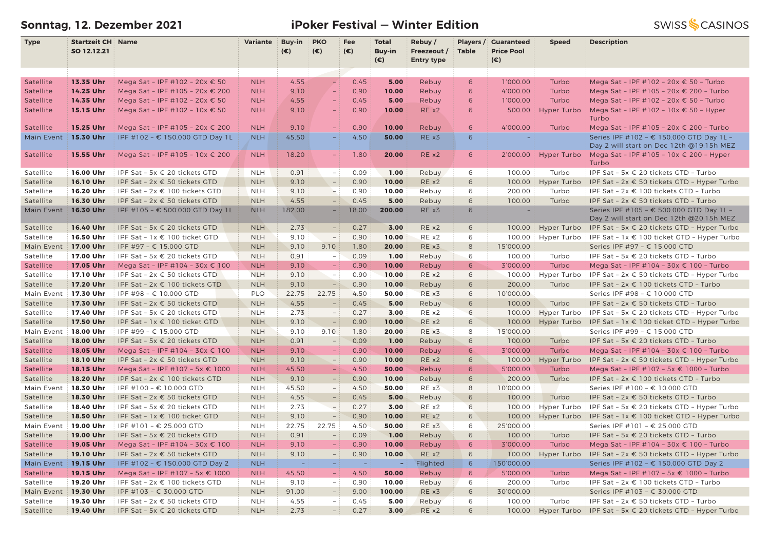## Sonntag, 12. Dezember 2021

## iPoker Festival — Winter Edition

SWISS CASINOS

| Type | Startzeit CH SO 12.12.21 | Name | Variante | Buy-in (€) | PKO (€) | Fee (€) | Total Buy-in (€) | Rebuy / Freezeout / Entry type | Players / Table | Guaranteed Price Pool (€) | Speed | Description |
|---|---|---|---|---|---|---|---|---|---|---|---|---|
| Satellite | **13.35 Uhr** | Mega Sat - IPF #102 - 20x € 50 | NLH | 4.55 | - | 0.45 | **5.00** | Rebuy | 6 | 1'000.00 | Turbo | Mega Sat - IPF #102 - 20x € 50 - Turbo |
| Satellite | **14.25 Uhr** | Mega Sat - IPF #105 - 20x € 200 | NLH | 9.10 | - | 0.90 | **10.00** | Rebuy | 6 | 4'000.00 | Turbo | Mega Sat - IPF #105 - 20x € 200 - Turbo |
| Satellite | **14.35 Uhr** | Mega Sat - IPF #102 - 20x € 50 | NLH | 4.55 | - | 0.45 | **5.00** | Rebuy | 6 | 1'000.00 | Turbo | Mega Sat - IPF #102 - 20x € 50 - Turbo |
| Satellite | **15.15 Uhr** | Mega Sat - IPF #102 - 10x € 50 | NLH | 9.10 | - | 0.90 | **10.00** | RE x2 | 6 | 500.00 | Hyper Turbo | Mega Sat - IPF #102 - 10x € 50 - Hyper Turbo |
| Satellite | **15.25 Uhr** | Mega Sat - IPF #105 - 20x € 200 | NLH | 9.10 | - | 0.90 | **10.00** | Rebuy | 6 | 4'000.00 | Turbo | Mega Sat - IPF #105 - 20x € 200 - Turbo |
| Main Event | **15.30 Uhr** | IPF #102 - € 150.000 GTD Day 1L | NLH | 45.50 | - | 4.50 | **50.00** | RE x3 | 6 | - | | Series IPF #102 - € 150.000 GTD Day 1L - Day 2 will start on Dec 12th @19:15h MEZ |
| Satellite | **15.55 Uhr** | Mega Sat - IPF #105 - 10x € 200 | NLH | 18.20 | - | 1.80 | **20.00** | RE x2 | 6 | 2'000.00 | Hyper Turbo | Mega Sat - IPF #105 - 10x € 200 - Hyper Turbo |
| Satellite | **16.00 Uhr** | IPF Sat - 5x € 20 tickets GTD | NLH | 0.91 | - | 0.09 | **1.00** | Rebuy | 6 | 100.00 | Turbo | IPF Sat - 5x € 20 tickets GTD - Turbo |
| Satellite | **16.10 Uhr** | IPF Sat - 2x € 50 tickets GTD | NLH | 9.10 | - | 0.90 | **10.00** | RE x2 | 6 | 100.00 | Hyper Turbo | IPF Sat - 2x € 50 tickets GTD - Hyper Turbo |
| Satellite | **16.20 Uhr** | IPF Sat - 2x € 100 tickets GTD | NLH | 9.10 | - | 0.90 | **10.00** | Rebuy | 6 | 200.00 | Turbo | IPF Sat - 2x € 100 tickets GTD - Turbo |
| Satellite | **16.30 Uhr** | IPF Sat - 2x € 50 tickets GTD | NLH | 4.55 | - | 0.45 | **5.00** | Rebuy | 6 | 100.00 | Turbo | IPF Sat - 2x € 50 tickets GTD - Turbo |
| Main Event | **16.30 Uhr** | IPF #105 - € 500.000 GTD Day 1L | NLH | 182.00 | - | 18.00 | **200.00** | RE x3 | 6 | - | | Series IPF #105 - € 500.000 GTD Day 1L - Day 2 will start on Dec 12th @20:15h MEZ |
| Satellite | **16.40 Uhr** | IPF Sat - 5x € 20 tickets GTD | NLH | 2.73 | - | 0.27 | **3.00** | RE x2 | 6 | 100.00 | Hyper Turbo | IPF Sat - 5x € 20 tickets GTD - Hyper Turbo |
| Satellite | **16.50 Uhr** | IPF Sat - 1x € 100 ticket GTD | NLH | 9.10 | - | 0.90 | **10.00** | RE x2 | 6 | 100.00 | Hyper Turbo | IPF Sat - 1x € 100 ticket GTD - Hyper Turbo |
| Main Event | **17.00 Uhr** | IPF #97 - € 15.000 GTD | NLH | 9.10 | 9.10 | 1.80 | **20.00** | RE x3 | 8 | 15'000.00 | | Series IPF #97 - € 15.000 GTD |
| Satellite | **17.00 Uhr** | IPF Sat - 5x € 20 tickets GTD | NLH | 0.91 | - | 0.09 | **1.00** | Rebuy | 6 | 100.00 | Turbo | IPF Sat - 5x € 20 tickets GTD - Turbo |
| Satellite | **17.05 Uhr** | Mega Sat - IPF #104 - 30x € 100 | NLH | 9.10 | - | 0.90 | **10.00** | Rebuy | 6 | 3'000.00 | Turbo | Mega Sat - IPF #104 - 30x € 100 - Turbo |
| Satellite | **17.10 Uhr** | IPF Sat - 2x € 50 tickets GTD | NLH | 9.10 | - | 0.90 | **10.00** | RE x2 | 6 | 100.00 | Hyper Turbo | IPF Sat - 2x € 50 tickets GTD - Hyper Turbo |
| Satellite | **17.20 Uhr** | IPF Sat - 2x € 100 tickets GTD | NLH | 9.10 | - | 0.90 | **10.00** | Rebuy | 6 | 200.00 | Turbo | IPF Sat - 2x € 100 tickets GTD - Turbo |
| Main Event | **17.30 Uhr** | IPF #98 - € 10.000 GTD | PLO | 22.75 | 22.75 | 4.50 | **50.00** | RE x3 | 6 | 10'000.00 | | Series IPF #98 - € 10.000 GTD |
| Satellite | **17.30 Uhr** | IPF Sat - 2x € 50 tickets GTD | NLH | 4.55 | - | 0.45 | **5.00** | Rebuy | 6 | 100.00 | Turbo | IPF Sat - 2x € 50 tickets GTD - Turbo |
| Satellite | **17.40 Uhr** | IPF Sat - 5x € 20 tickets GTD | NLH | 2.73 | - | 0.27 | **3.00** | RE x2 | 6 | 100.00 | Hyper Turbo | IPF Sat - 5x € 20 tickets GTD - Hyper Turbo |
| Satellite | **17.50 Uhr** | IPF Sat - 1x € 100 ticket GTD | NLH | 9.10 | - | 0.90 | **10.00** | RE x2 | 6 | 100.00 | Hyper Turbo | IPF Sat - 1x € 100 ticket GTD - Hyper Turbo |
| Main Event | **18.00 Uhr** | IPF #99 - € 15.000 GTD | NLH | 9.10 | 9.10 | 1.80 | **20.00** | RE x3 | 8 | 15'000.00 | | Series IPF #99 - € 15.000 GTD |
| Satellite | **18.00 Uhr** | IPF Sat - 5x € 20 tickets GTD | NLH | 0.91 | - | 0.09 | **1.00** | Rebuy | 6 | 100.00 | Turbo | IPF Sat - 5x € 20 tickets GTD - Turbo |
| Satellite | **18.05 Uhr** | Mega Sat - IPF #104 - 30x € 100 | NLH | 9.10 | - | 0.90 | **10.00** | Rebuy | 6 | 3'000.00 | Turbo | Mega Sat - IPF #104 - 30x € 100 - Turbo |
| Satellite | **18.10 Uhr** | IPF Sat - 2x € 50 tickets GTD | NLH | 9.10 | - | 0.90 | **10.00** | RE x2 | 6 | 100.00 | Hyper Turbo | IPF Sat - 2x € 50 tickets GTD - Hyper Turbo |
| Satellite | **18.15 Uhr** | Mega Sat - IPF #107 - 5x € 1000 | NLH | 45.50 | - | 4.50 | **50.00** | Rebuy | 6 | 5'000.00 | Turbo | Mega Sat - IPF #107 - 5x € 1000 - Turbo |
| Satellite | **18.20 Uhr** | IPF Sat - 2x € 100 tickets GTD | NLH | 9.10 | - | 0.90 | **10.00** | Rebuy | 6 | 200.00 | Turbo | IPF Sat - 2x € 100 tickets GTD - Turbo |
| Main Event | **18.30 Uhr** | IPF #100 - € 10.000 GTD | NLH | 45.50 | - | 4.50 | **50.00** | RE x3 | 8 | 10'000.00 | | Series IPF #100 - € 10.000 GTD |
| Satellite | **18.30 Uhr** | IPF Sat - 2x € 50 tickets GTD | NLH | 4.55 | - | 0.45 | **5.00** | Rebuy | 6 | 100.00 | Turbo | IPF Sat - 2x € 50 tickets GTD - Turbo |
| Satellite | **18.40 Uhr** | IPF Sat - 5x € 20 tickets GTD | NLH | 2.73 | - | 0.27 | **3.00** | RE x2 | 6 | 100.00 | Hyper Turbo | IPF Sat - 5x € 20 tickets GTD - Hyper Turbo |
| Satellite | **18.50 Uhr** | IPF Sat - 1x € 100 ticket GTD | NLH | 9.10 | - | 0.90 | **10.00** | RE x2 | 6 | 100.00 | Hyper Turbo | IPF Sat - 1x € 100 ticket GTD - Hyper Turbo |
| Main Event | **19.00 Uhr** | IPF #101 - € 25.000 GTD | NLH | 22.75 | 22.75 | 4.50 | **50.00** | RE x3 | 6 | 25'000.00 | | Series IPF #101 - € 25.000 GTD |
| Satellite | **19.00 Uhr** | IPF Sat - 5x € 20 tickets GTD | NLH | 0.91 | - | 0.09 | **1.00** | Rebuy | 6 | 100.00 | Turbo | IPF Sat - 5x € 20 tickets GTD - Turbo |
| Satellite | **19.05 Uhr** | Mega Sat - IPF #104 - 30x € 100 | NLH | 9.10 | - | 0.90 | **10.00** | Rebuy | 6 | 3'000.00 | Turbo | Mega Sat - IPF #104 - 30x € 100 - Turbo |
| Satellite | **19.10 Uhr** | IPF Sat - 2x € 50 tickets GTD | NLH | 9.10 | - | 0.90 | **10.00** | RE x2 | 6 | 100.00 | Hyper Turbo | IPF Sat - 2x € 50 tickets GTD - Hyper Turbo |
| Main Event | **19.15 Uhr** | IPF #102 - € 150.000 GTD Day 2 | NLH | - | - | - | **-** | Flighted | 6 | 150'000.00 | | Series IPF #102 - € 150.000 GTD Day 2 |
| Satellite | **19.15 Uhr** | Mega Sat - IPF #107 - 5x € 1000 | NLH | 45.50 | - | 4.50 | **50.00** | Rebuy | 6 | 5'000.00 | Turbo | Mega Sat - IPF #107 - 5x € 1000 - Turbo |
| Satellite | **19.20 Uhr** | IPF Sat - 2x € 100 tickets GTD | NLH | 9.10 | - | 0.90 | **10.00** | Rebuy | 6 | 200.00 | Turbo | IPF Sat - 2x € 100 tickets GTD - Turbo |
| Main Event | **19.30 Uhr** | IPF #103 - € 30.000 GTD | NLH | 91.00 | - | 9.00 | **100.00** | RE x3 | 6 | 30'000.00 | | Series IPF #103 - € 30.000 GTD |
| Satellite | **19.30 Uhr** | IPF Sat - 2x € 50 tickets GTD | NLH | 4.55 | - | 0.45 | **5.00** | Rebuy | 6 | 100.00 | Turbo | IPF Sat - 2x € 50 tickets GTD - Turbo |
| Satellite | **19.40 Uhr** | IPF Sat - 5x € 20 tickets GTD | NLH | 2.73 | - | 0.27 | **3.00** | RE x2 | 6 | 100.00 | Hyper Turbo | IPF Sat - 5x € 20 tickets GTD - Hyper Turbo |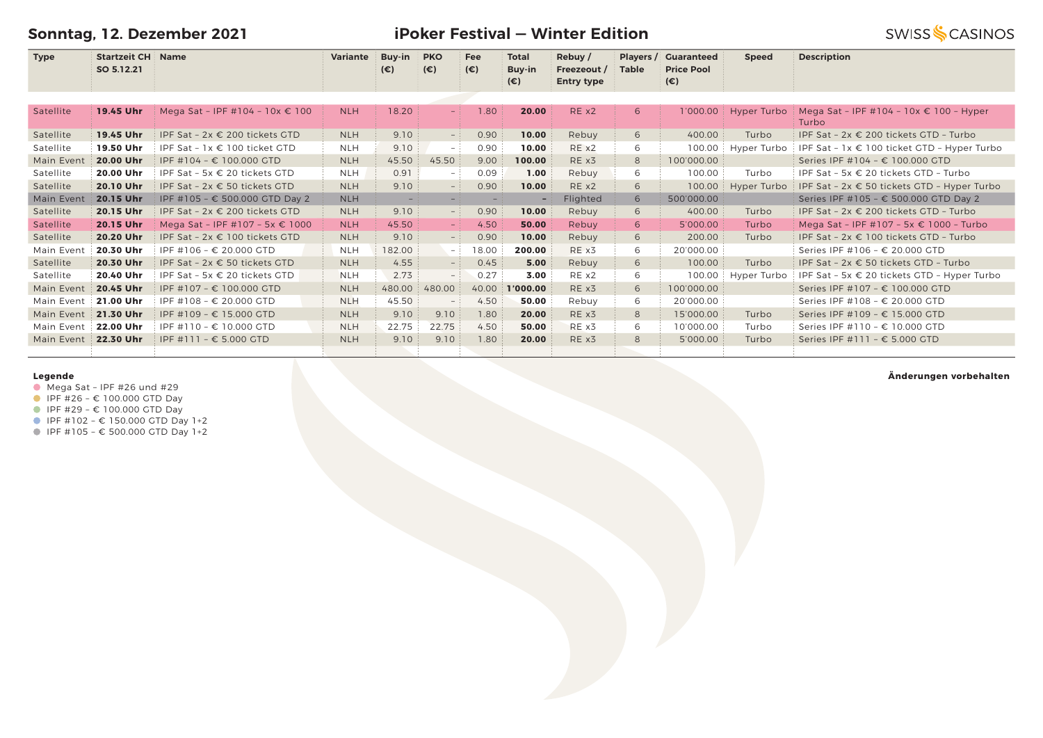# Sonntag, 12. Dezember 2021

## iPoker Festival — Winter Edition

SWISS CASINOS

| Type | Startzeit CH SO 5.12.21 | Name | Variante | Buy-in (€) | PKO (€) | Fee (€) | Total Buy-in (€) | Rebuy / Freezeout / Entry type | Players / Table | Guaranteed Price Pool (€) | Speed | Description |
|---|---|---|---|---|---|---|---|---|---|---|---|---|
| Satellite | **19.45 Uhr** | Mega Sat – IPF #104 – 10x € 100 | NLH | 18.20 | – | 1.80 | **20.00** | RE x2 | 6 | 1'000.00 | Hyper Turbo | Mega Sat – IPF #104 – 10x € 100 – Hyper Turbo |
| Satellite | **19.45 Uhr** | IPF Sat – 2x € 200 tickets GTD | NLH | 9.10 | – | 0.90 | **10.00** | Rebuy | 6 | 400.00 | Turbo | IPF Sat – 2x € 200 tickets GTD – Turbo |
| Satellite | **19.50 Uhr** | IPF Sat – 1x € 100 ticket GTD | NLH | 9.10 | – | 0.90 | **10.00** | RE x2 | 6 | 100.00 | Hyper Turbo | IPF Sat – 1x € 100 ticket GTD – Hyper Turbo |
| Main Event | **20.00 Uhr** | IPF #104 – € 100.000 GTD | NLH | 45.50 | 45.50 | 9.00 | **100.00** | RE x3 | 8 | 100'000.00 | | Series IPF #104 – € 100.000 GTD |
| Satellite | **20.00 Uhr** | IPF Sat – 5x € 20 tickets GTD | NLH | 0.91 | – | 0.09 | **1.00** | Rebuy | 6 | 100.00 | Turbo | IPF Sat – 5x € 20 tickets GTD – Turbo |
| Satellite | **20.10 Uhr** | IPF Sat – 2x € 50 tickets GTD | NLH | 9.10 | – | 0.90 | **10.00** | RE x2 | 6 | 100.00 | Hyper Turbo | IPF Sat – 2x € 50 tickets GTD – Hyper Turbo |
| Main Event | **20.15 Uhr** | IPF #105 – € 500.000 GTD Day 2 | NLH | – | – | – | **–** | Flighted | 6 | 500'000.00 | | Series IPF #105 – € 500.000 GTD Day 2 |
| Satellite | **20.15 Uhr** | IPF Sat – 2x € 200 tickets GTD | NLH | 9.10 | – | 0.90 | **10.00** | Rebuy | 6 | 400.00 | Turbo | IPF Sat – 2x € 200 tickets GTD – Turbo |
| Satellite | **20.15 Uhr** | Mega Sat – IPF #107 – 5x € 1000 | NLH | 45.50 | – | 4.50 | **50.00** | Rebuy | 6 | 5'000.00 | Turbo | Mega Sat – IPF #107 – 5x € 1000 – Turbo |
| Satellite | **20.20 Uhr** | IPF Sat – 2x € 100 tickets GTD | NLH | 9.10 | – | 0.90 | **10.00** | Rebuy | 6 | 200.00 | Turbo | IPF Sat – 2x € 100 tickets GTD – Turbo |
| Main Event | **20.30 Uhr** | IPF #106 – € 20.000 GTD | NLH | 182.00 | – | 18.00 | **200.00** | RE x3 | 6 | 20'000.00 | | Series IPF #106 – € 20.000 GTD |
| Satellite | **20.30 Uhr** | IPF Sat – 2x € 50 tickets GTD | NLH | 4.55 | – | 0.45 | **5.00** | Rebuy | 6 | 100.00 | Turbo | IPF Sat – 2x € 50 tickets GTD – Turbo |
| Satellite | **20.40 Uhr** | IPF Sat – 5x € 20 tickets GTD | NLH | 2.73 | – | 0.27 | **3.00** | RE x2 | 6 | 100.00 | Hyper Turbo | IPF Sat – 5x € 20 tickets GTD – Hyper Turbo |
| Main Event | **20.45 Uhr** | IPF #107 – € 100.000 GTD | NLH | 480.00 | 480.00 | 40.00 | **1'000.00** | RE x3 | 6 | 100'000.00 | | Series IPF #107 – € 100.000 GTD |
| Main Event | **21.00 Uhr** | IPF #108 – € 20.000 GTD | NLH | 45.50 | – | 4.50 | **50.00** | Rebuy | 6 | 20'000.00 | | Series IPF #108 – € 20.000 GTD |
| Main Event | **21.30 Uhr** | IPF #109 – € 15.000 GTD | NLH | 9.10 | 9.10 | 1.80 | **20.00** | RE x3 | 8 | 15'000.00 | Turbo | Series IPF #109 – € 15.000 GTD |
| Main Event | **22.00 Uhr** | IPF #110 – € 10.000 GTD | NLH | 22.75 | 22.75 | 4.50 | **50.00** | RE x3 | 6 | 10'000.00 | Turbo | Series IPF #110 – € 10.000 GTD |
| Main Event | **22.30 Uhr** | IPF #111 – € 5.000 GTD | NLH | 9.10 | 9.10 | 1.80 | **20.00** | RE x3 | 8 | 5'000.00 | Turbo | Series IPF #111 – € 5.000 GTD |

**Legende**

- Mega Sat – IPF #26 und #29
- IPF #26 – € 100.000 GTD Day
- IPF #29 – € 100.000 GTD Day
- IPF #102 – € 150.000 GTD Day 1+2
- IPF #105 – € 500.000 GTD Day 1+2

**Änderungen vorbehalten**